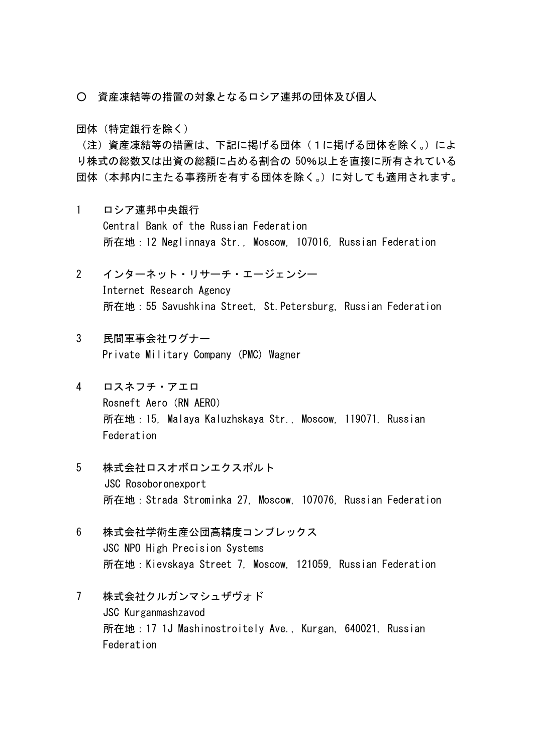○　資産凍結等の措置の対象となるロシア連邦の団体及び個人

団体（特定銀行を除く）

（注）資産凍結等の措置は、下記に掲げる団体（１に掲げる団体を除く。）により株式の総数又は出資の総額に占める割合の 50%以上を直接に所有されている団体（本邦内に主たる事務所を有する団体を除く。）に対しても適用されます。

1　ロシア連邦中央銀行
Central Bank of the Russian Federation
所在地：12 Neglinnaya Str., Moscow, 107016, Russian Federation

2　インターネット・リサーチ・エージェンシー
Internet Research Agency
所在地：55 Savushkina Street, St.Petersburg, Russian Federation

3　民間軍事会社ワグナー
Private Military Company (PMC) Wagner

4　ロスネフチ・アエロ
Rosneft Aero（RN AERO）
所在地：15, Malaya Kaluzhskaya Str., Moscow, 119071, Russian Federation

5　株式会社ロスオボロンエクスポルト
JSC Rosoboronexport
所在地：Strada Strominka 27, Moscow, 107076, Russian Federation

6　株式会社学術生産公団高精度コンプレックス
JSC NPO High Precision Systems
所在地：Kievskaya Street 7, Moscow, 121059, Russian Federation

7　株式会社クルガンマシュザヴォド
JSC Kurganmashzavod
所在地：17 1J Mashinostroitely Ave., Kurgan, 640021, Russian Federation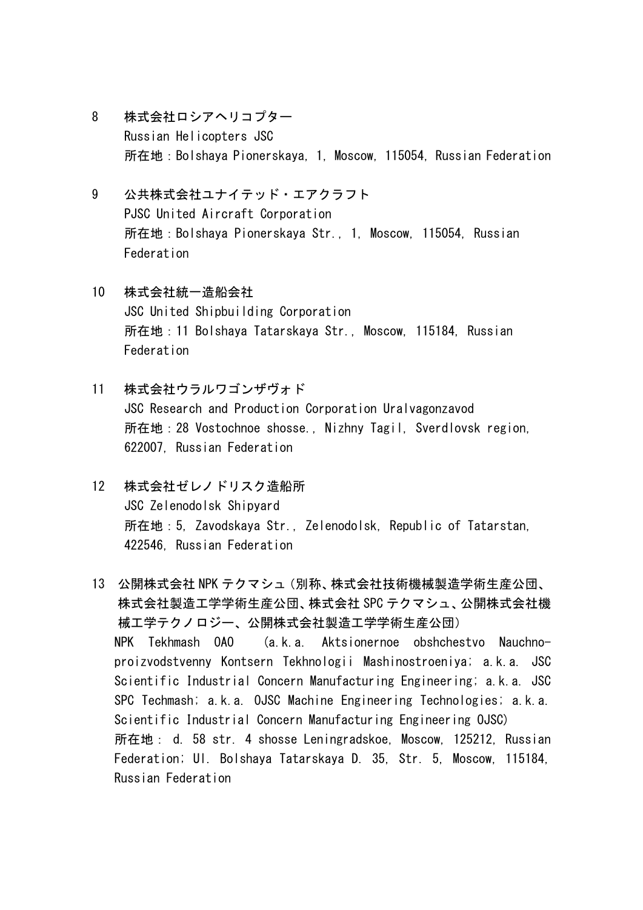8　株式会社ロシアヘリコプター
Russian Helicopters JSC
所在地：Bolshaya Pionerskaya, 1, Moscow, 115054, Russian Federation

9　公共株式会社ユナイテッド・エアクラフト
PJSC United Aircraft Corporation
所在地：Bolshaya Pionerskaya Str., 1, Moscow, 115054, Russian Federation

10　株式会社統一造船会社
JSC United Shipbuilding Corporation
所在地：11 Bolshaya Tatarskaya Str., Moscow, 115184, Russian Federation

11　株式会社ウラルワゴンザヴォド
JSC Research and Production Corporation Uralvagonzavod
所在地：28 Vostochnoe shosse., Nizhny Tagil, Sverdlovsk region, 622007, Russian Federation

12　株式会社ゼレノドリスク造船所
JSC Zelenodolsk Shipyard
所在地：5, Zavodskaya Str., Zelenodolsk, Republic of Tatarstan, 422546, Russian Federation

13　公開株式会社 NPK テクマシュ（別称、株式会社技術機械製造学術生産公団、株式会社製造工学学術生産公団、株式会社 SPC テクマシュ、公開株式会社機械工学テクノロジー、公開株式会社製造工学学術生産公団）
NPK Tekhmash OAO (a.k.a. Aktsionernoe obshchestvo Nauchno-proizvodstvenny Kontsern Tekhnologii Mashinostroeniya; a.k.a. JSC Scientific Industrial Concern Manufacturing Engineering; a.k.a. JSC SPC Techmash; a.k.a. OJSC Machine Engineering Technologies; a.k.a. Scientific Industrial Concern Manufacturing Engineering OJSC)
所在地： d. 58 str. 4 shosse Leningradskoe, Moscow, 125212, Russian Federation; Ul. Bolshaya Tatarskaya D. 35, Str. 5, Moscow, 115184, Russian Federation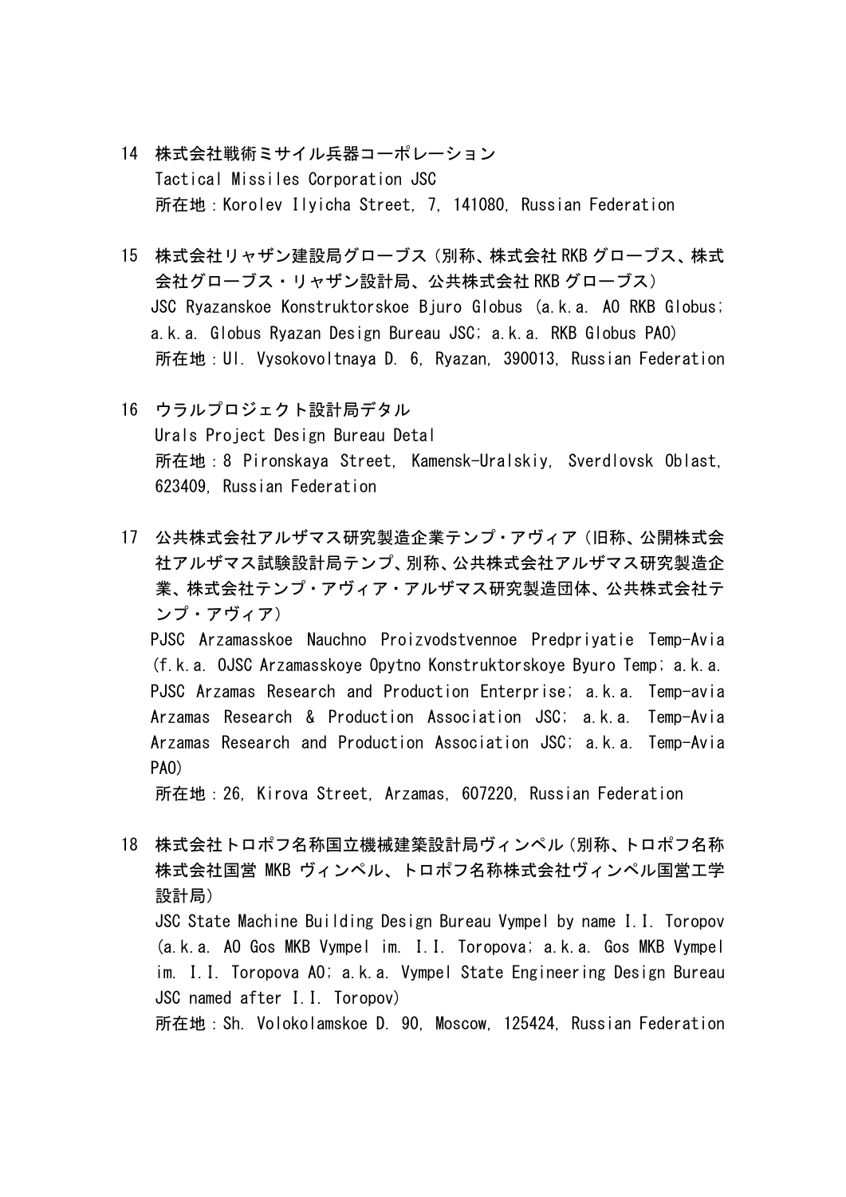14 株式会社戦術ミサイル兵器コーポレーション
Tactical Missiles Corporation JSC
所在地：Korolev Ilyicha Street, 7, 141080, Russian Federation

15 株式会社リャザン建設局グローブス（別称、株式会社 RKB グローブス、株式会社グローブス・リャザン設計局、公共株式会社 RKB グローブス）
JSC Ryazanskoe Konstruktorskoe Bjuro Globus (a.k.a. AO RKB Globus; a.k.a. Globus Ryazan Design Bureau JSC; a.k.a. RKB Globus PAO)
所在地：Ul. Vysokovoltnaya D. 6, Ryazan, 390013, Russian Federation

16 ウラルプロジェクト設計局デタル
Urals Project Design Bureau Detal
所在地：8 Pironskaya Street, Kamensk-Uralskiy, Sverdlovsk Oblast, 623409, Russian Federation

17 公共株式会社アルザマス研究製造企業テンプ・アヴィア（旧称、公開株式会社アルザマス試験設計局テンプ、別称、公共株式会社アルザマス研究製造企業、株式会社テンプ・アヴィア・アルザマス研究製造団体、公共株式会社テンプ・アヴィア）
PJSC Arzamasskoe Nauchno Proizvodstvennoe Predpriyatie Temp-Avia (f.k.a. OJSC Arzamasskoye Opytno Konstruktorskoye Byuro Temp; a.k.a. PJSC Arzamas Research and Production Enterprise; a.k.a. Temp-avia Arzamas Research & Production Association JSC; a.k.a. Temp-Avia Arzamas Research and Production Association JSC; a.k.a. Temp-Avia PAO)
所在地：26, Kirova Street, Arzamas, 607220, Russian Federation

18 株式会社トロポフ名称国立機械建築設計局ヴィンペル（別称、トロポフ名称株式会社国営 MKB ヴィンペル、トロポフ名称株式会社ヴィンペル国営工学設計局）
JSC State Machine Building Design Bureau Vympel by name I.I. Toropov (a.k.a. AO Gos MKB Vympel im. I.I. Toropova; a.k.a. Gos MKB Vympel im. I.I. Toropova AO; a.k.a. Vympel State Engineering Design Bureau JSC named after I.I. Toropov)
所在地：Sh. Volokolamskoe D. 90, Moscow, 125424, Russian Federation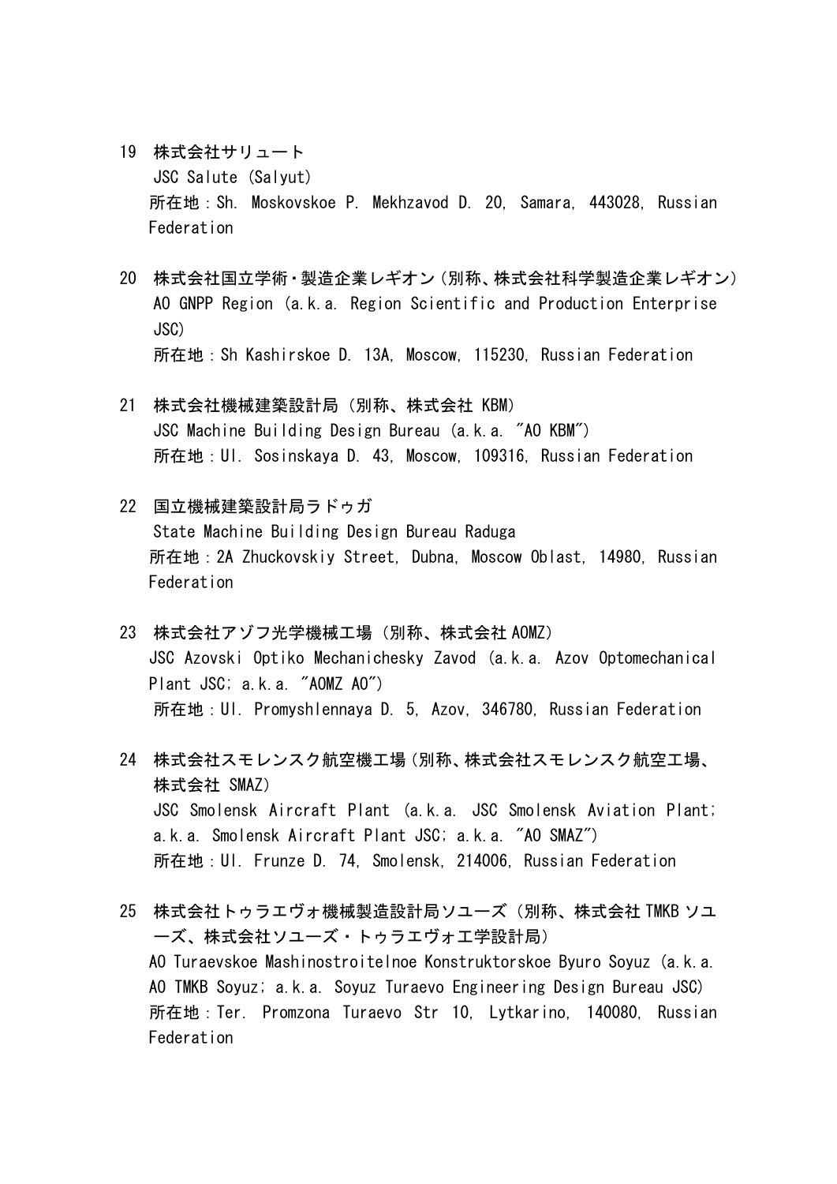19 株式会社サリュート
JSC Salute (Salyut)
所在地：Sh. Moskovskoe P. Mekhzavod D. 20, Samara, 443028, Russian Federation

20 株式会社国立学術・製造企業レギオン（別称、株式会社科学製造企業レギオン）
AO GNPP Region (a.k.a. Region Scientific and Production Enterprise JSC)
所在地：Sh Kashirskoe D. 13A, Moscow, 115230, Russian Federation

21 株式会社機械建築設計局（別称、株式会社 KBM）
JSC Machine Building Design Bureau (a.k.a. "AO KBM")
所在地：Ul. Sosinskaya D. 43, Moscow, 109316, Russian Federation

22 国立機械建築設計局ラドゥガ
State Machine Building Design Bureau Raduga
所在地：2A Zhuckovskiy Street, Dubna, Moscow Oblast, 14980, Russian Federation

23 株式会社アゾフ光学機械工場（別称、株式会社 AOMZ）
JSC Azovski Optiko Mechanichesky Zavod (a.k.a. Azov Optomechanical Plant JSC; a.k.a. "AOMZ AO")
所在地：Ul. Promyshlennaya D. 5, Azov, 346780, Russian Federation

24 株式会社スモレンスク航空機工場（別称、株式会社スモレンスク航空工場、株式会社 SMAZ）
JSC Smolensk Aircraft Plant (a.k.a. JSC Smolensk Aviation Plant; a.k.a. Smolensk Aircraft Plant JSC; a.k.a. "AO SMAZ")
所在地：Ul. Frunze D. 74, Smolensk, 214006, Russian Federation

25 株式会社トゥラエヴォ機械製造設計局ソユーズ（別称、株式会社 TMKB ソユーズ、株式会社ソユーズ・トゥラエヴォ工学設計局）
AO Turaevskoe Mashinostroitelnoe Konstruktorskoe Byuro Soyuz (a.k.a. AO TMKB Soyuz; a.k.a. Soyuz Turaevo Engineering Design Bureau JSC)
所在地：Ter. Promzona Turaevo Str 10, Lytkarino, 140080, Russian Federation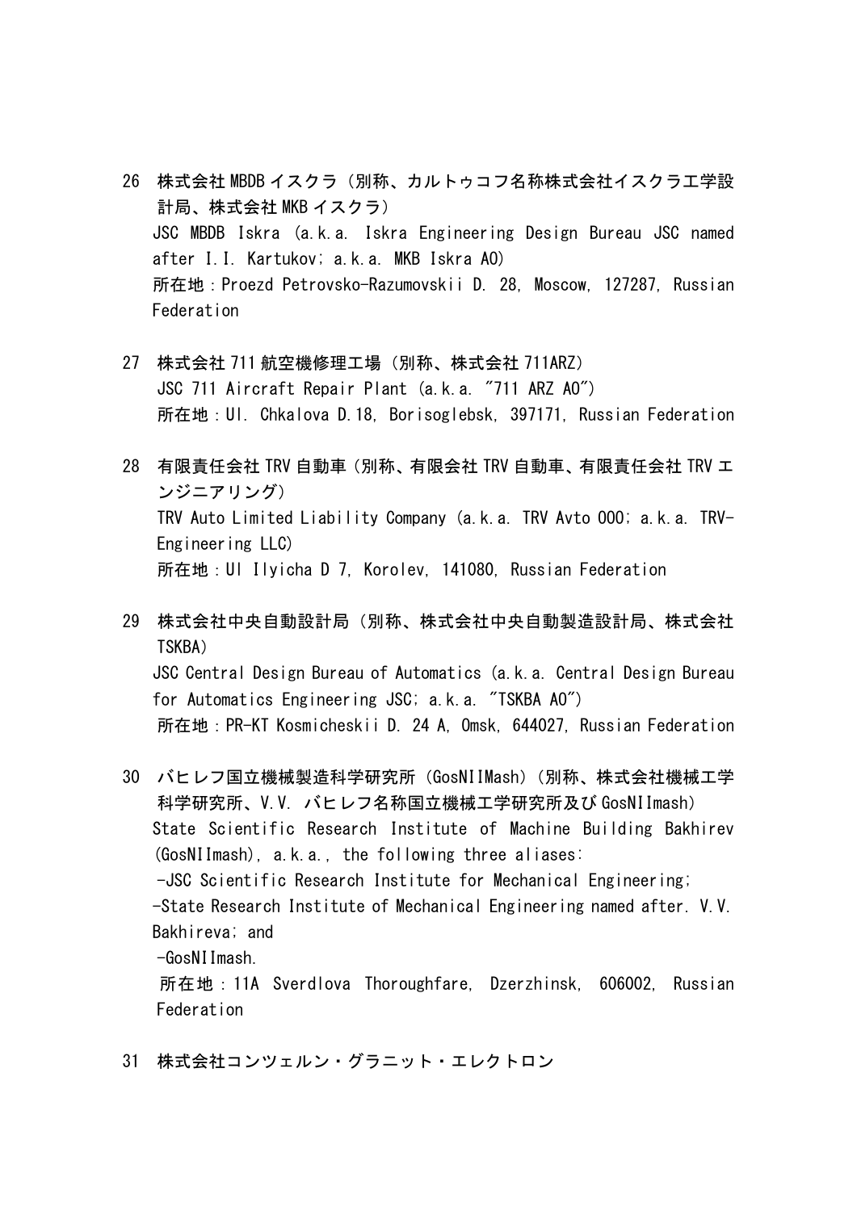26　株式会社 MBDB イスクラ（別称、カルトゥコフ名称株式会社イスクラ工学設計局、株式会社 MKB イスクラ）
JSC MBDB Iskra (a.k.a. Iskra Engineering Design Bureau JSC named after I.I. Kartukov; a.k.a. MKB Iskra AO)
所在地：Proezd Petrovsko-Razumovskii D. 28, Moscow, 127287, Russian Federation

27　株式会社 711 航空機修理工場（別称、株式会社 711ARZ）
JSC 711 Aircraft Repair Plant (a.k.a. "711 ARZ AO")
所在地：Ul. Chkalova D.18, Borisoglebsk, 397171, Russian Federation

28　有限責任会社 TRV 自動車（別称、有限会社 TRV 自動車、有限責任会社 TRV エンジニアリング）
TRV Auto Limited Liability Company (a.k.a. TRV Avto OOO; a.k.a. TRV-Engineering LLC)
所在地：Ul Ilyicha D 7, Korolev, 141080, Russian Federation

29　株式会社中央自動設計局（別称、株式会社中央自動製造設計局、株式会社 TSKBA）
JSC Central Design Bureau of Automatics (a.k.a. Central Design Bureau for Automatics Engineering JSC; a.k.a. "TSKBA AO")
所在地：PR-KT Kosmicheskii D. 24 A, Omsk, 644027, Russian Federation

30　バヒレフ国立機械製造科学研究所（GosNIIMash）（別称、株式会社機械工学科学研究所、V.V. バヒレフ名称国立機械工学研究所及び GosNIImash）
State Scientific Research Institute of Machine Building Bakhirev (GosNIImash), a.k.a., the following three aliases:
-JSC Scientific Research Institute for Mechanical Engineering;
-State Research Institute of Mechanical Engineering named after. V.V. Bakhireva; and
-GosNIImash.
所在地：11A Sverdlova Thoroughfare, Dzerzhinsk, 606002, Russian Federation

31　株式会社コンツェルン・グラニット・エレクトロン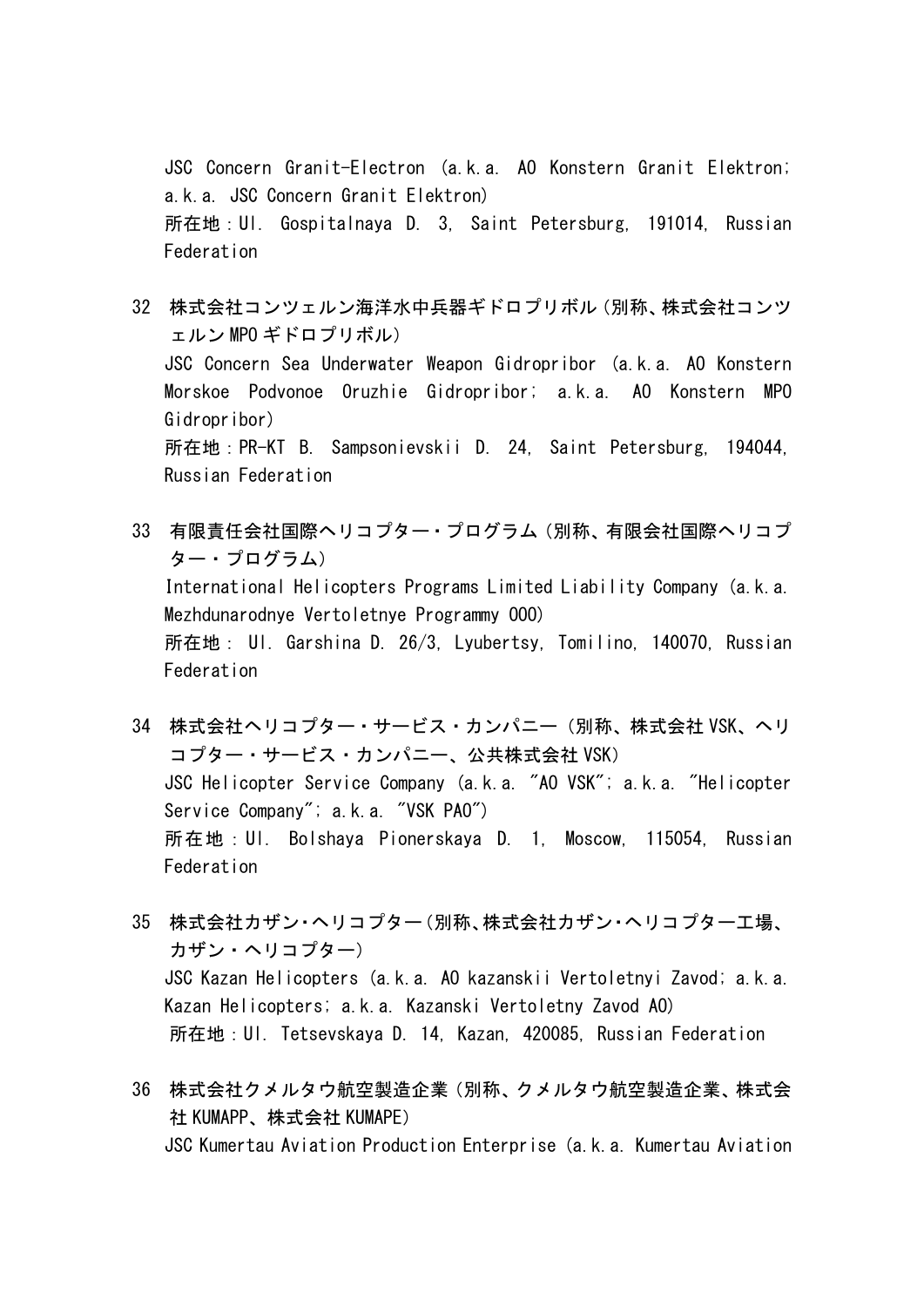JSC Concern Granit-Electron (a.k.a. AO Konstern Granit Elektron; a.k.a. JSC Concern Granit Elektron)
所在地：Ul. Gospitalnaya D. 3, Saint Petersburg, 191014, Russian Federation

32 株式会社コンツェルン海洋水中兵器ギドロプリボル（別称、株式会社コンツェルンMPOギドロプリボル）
JSC Concern Sea Underwater Weapon Gidropribor (a.k.a. AO Konstern Morskoe Podvonoe Oruzhie Gidropribor; a.k.a. AO Konstern MPO Gidropribor)
所在地：PR-KT B. Sampsonievskii D. 24, Saint Petersburg, 194044, Russian Federation

33 有限責任会社国際ヘリコプター・プログラム（別称、有限会社国際ヘリコプター・プログラム）
International Helicopters Programs Limited Liability Company (a.k.a. Mezhdunarodnye Vertoletnye Programmy OOO)
所在地： Ul. Garshina D. 26/3, Lyubertsy, Tomilino, 140070, Russian Federation

34 株式会社ヘリコプター・サービス・カンパニー（別称、株式会社VSK、ヘリコプター・サービス・カンパニー、公共株式会社VSK）
JSC Helicopter Service Company (a.k.a. "AO VSK"; a.k.a. "Helicopter Service Company"; a.k.a. "VSK PAO")
所在地：Ul. Bolshaya Pionerskaya D. 1, Moscow, 115054, Russian Federation

35 株式会社カザン・ヘリコプター（別称、株式会社カザン・ヘリコプター工場、カザン・ヘリコプター）
JSC Kazan Helicopters (a.k.a. AO kazanskii Vertoletnyi Zavod; a.k.a. Kazan Helicopters; a.k.a. Kazanski Vertoletny Zavod AO)
所在地：Ul. Tetsevskaya D. 14, Kazan, 420085, Russian Federation

36 株式会社クメルタウ航空製造企業（別称、クメルタウ航空製造企業、株式会社KUMAPP、株式会社KUMAPE）
JSC Kumertau Aviation Production Enterprise (a.k.a. Kumertau Aviation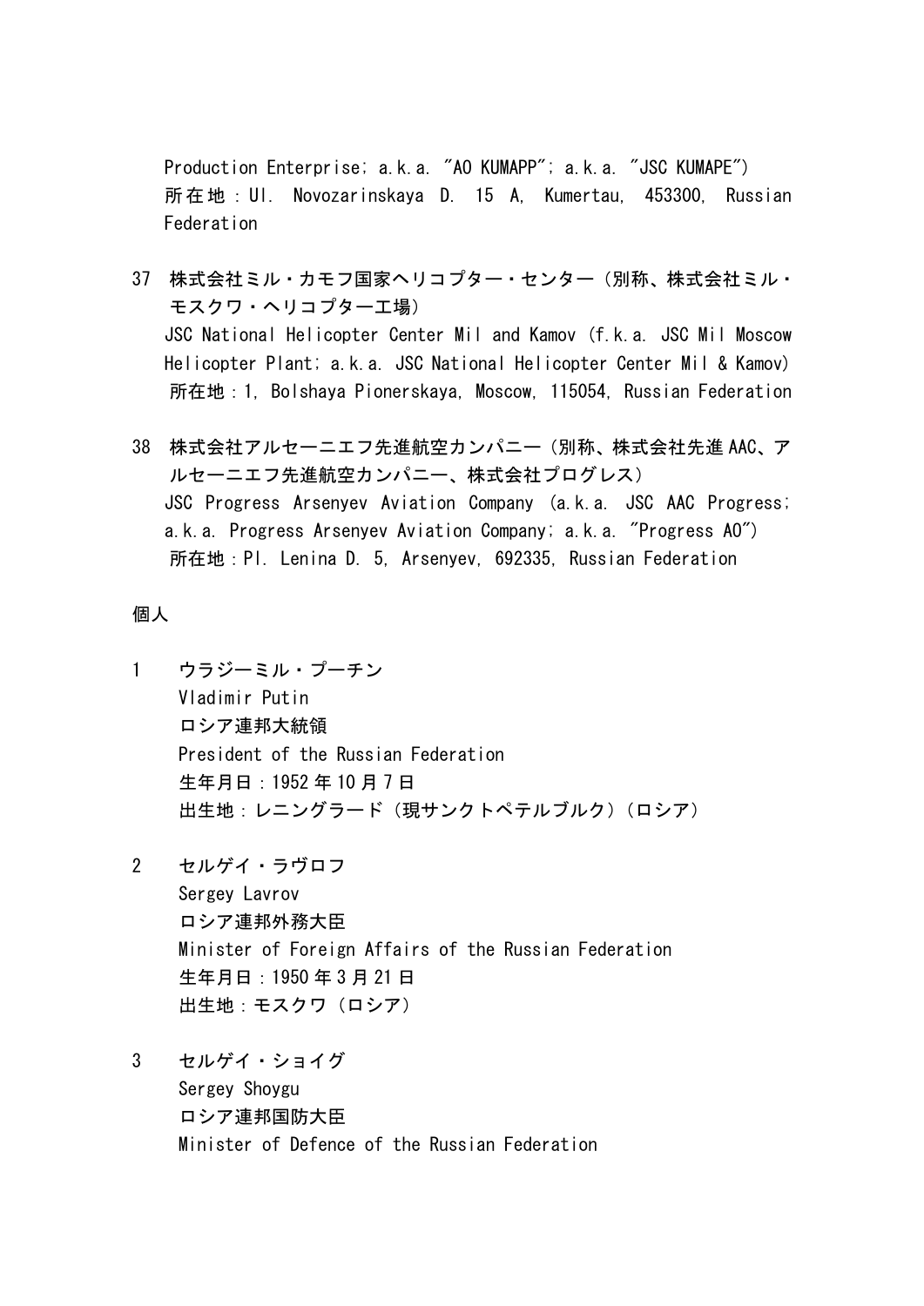Production Enterprise; a.k.a. "AO KUMAPP"; a.k.a. "JSC KUMAPE")
所在地：Ul. Novozarinskaya D. 15 A, Kumertau, 453300, Russian Federation

37 株式会社ミル・カモフ国家ヘリコプター・センター（別称、株式会社ミル・モスクワ・ヘリコプター工場）
JSC National Helicopter Center Mil and Kamov (f.k.a. JSC Mil Moscow Helicopter Plant; a.k.a. JSC National Helicopter Center Mil & Kamov)
所在地：1, Bolshaya Pionerskaya, Moscow, 115054, Russian Federation

38 株式会社アルセーニエフ先進航空カンパニー（別称、株式会社先進AAC、アルセーニエフ先進航空カンパニー、株式会社プログレス）
JSC Progress Arsenyev Aviation Company (a.k.a. JSC AAC Progress; a.k.a. Progress Arsenyev Aviation Company; a.k.a. "Progress AO")
所在地：Pl. Lenina D. 5, Arsenyev, 692335, Russian Federation

個人

1 ウラジーミル・プーチン
Vladimir Putin
ロシア連邦大統領
President of the Russian Federation
生年月日：1952年10月7日
出生地：レニングラード（現サンクトペテルブルク）（ロシア）

2 セルゲイ・ラヴロフ
Sergey Lavrov
ロシア連邦外務大臣
Minister of Foreign Affairs of the Russian Federation
生年月日：1950年3月21日
出生地：モスクワ（ロシア）

3 セルゲイ・ショイグ
Sergey Shoygu
ロシア連邦国防大臣
Minister of Defence of the Russian Federation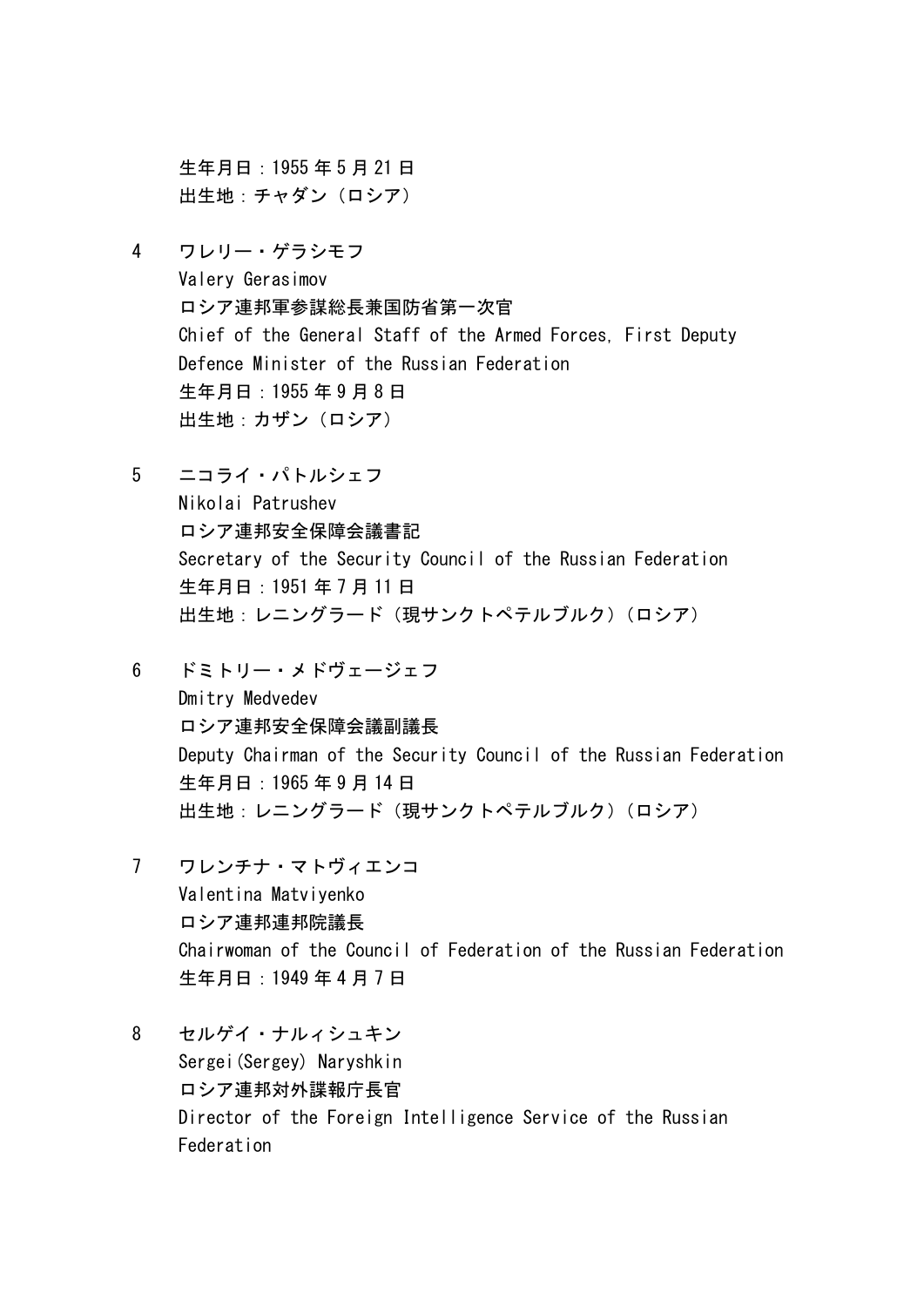生年月日：1955 年 5 月 21 日
出生地：チャダン（ロシア）

4　ワレリー・ゲラシモフ
Valery Gerasimov
ロシア連邦軍参謀総長兼国防省第一次官
Chief of the General Staff of the Armed Forces, First Deputy Defence Minister of the Russian Federation
生年月日：1955 年 9 月 8 日
出生地：カザン（ロシア）

5　ニコライ・パトルシェフ
Nikolai Patrushev
ロシア連邦安全保障会議書記
Secretary of the Security Council of the Russian Federation
生年月日：1951 年 7 月 11 日
出生地：レニングラード（現サンクトペテルブルク）（ロシア）

6　ドミトリー・メドヴェージェフ
Dmitry Medvedev
ロシア連邦安全保障会議副議長
Deputy Chairman of the Security Council of the Russian Federation
生年月日：1965 年 9 月 14 日
出生地：レニングラード（現サンクトペテルブルク）（ロシア）

7　ワレンチナ・マトヴィエンコ
Valentina Matviyenko
ロシア連邦連邦院議長
Chairwoman of the Council of Federation of the Russian Federation
生年月日：1949 年 4 月 7 日

8　セルゲイ・ナルィシュキン
Sergei(Sergey) Naryshkin
ロシア連邦対外諜報庁長官
Director of the Foreign Intelligence Service of the Russian Federation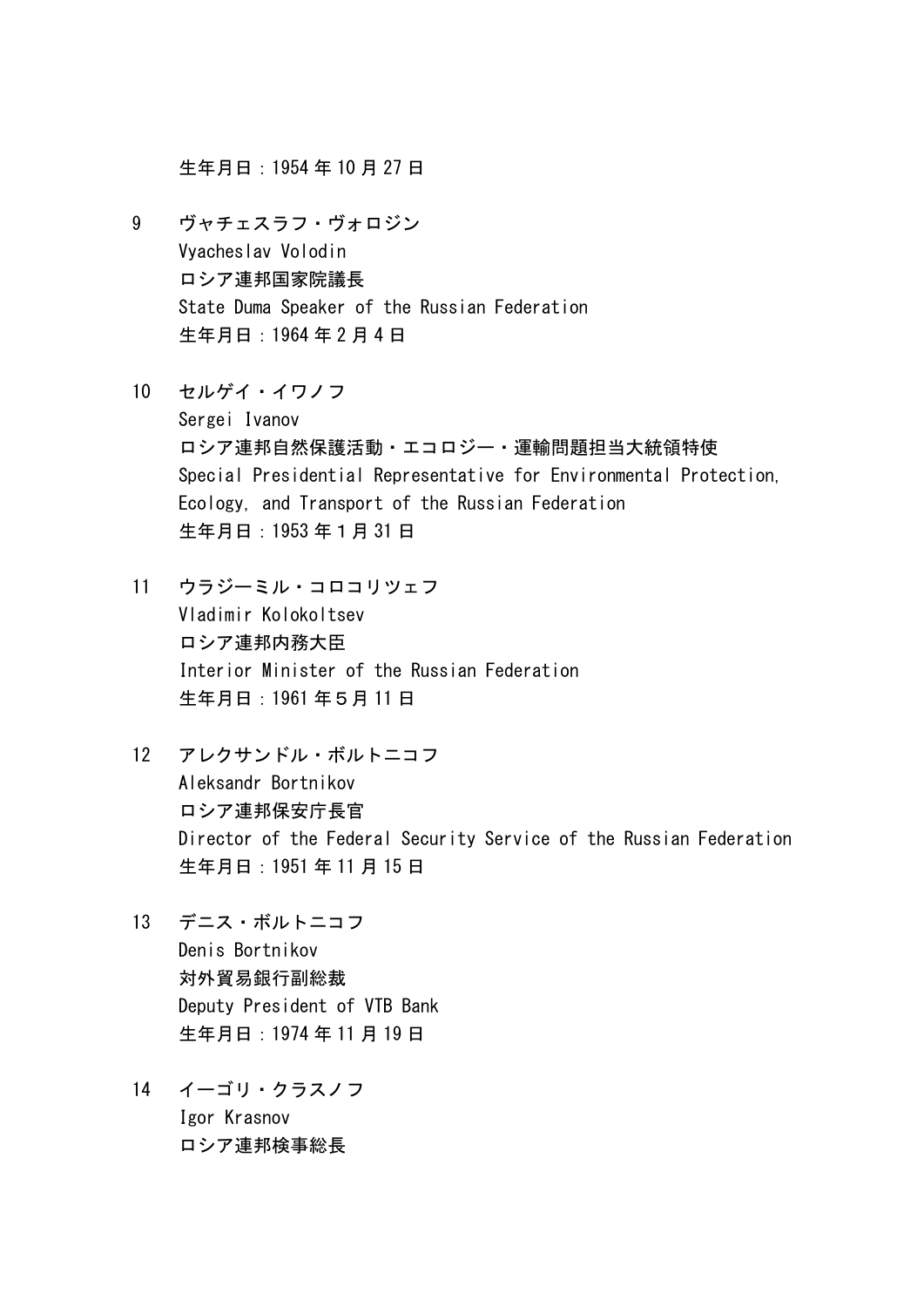生年月日：1954 年 10 月 27 日

9　ヴャチェスラフ・ヴォロジン
Vyacheslav Volodin
ロシア連邦国家院議長
State Duma Speaker of the Russian Federation
生年月日：1964 年 2 月 4 日

10　セルゲイ・イワノフ
Sergei Ivanov
ロシア連邦自然保護活動・エコロジー・運輸問題担当大統領特使
Special Presidential Representative for Environmental Protection, Ecology, and Transport of the Russian Federation
生年月日：1953 年 1 月 31 日

11　ウラジーミル・コロコリツェフ
Vladimir Kolokoltsev
ロシア連邦内務大臣
Interior Minister of the Russian Federation
生年月日：1961 年５月 11 日

12　アレクサンドル・ボルトニコフ
Aleksandr Bortnikov
ロシア連邦保安庁長官
Director of the Federal Security Service of the Russian Federation
生年月日：1951 年 11 月 15 日

13　デニス・ボルトニコフ
Denis Bortnikov
対外貿易銀行副総裁
Deputy President of VTB Bank
生年月日：1974 年 11 月 19 日

14　イーゴリ・クラスノフ
Igor Krasnov
ロシア連邦検事総長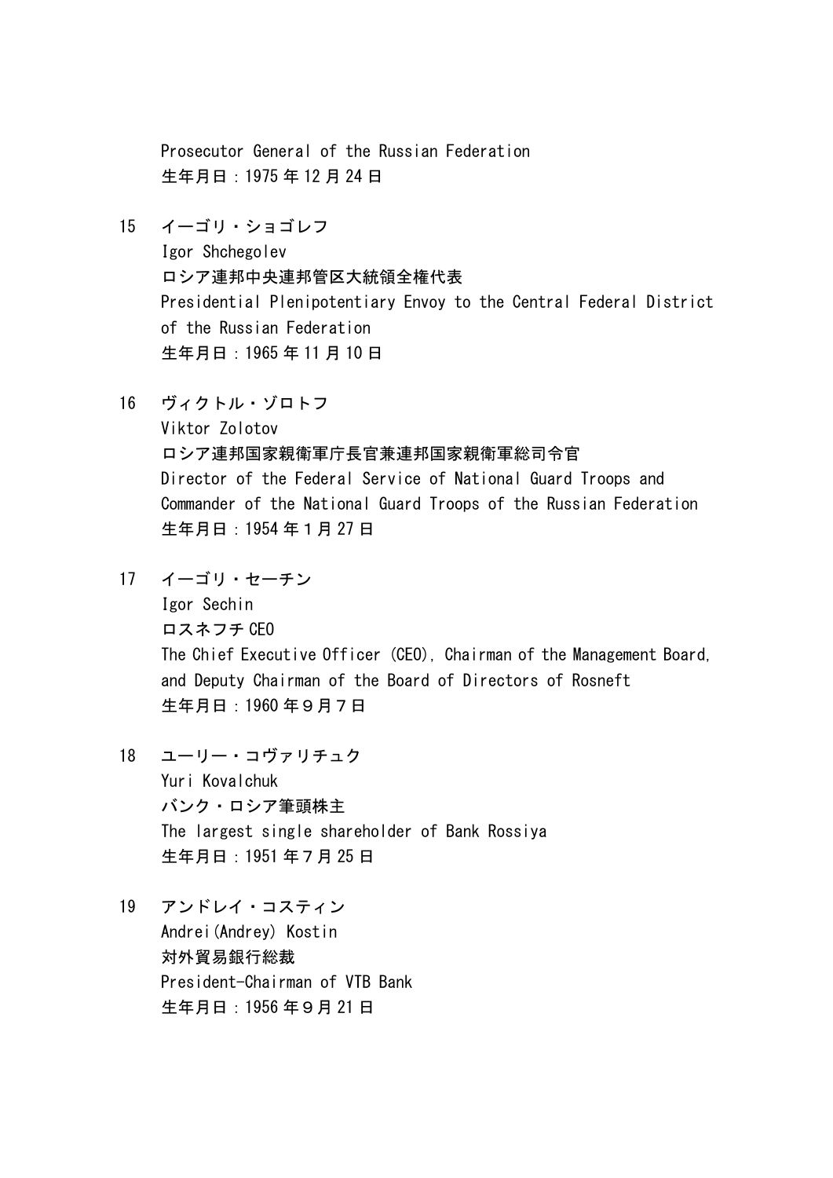Prosecutor General of the Russian Federation
生年月日：1975 年 12 月 24 日

15　イーゴリ・ショゴレフ
Igor Shchegolev
ロシア連邦中央連邦管区大統領全権代表
Presidential Plenipotentiary Envoy to the Central Federal District of the Russian Federation
生年月日：1965 年 11 月 10 日

16　ヴィクトル・ゾロトフ
Viktor Zolotov
ロシア連邦国家親衛軍庁長官兼連邦国家親衛軍総司令官
Director of the Federal Service of National Guard Troops and Commander of the National Guard Troops of the Russian Federation
生年月日：1954 年１月 27 日

17　イーゴリ・セーチン
Igor Sechin
ロスネフチ CEO
The Chief Executive Officer (CEO), Chairman of the Management Board, and Deputy Chairman of the Board of Directors of Rosneft
生年月日：1960 年９月７日

18　ユーリー・コヴァリチュク
Yuri Kovalchuk
バンク・ロシア筆頭株主
The largest single shareholder of Bank Rossiya
生年月日：1951 年７月 25 日

19　アンドレイ・コスティン
Andrei(Andrey) Kostin
対外貿易銀行総裁
President-Chairman of VTB Bank
生年月日：1956 年９月 21 日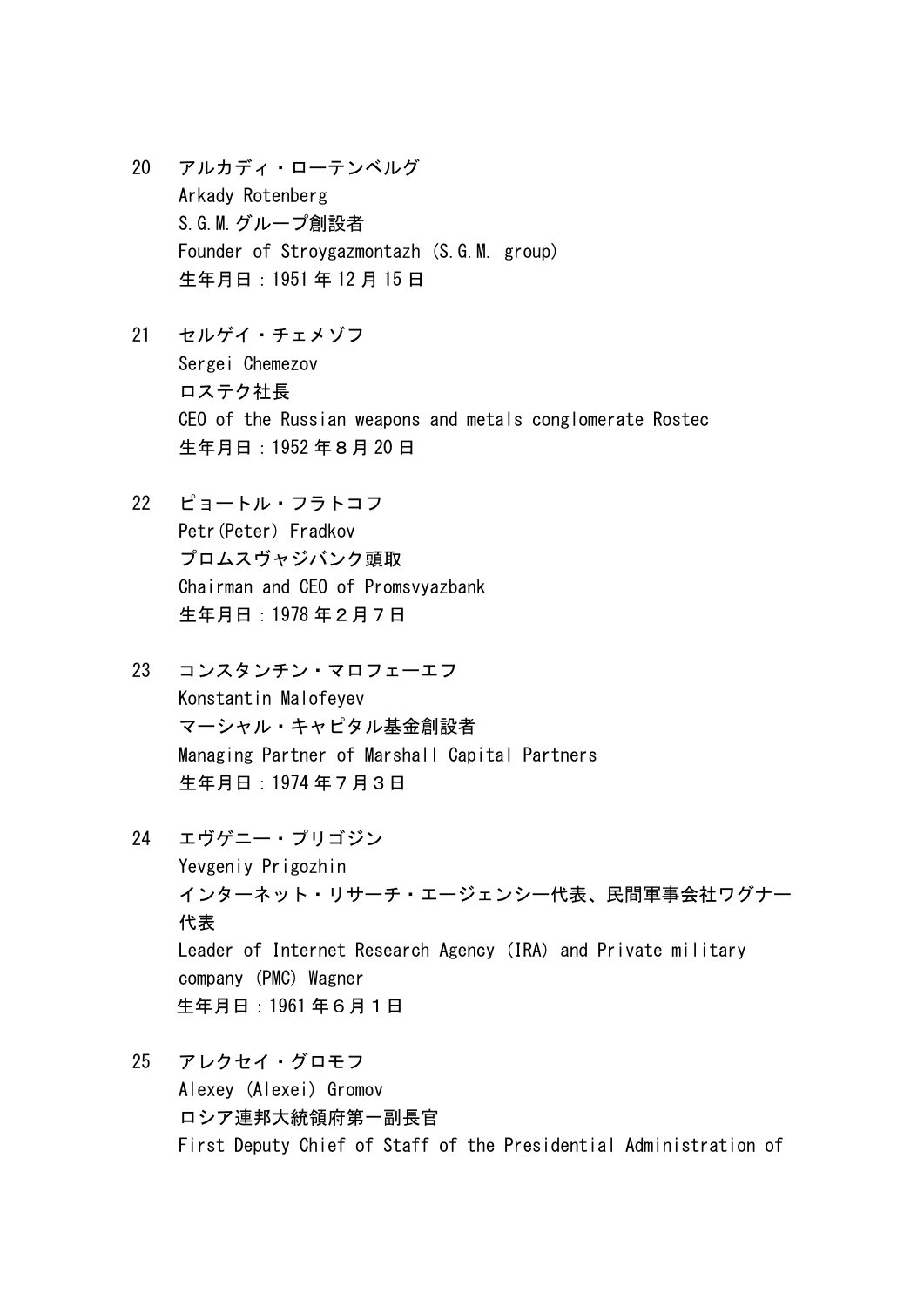20　アルカディ・ローテンベルグ
Arkady Rotenberg
S.G.M.グループ創設者
Founder of Stroygazmontazh (S.G.M. group)
生年月日：1951 年 12 月 15 日

21　セルゲイ・チェメゾフ
Sergei Chemezov
ロステク社長
CEO of the Russian weapons and metals conglomerate Rostec
生年月日：1952 年８月 20 日

22　ピョートル・フラトコフ
Petr(Peter) Fradkov
プロムスヴャジバンク頭取
Chairman and CEO of Promsvyazbank
生年月日：1978 年２月７日

23　コンスタンチン・マロフェーエフ
Konstantin Malofeyev
マーシャル・キャピタル基金創設者
Managing Partner of Marshall Capital Partners
生年月日：1974 年７月３日

24　エヴゲニー・プリゴジン
Yevgeniy Prigozhin
インターネット・リサーチ・エージェンシー代表、民間軍事会社ワグナー代表
Leader of Internet Research Agency (IRA) and Private military company (PMC) Wagner
生年月日：1961 年６月１日

25　アレクセイ・グロモフ
Alexey (Alexei) Gromov
ロシア連邦大統領府第一副長官
First Deputy Chief of Staff of the Presidential Administration of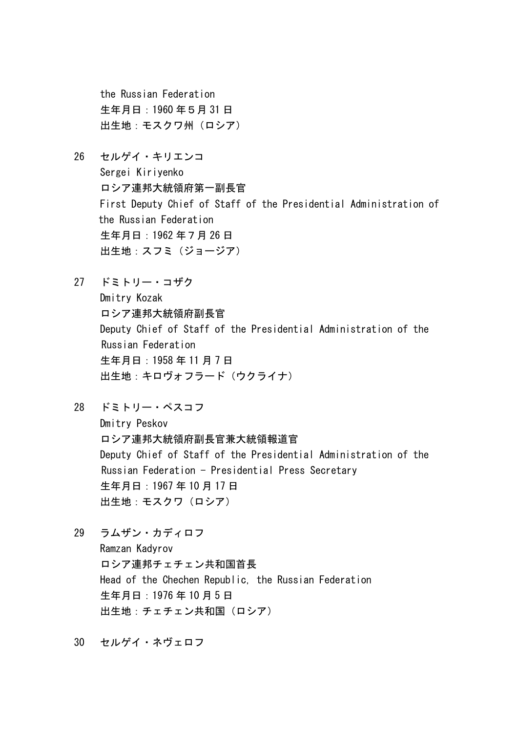the Russian Federation
生年月日：1960 年５月 31 日
出生地：モスクワ州（ロシア）

26　セルゲイ・キリエンコ
Sergei Kiriyenko
ロシア連邦大統領府第一副長官
First Deputy Chief of Staff of the Presidential Administration of the Russian Federation
生年月日：1962 年７月 26 日
出生地：スフミ（ジョージア）

27　ドミトリー・コザク
Dmitry Kozak
ロシア連邦大統領府副長官
Deputy Chief of Staff of the Presidential Administration of the Russian Federation
生年月日：1958 年 11 月７日
出生地：キロヴォフラード（ウクライナ）

28　ドミトリー・ペスコフ
Dmitry Peskov
ロシア連邦大統領府副長官兼大統領報道官
Deputy Chief of Staff of the Presidential Administration of the Russian Federation - Presidential Press Secretary
生年月日：1967 年 10 月 17 日
出生地：モスクワ（ロシア）

29　ラムザン・カディロフ
Ramzan Kadyrov
ロシア連邦チェチェン共和国首長
Head of the Chechen Republic, the Russian Federation
生年月日：1976 年 10 月５日
出生地：チェチェン共和国（ロシア）

30　セルゲイ・ネヴェロフ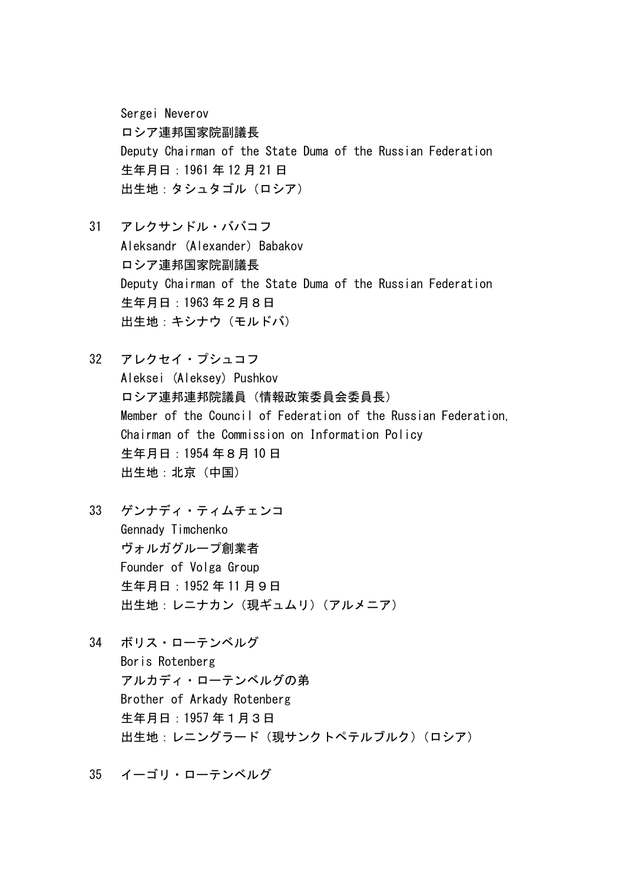Sergei Neverov
ロシア連邦国家院副議長
Deputy Chairman of the State Duma of the Russian Federation
生年月日：1961 年 12 月 21 日
出生地：タシュタゴル（ロシア）

31　アレクサンドル・ババコフ
Aleksandr (Alexander) Babakov
ロシア連邦国家院副議長
Deputy Chairman of the State Duma of the Russian Federation
生年月日：1963 年２月８日
出生地：キシナウ（モルドバ）

32　アレクセイ・プシュコフ
Aleksei (Aleksey) Pushkov
ロシア連邦連邦院議員（情報政策委員会委員長）
Member of the Council of Federation of the Russian Federation, Chairman of the Commission on Information Policy
生年月日：1954 年８月 10 日
出生地：北京（中国）

33　ゲンナディ・ティムチェンコ
Gennady Timchenko
ヴォルガグループ創業者
Founder of Volga Group
生年月日：1952 年 11 月９日
出生地：レニナカン（現ギュムリ）（アルメニア）

34　ボリス・ローテンベルグ
Boris Rotenberg
アルカディ・ローテンベルグの弟
Brother of Arkady Rotenberg
生年月日：1957 年１月３日
出生地：レニングラード（現サンクトペテルブルク）（ロシア）

35　イーゴリ・ローテンベルグ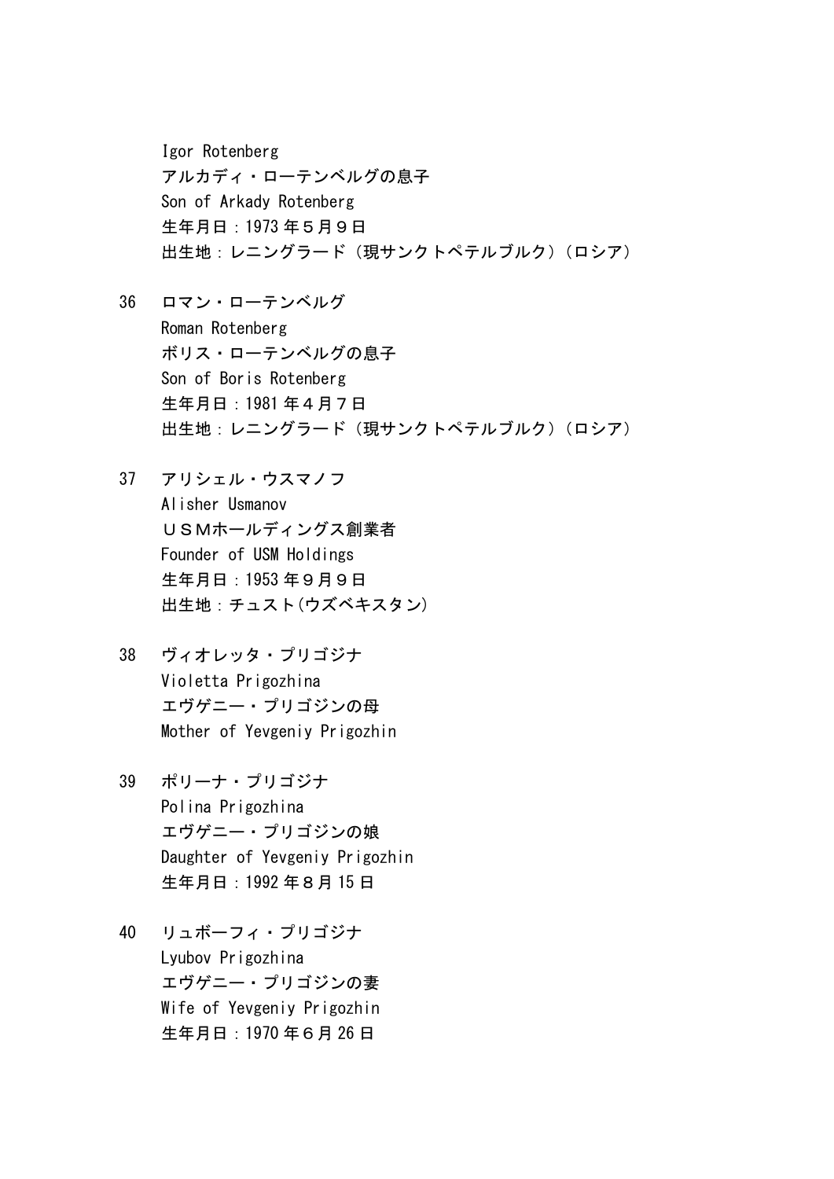Igor Rotenberg
アルカディ・ローテンベルグの息子
Son of Arkady Rotenberg
生年月日：1973 年５月９日
出生地：レニングラード（現サンクトペテルブルク）（ロシア）

36 ロマン・ローテンベルグ
Roman Rotenberg
ボリス・ローテンベルグの息子
Son of Boris Rotenberg
生年月日：1981 年４月７日
出生地：レニングラード（現サンクトペテルブルク）（ロシア）

37 アリシェル・ウスマノフ
Alisher Usmanov
ＵＳＭホールディングス創業者
Founder of USM Holdings
生年月日：1953 年９月９日
出生地：チュスト(ウズベキスタン)

38 ヴィオレッタ・プリゴジナ
Violetta Prigozhina
エヴゲニー・プリゴジンの母
Mother of Yevgeniy Prigozhin

39 ポリーナ・プリゴジナ
Polina Prigozhina
エヴゲニー・プリゴジンの娘
Daughter of Yevgeniy Prigozhin
生年月日：1992 年８月 15 日

40 リュボーフィ・プリゴジナ
Lyubov Prigozhina
エヴゲニー・プリゴジンの妻
Wife of Yevgeniy Prigozhin
生年月日：1970 年６月 26 日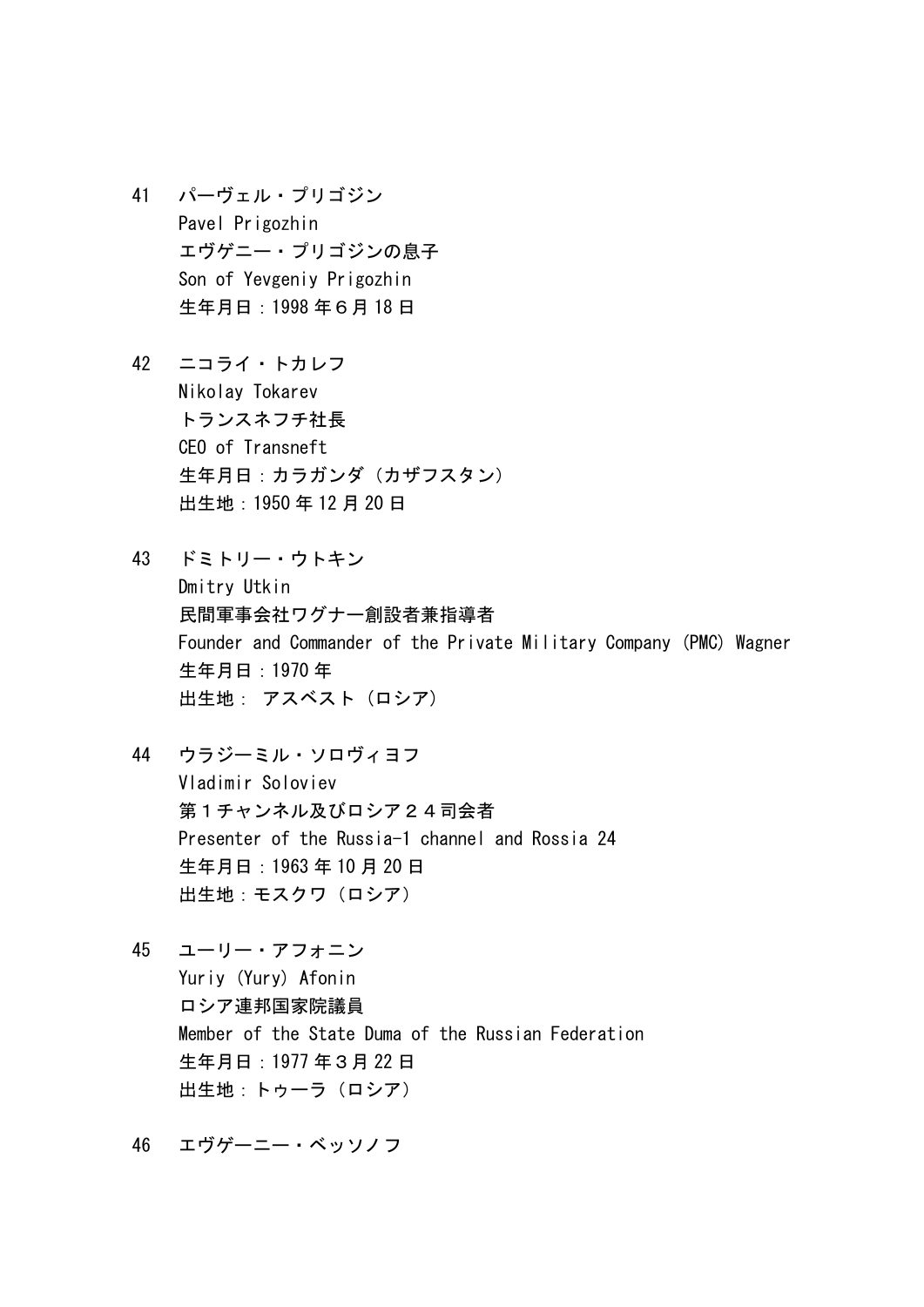41　パーヴェル・プリゴジン
Pavel Prigozhin
エヴゲニー・プリゴジンの息子
Son of Yevgeniy Prigozhin
生年月日：1998 年６月 18 日

42　ニコライ・トカレフ
Nikolay Tokarev
トランスネフチ社長
CEO of Transneft
生年月日：カラガンダ（カザフスタン）
出生地：1950 年 12 月 20 日

43　ドミトリー・ウトキン
Dmitry Utkin
民間軍事会社ワグナー創設者兼指導者
Founder and Commander of the Private Military Company (PMC) Wagner
生年月日：1970 年
出生地： アスベスト（ロシア）

44　ウラジーミル・ソロヴィヨフ
Vladimir Soloviev
第１チャンネル及びロシア２４司会者
Presenter of the Russia-1 channel and Rossia 24
生年月日：1963 年 10 月 20 日
出生地：モスクワ（ロシア）

45　ユーリー・アフォニン
Yuriy (Yury) Afonin
ロシア連邦国家院議員
Member of the State Duma of the Russian Federation
生年月日：1977 年３月 22 日
出生地：トゥーラ（ロシア）

46　エヴゲーニー・ベッソノフ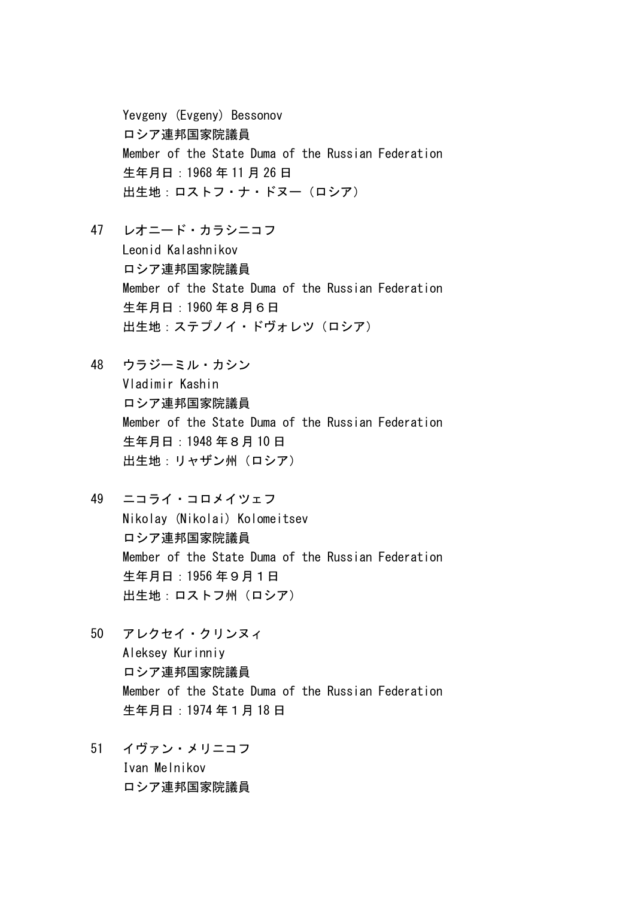Yevgeny (Evgeny) Bessonov
ロシア連邦国家院議員
Member of the State Duma of the Russian Federation
生年月日：1968 年 11 月 26 日
出生地：ロストフ・ナ・ドヌー（ロシア）

47　レオニード・カラシニコフ
Leonid Kalashnikov
ロシア連邦国家院議員
Member of the State Duma of the Russian Federation
生年月日：1960 年８月６日
出生地：ステプノイ・ドヴォレツ（ロシア）

48　ウラジーミル・カシン
Vladimir Kashin
ロシア連邦国家院議員
Member of the State Duma of the Russian Federation
生年月日：1948 年８月 10 日
出生地：リャザン州（ロシア）

49　ニコライ・コロメイツェフ
Nikolay (Nikolai) Kolomeitsev
ロシア連邦国家院議員
Member of the State Duma of the Russian Federation
生年月日：1956 年９月１日
出生地：ロストフ州（ロシア）

50　アレクセイ・クリンヌィ
Aleksey Kurinniy
ロシア連邦国家院議員
Member of the State Duma of the Russian Federation
生年月日：1974 年１月 18 日

51　イヴァン・メリニコフ
Ivan Melnikov
ロシア連邦国家院議員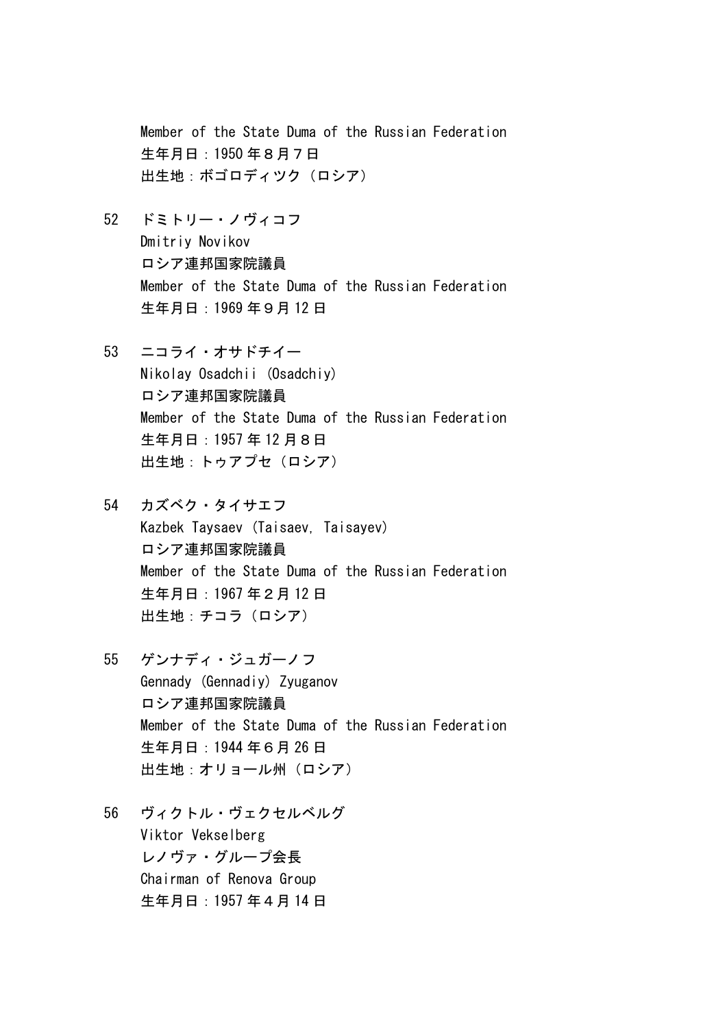Member of the State Duma of the Russian Federation
生年月日：1950 年８月７日
出生地：ボゴロディツク（ロシア）

52　ドミトリー・ノヴィコフ
Dmitriy Novikov
ロシア連邦国家院議員
Member of the State Duma of the Russian Federation
生年月日：1969 年９月 12 日

53　ニコライ・オサドチイー
Nikolay Osadchii (Osadchiy)
ロシア連邦国家院議員
Member of the State Duma of the Russian Federation
生年月日：1957 年 12 月８日
出生地：トゥアプセ（ロシア）

54　カズベク・タイサエフ
Kazbek Taysaev (Taisaev, Taisayev)
ロシア連邦国家院議員
Member of the State Duma of the Russian Federation
生年月日：1967 年２月 12 日
出生地：チコラ（ロシア）

55　ゲンナディ・ジュガーノフ
Gennady (Gennadiy) Zyuganov
ロシア連邦国家院議員
Member of the State Duma of the Russian Federation
生年月日：1944 年６月 26 日
出生地：オリョール州（ロシア）

56　ヴィクトル・ヴェクセルベルグ
Viktor Vekselberg
レノヴァ・グループ会長
Chairman of Renova Group
生年月日：1957 年４月 14 日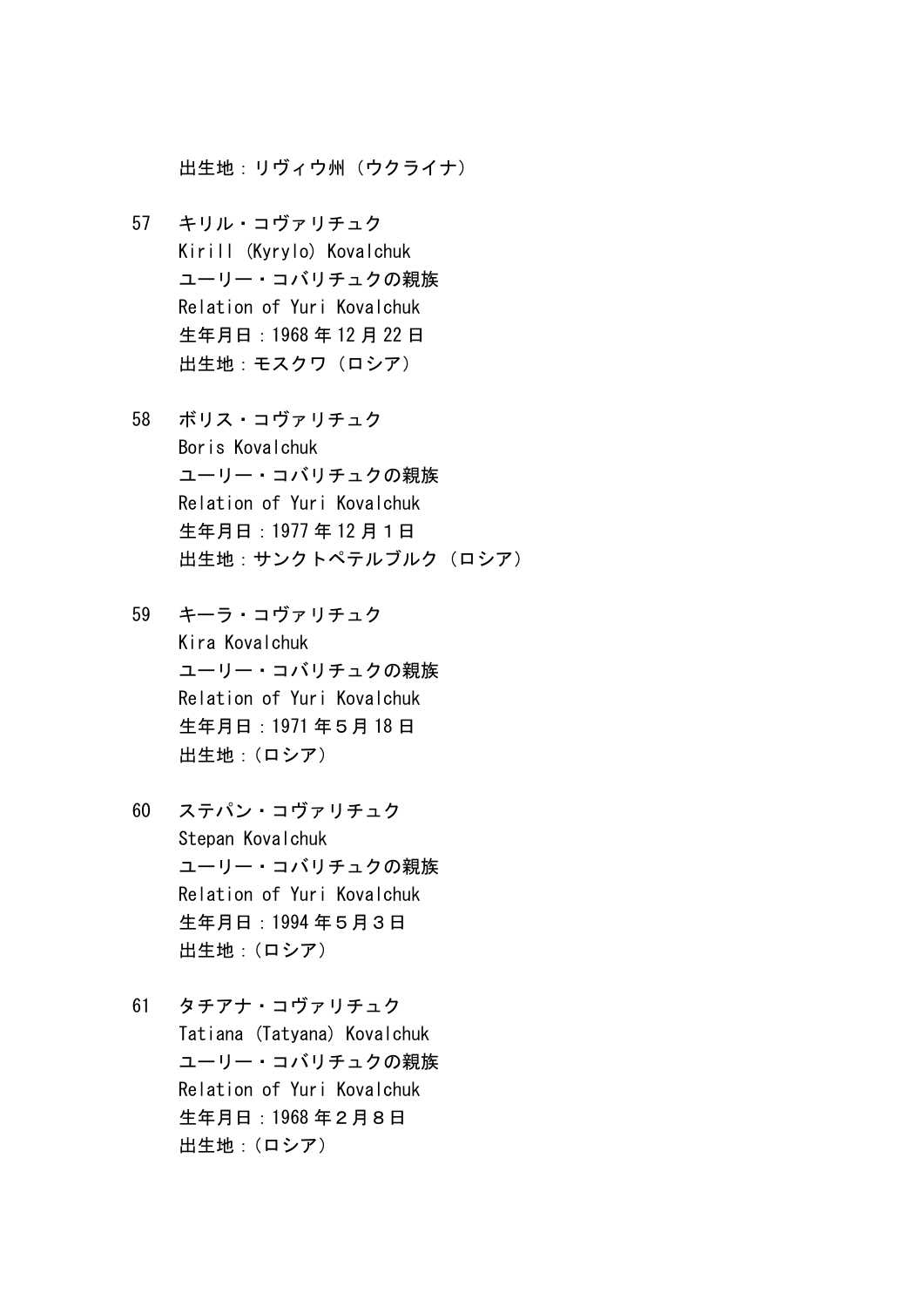出生地：リヴィウ州（ウクライナ）

57 キリル・コヴァリチュク
Kirill (Kyrylo) Kovalchuk
ユーリー・コバリチュクの親族
Relation of Yuri Kovalchuk
生年月日：1968 年 12 月 22 日
出生地：モスクワ（ロシア）

58 ボリス・コヴァリチュク
Boris Kovalchuk
ユーリー・コバリチュクの親族
Relation of Yuri Kovalchuk
生年月日：1977 年 12 月１日
出生地：サンクトペテルブルク（ロシア）

59 キーラ・コヴァリチュク
Kira Kovalchuk
ユーリー・コバリチュクの親族
Relation of Yuri Kovalchuk
生年月日：1971 年５月 18 日
出生地：（ロシア）

60 ステパン・コヴァリチュク
Stepan Kovalchuk
ユーリー・コバリチュクの親族
Relation of Yuri Kovalchuk
生年月日：1994 年５月３日
出生地：（ロシア）

61 タチアナ・コヴァリチュク
Tatiana (Tatyana) Kovalchuk
ユーリー・コバリチュクの親族
Relation of Yuri Kovalchuk
生年月日：1968 年２月８日
出生地：（ロシア）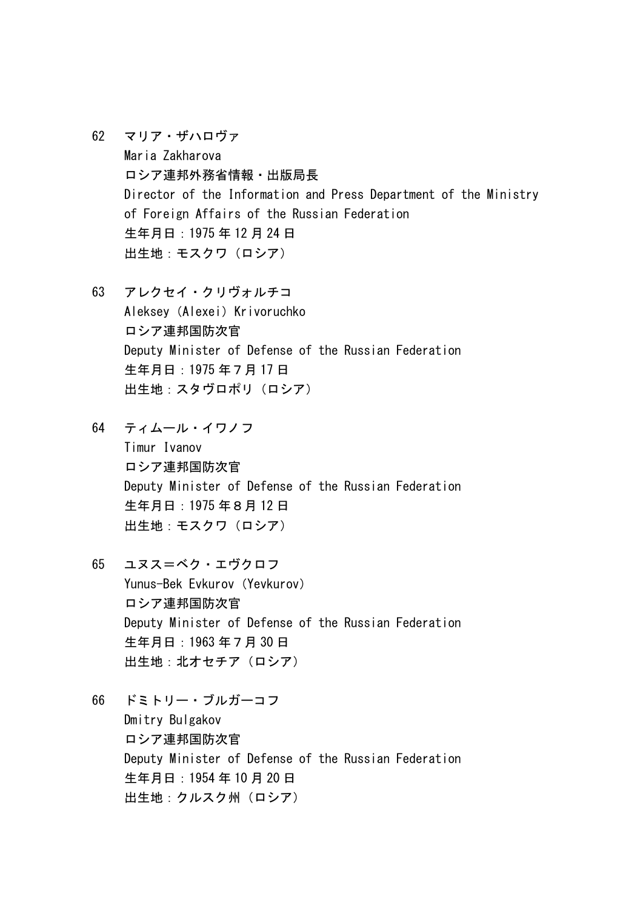62　マリア・ザハロヴァ
Maria Zakharova
ロシア連邦外務省情報・出版局長
Director of the Information and Press Department of the Ministry of Foreign Affairs of the Russian Federation
生年月日：1975年12月24日
出生地：モスクワ（ロシア）

63　アレクセイ・クリヴォルチコ
Aleksey（Alexei）Krivoruchko
ロシア連邦国防次官
Deputy Minister of Defense of the Russian Federation
生年月日：1975年７月17日
出生地：スタヴロポリ（ロシア）

64　ティムール・イワノフ
Timur Ivanov
ロシア連邦国防次官
Deputy Minister of Defense of the Russian Federation
生年月日：1975年８月12日
出生地：モスクワ（ロシア）

65　ユヌス＝ベク・エヴクロフ
Yunus-Bek Evkurov（Yevkurov）
ロシア連邦国防次官
Deputy Minister of Defense of the Russian Federation
生年月日：1963年７月30日
出生地：北オセチア（ロシア）

66　ドミトリー・ブルガーコフ
Dmitry Bulgakov
ロシア連邦国防次官
Deputy Minister of Defense of the Russian Federation
生年月日：1954年10月20日
出生地：クルスク州（ロシア）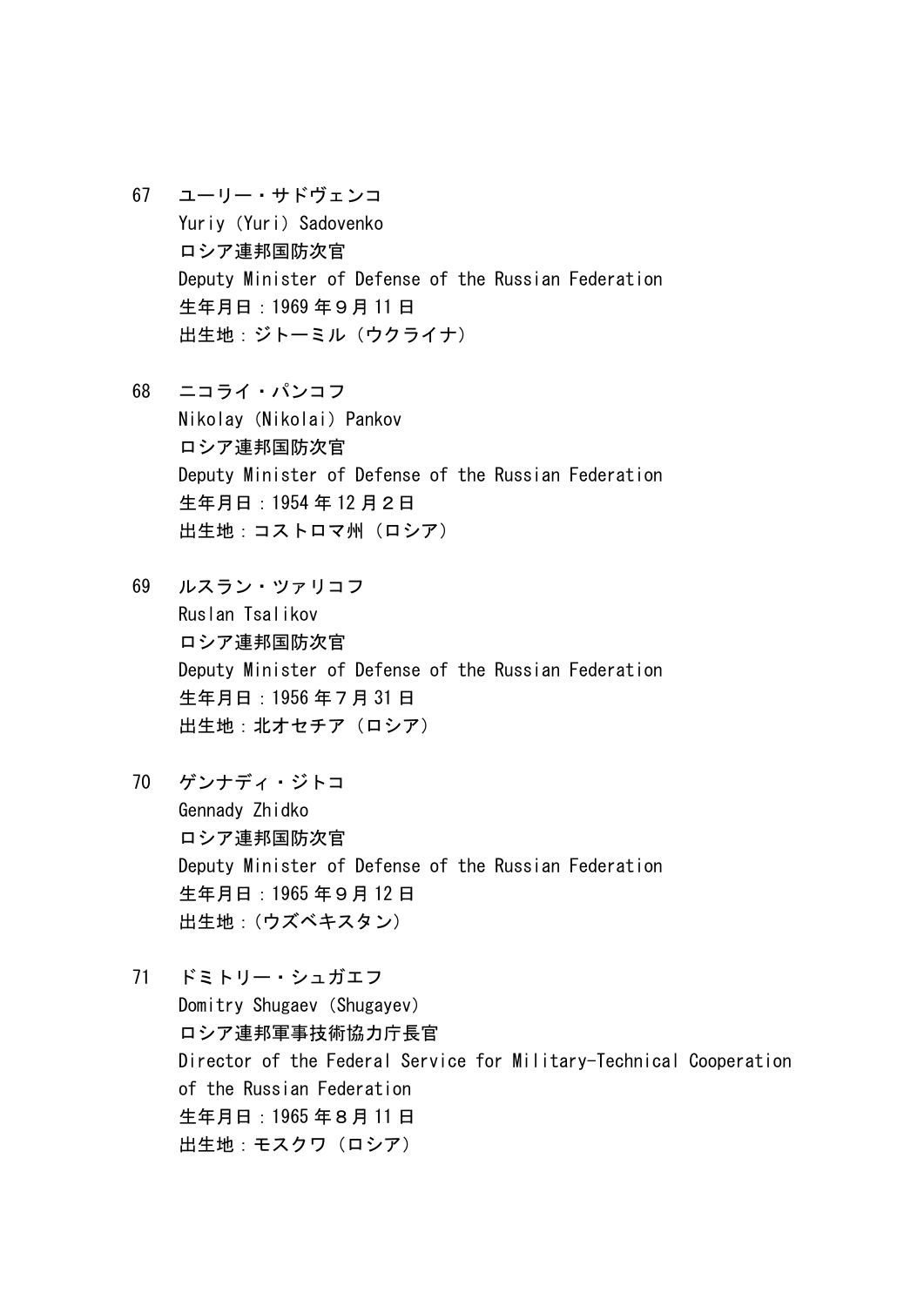67　ユーリー・サドヴェンコ
Yuriy (Yuri) Sadovenko
ロシア連邦国防次官
Deputy Minister of Defense of the Russian Federation
生年月日：1969年９月11日
出生地：ジトーミル（ウクライナ）

68　ニコライ・パンコフ
Nikolay (Nikolai) Pankov
ロシア連邦国防次官
Deputy Minister of Defense of the Russian Federation
生年月日：1954年12月２日
出生地：コストロマ州（ロシア）

69　ルスラン・ツァリコフ
Ruslan Tsalikov
ロシア連邦国防次官
Deputy Minister of Defense of the Russian Federation
生年月日：1956年７月31日
出生地：北オセチア（ロシア）

70　ゲンナディ・ジトコ
Gennady Zhidko
ロシア連邦国防次官
Deputy Minister of Defense of the Russian Federation
生年月日：1965年９月12日
出生地：（ウズベキスタン）

71　ドミトリー・シュガエフ
Domitry Shugaev (Shugayev)
ロシア連邦軍事技術協力庁長官
Director of the Federal Service for Military-Technical Cooperation of the Russian Federation
生年月日：1965年８月11日
出生地：モスクワ（ロシア）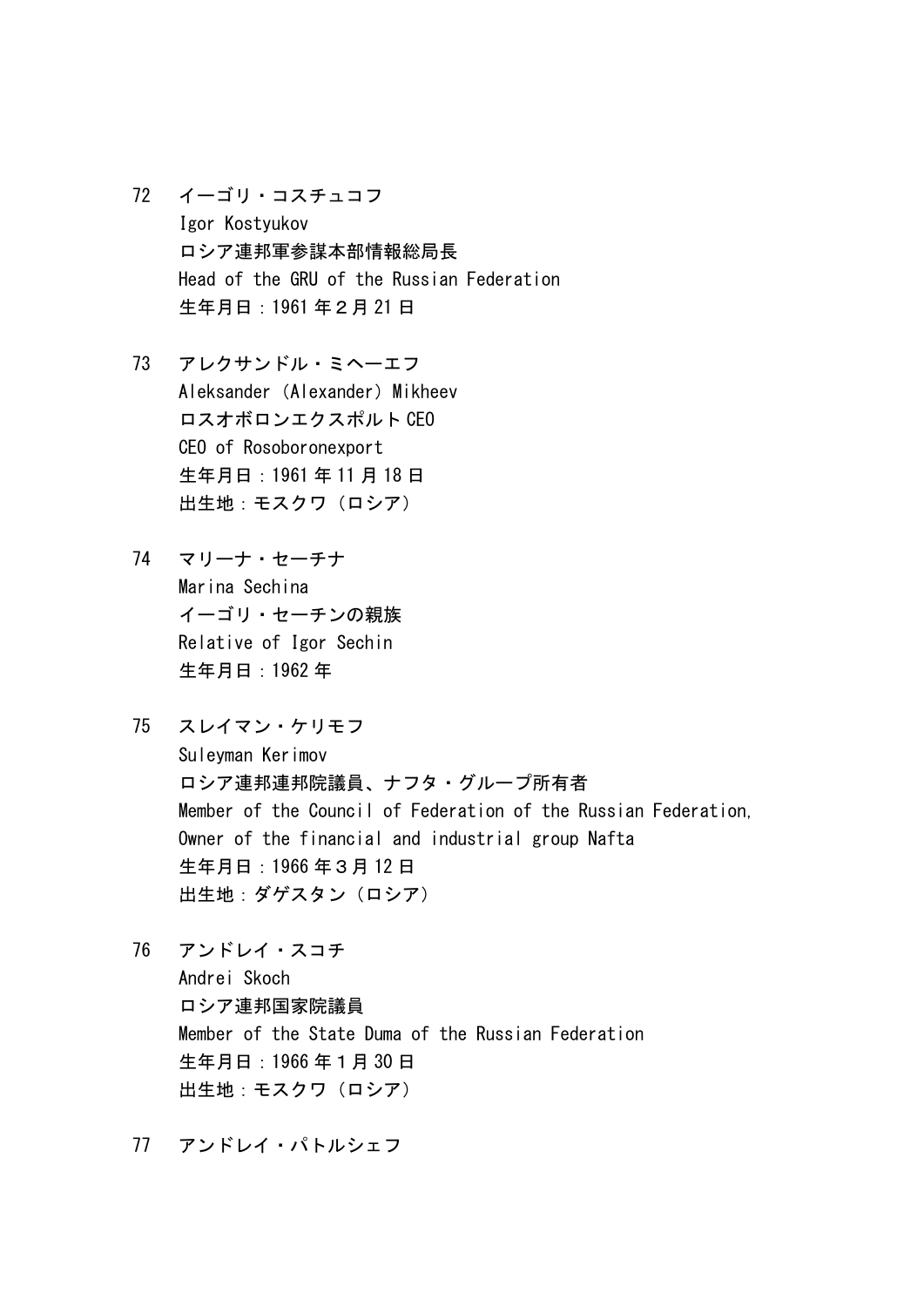72　イーゴリ・コスチュコフ
Igor Kostyukov
ロシア連邦軍参謀本部情報総局長
Head of the GRU of the Russian Federation
生年月日：1961 年２月 21 日

73　アレクサンドル・ミヘーエフ
Aleksander（Alexander）Mikheev
ロスオボロンエクスポルト CEO
CEO of Rosoboronexport
生年月日：1961 年 11 月 18 日
出生地：モスクワ（ロシア）

74　マリーナ・セーチナ
Marina Sechina
イーゴリ・セーチンの親族
Relative of Igor Sechin
生年月日：1962 年

75　スレイマン・ケリモフ
Suleyman Kerimov
ロシア連邦連邦院議員、ナフタ・グループ所有者
Member of the Council of Federation of the Russian Federation,
Owner of the financial and industrial group Nafta
生年月日：1966 年３月 12 日
出生地：ダゲスタン（ロシア）

76　アンドレイ・スコチ
Andrei Skoch
ロシア連邦国家院議員
Member of the State Duma of the Russian Federation
生年月日：1966 年１月 30 日
出生地：モスクワ（ロシア）

77　アンドレイ・パトルシェフ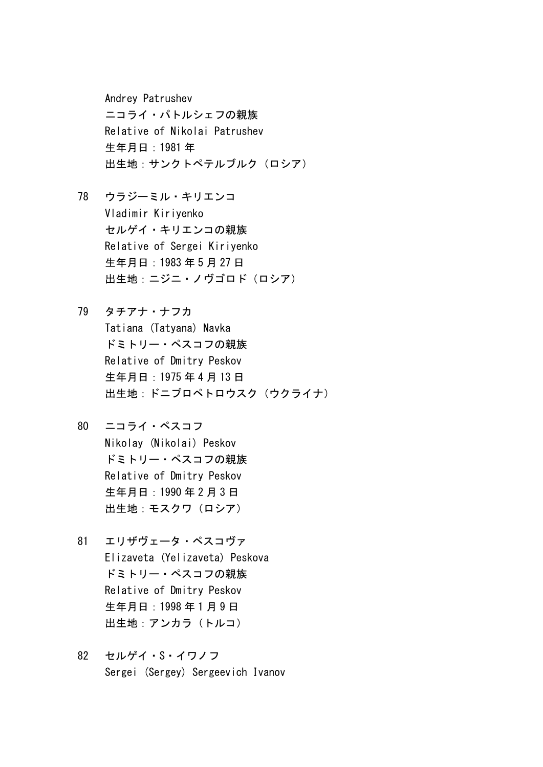Andrey Patrushev
ニコライ・パトルシェフの親族
Relative of Nikolai Patrushev
生年月日：1981 年
出生地：サンクトペテルブルク（ロシア）

78　ウラジーミル・キリエンコ
Vladimir Kiriyenko
セルゲイ・キリエンコの親族
Relative of Sergei Kiriyenko
生年月日：1983 年 5 月 27 日
出生地：ニジニ・ノヴゴロド（ロシア）

79　タチアナ・ナフカ
Tatiana (Tatyana) Navka
ドミトリー・ペスコフの親族
Relative of Dmitry Peskov
生年月日：1975 年 4 月 13 日
出生地：ドニプロペトロウスク（ウクライナ）

80　ニコライ・ペスコフ
Nikolay (Nikolai) Peskov
ドミトリー・ペスコフの親族
Relative of Dmitry Peskov
生年月日：1990 年 2 月 3 日
出生地：モスクワ（ロシア）

81　エリザヴェータ・ペスコヴァ
Elizaveta (Yelizaveta) Peskova
ドミトリー・ペスコフの親族
Relative of Dmitry Peskov
生年月日：1998 年 1 月 9 日
出生地：アンカラ（トルコ）

82　セルゲイ・S・イワノフ
Sergei (Sergey) Sergeevich Ivanov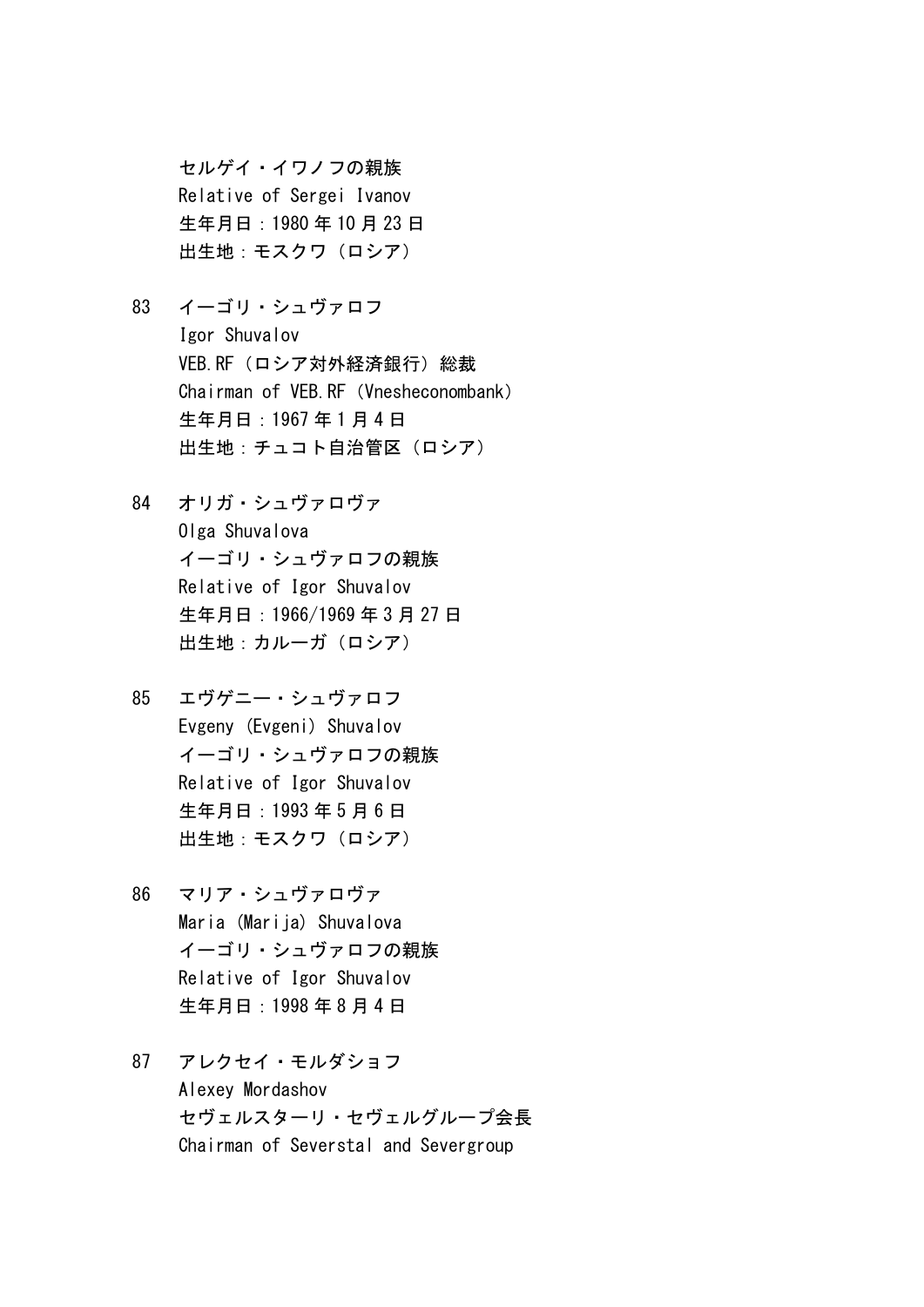セルゲイ・イワノフの親族
Relative of Sergei Ivanov
生年月日：1980 年 10 月 23 日
出生地：モスクワ（ロシア）

83 イーゴリ・シュヴァロフ
Igor Shuvalov
VEB.RF（ロシア対外経済銀行）総裁
Chairman of VEB.RF（Vnesheconombank）
生年月日：1967 年 1 月 4 日
出生地：チュコト自治管区（ロシア）

84 オリガ・シュヴァロヴァ
Olga Shuvalova
イーゴリ・シュヴァロフの親族
Relative of Igor Shuvalov
生年月日：1966/1969 年 3 月 27 日
出生地：カルーガ（ロシア）

85 エヴゲニー・シュヴァロフ
Evgeny (Evgeni) Shuvalov
イーゴリ・シュヴァロフの親族
Relative of Igor Shuvalov
生年月日：1993 年 5 月 6 日
出生地：モスクワ（ロシア）

86 マリア・シュヴァロヴァ
Maria (Marija) Shuvalova
イーゴリ・シュヴァロフの親族
Relative of Igor Shuvalov
生年月日：1998 年 8 月 4 日

87 アレクセイ・モルダショフ
Alexey Mordashov
セヴェルスターリ・セヴェルグループ会長
Chairman of Severstal and Severgroup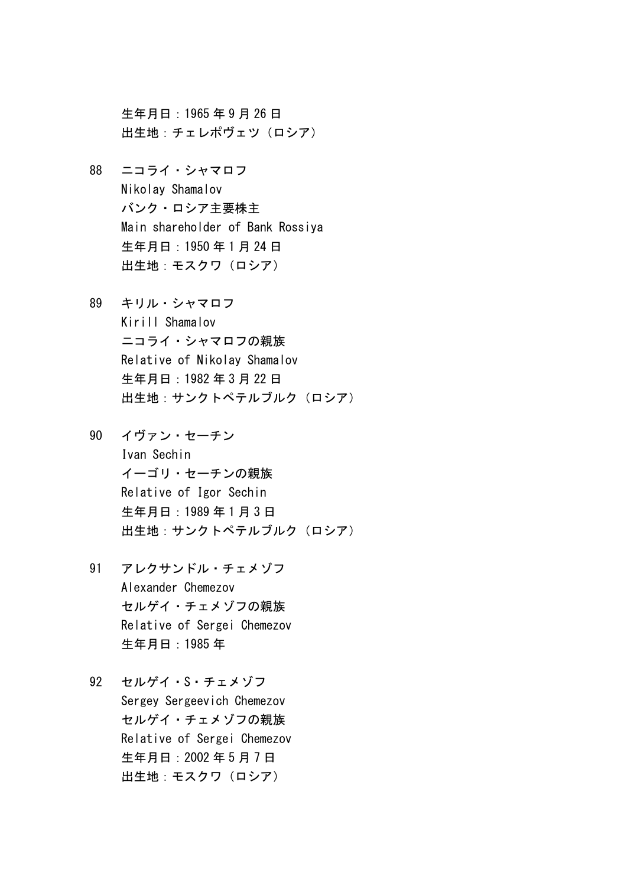生年月日：1965 年 9 月 26 日
出生地：チェレポヴェツ（ロシア）

88　ニコライ・シャマロフ
Nikolay Shamalov
バンク・ロシア主要株主
Main shareholder of Bank Rossiya
生年月日：1950 年 1 月 24 日
出生地：モスクワ（ロシア）

89　キリル・シャマロフ
Kirill Shamalov
ニコライ・シャマロフの親族
Relative of Nikolay Shamalov
生年月日：1982 年 3 月 22 日
出生地：サンクトペテルブルク（ロシア）

90　イヴァン・セーチン
Ivan Sechin
イーゴリ・セーチンの親族
Relative of Igor Sechin
生年月日：1989 年 1 月 3 日
出生地：サンクトペテルブルク（ロシア）

91　アレクサンドル・チェメゾフ
Alexander Chemezov
セルゲイ・チェメゾフの親族
Relative of Sergei Chemezov
生年月日：1985 年

92　セルゲイ・S・チェメゾフ
Sergey Sergeevich Chemezov
セルゲイ・チェメゾフの親族
Relative of Sergei Chemezov
生年月日：2002 年 5 月 7 日
出生地：モスクワ（ロシア）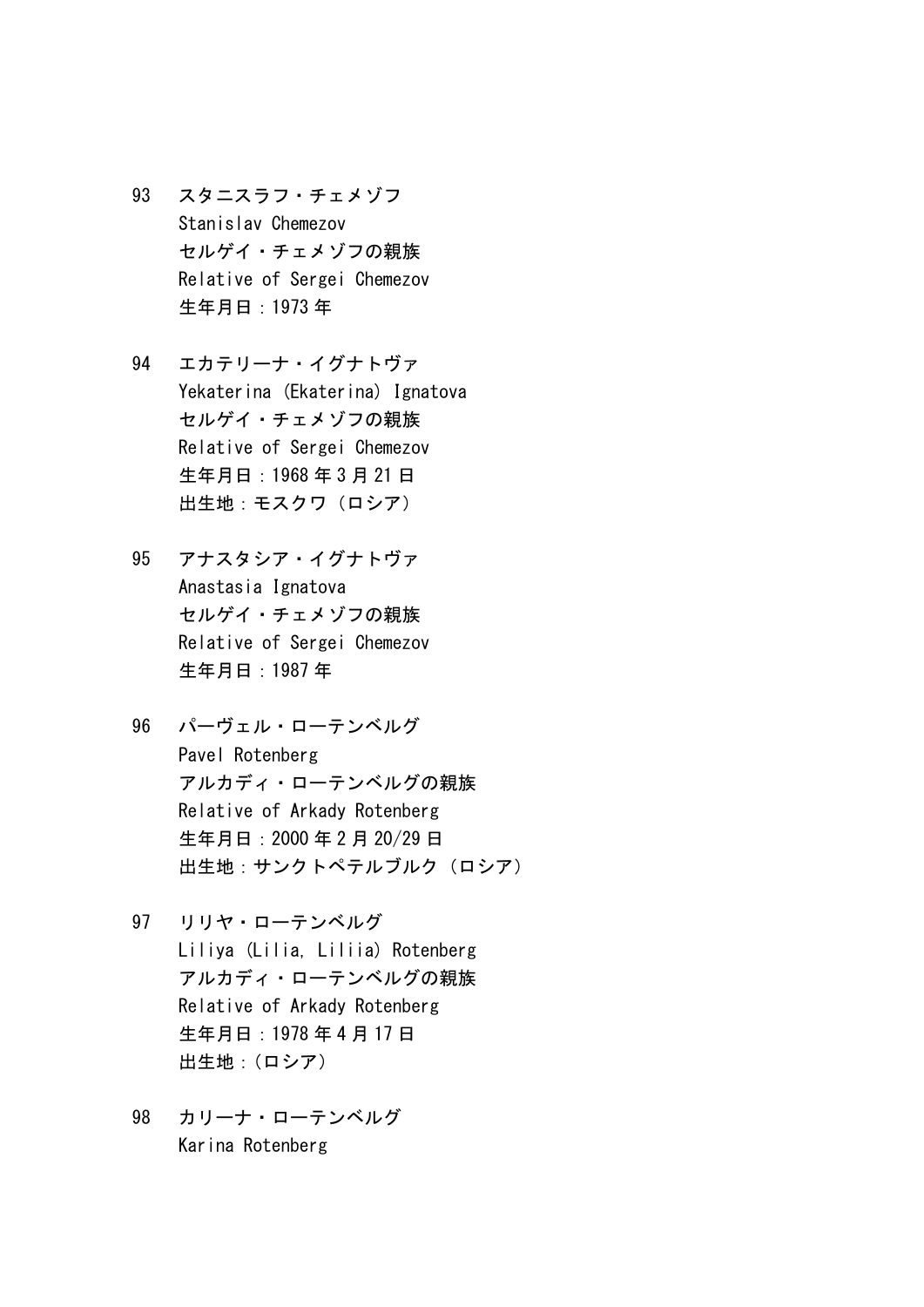93　スタニスラフ・チェメゾフ
Stanislav Chemezov
セルゲイ・チェメゾフの親族
Relative of Sergei Chemezov
生年月日：1973 年

94　エカテリーナ・イグナトヴァ
Yekaterina (Ekaterina) Ignatova
セルゲイ・チェメゾフの親族
Relative of Sergei Chemezov
生年月日：1968 年 3 月 21 日
出生地：モスクワ（ロシア）

95　アナスタシア・イグナトヴァ
Anastasia Ignatova
セルゲイ・チェメゾフの親族
Relative of Sergei Chemezov
生年月日：1987 年

96　パーヴェル・ローテンベルグ
Pavel Rotenberg
アルカディ・ローテンベルグの親族
Relative of Arkady Rotenberg
生年月日：2000 年 2 月 20/29 日
出生地：サンクトペテルブルク（ロシア）

97　リリヤ・ローテンベルグ
Liliya (Lilia, Liliia) Rotenberg
アルカディ・ローテンベルグの親族
Relative of Arkady Rotenberg
生年月日：1978 年 4 月 17 日
出生地：(ロシア)

98　カリーナ・ローテンベルグ
Karina Rotenberg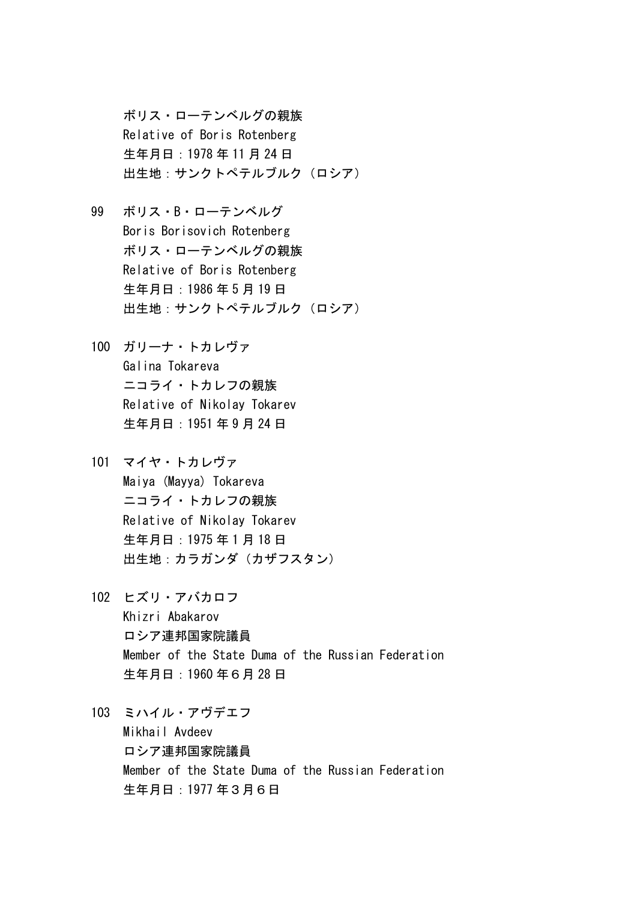ボリス・ローテンベルグの親族
Relative of Boris Rotenberg
生年月日：1978 年 11 月 24 日
出生地：サンクトペテルブルク（ロシア）

99 ボリス・B・ローテンベルグ
Boris Borisovich Rotenberg
ボリス・ローテンベルグの親族
Relative of Boris Rotenberg
生年月日：1986 年 5 月 19 日
出生地：サンクトペテルブルク（ロシア）

100 ガリーナ・トカレヴァ
Galina Tokareva
ニコライ・トカレフの親族
Relative of Nikolay Tokarev
生年月日：1951 年 9 月 24 日

101 マイヤ・トカレヴァ
Maiya (Mayya) Tokareva
ニコライ・トカレフの親族
Relative of Nikolay Tokarev
生年月日：1975 年 1 月 18 日
出生地：カラガンダ（カザフスタン）

102 ヒズリ・アバカロフ
Khizri Abakarov
ロシア連邦国家院議員
Member of the State Duma of the Russian Federation
生年月日：1960 年６月 28 日

103 ミハイル・アヴデエフ
Mikhail Avdeev
ロシア連邦国家院議員
Member of the State Duma of the Russian Federation
生年月日：1977 年３月６日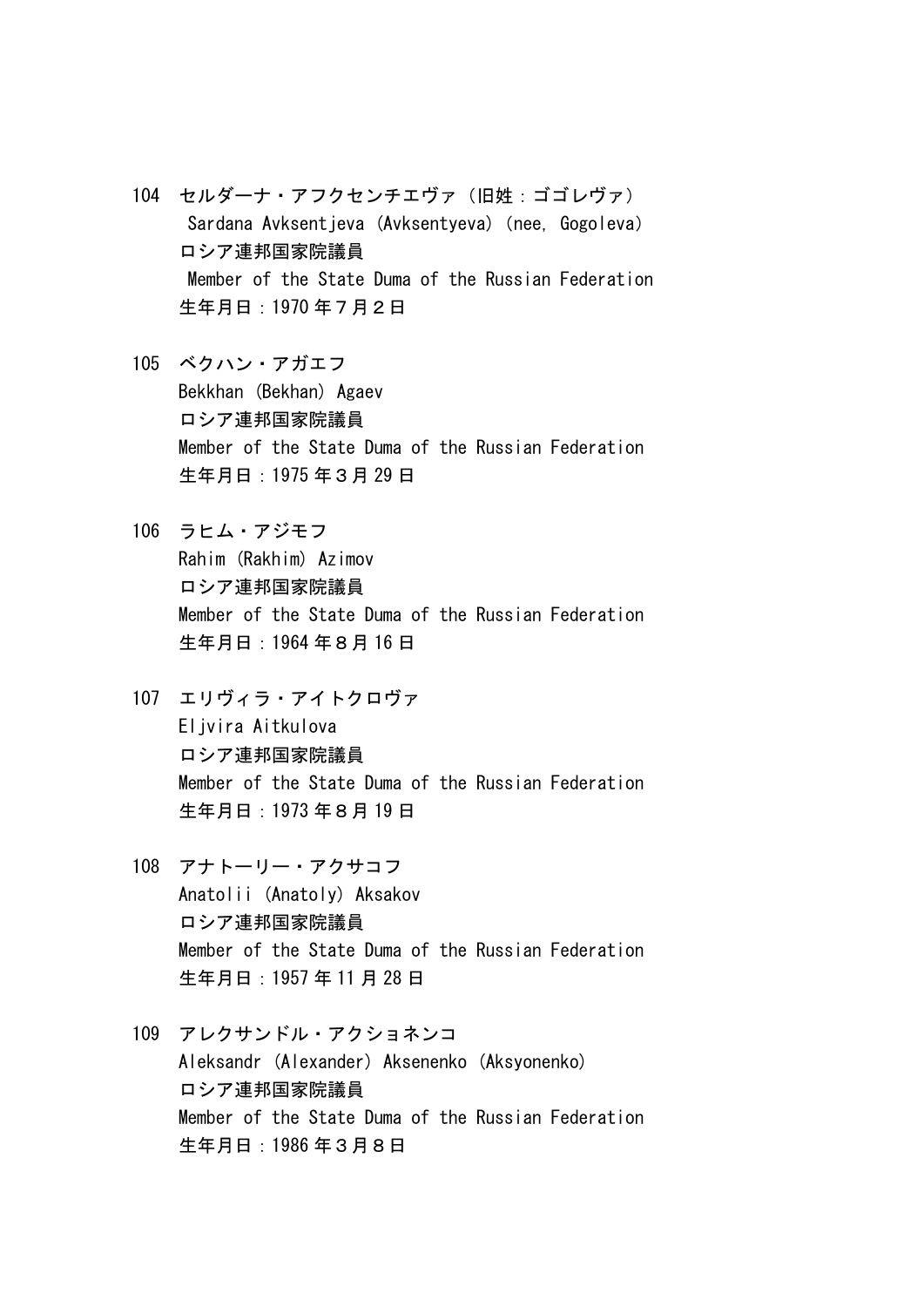104 セルダーナ・アフクセンチエヴァ（旧姓：ゴゴレヴァ）
Sardana Avksentjeva (Avksentyeva) (nee, Gogoleva)
ロシア連邦国家院議員
Member of the State Duma of the Russian Federation
生年月日：1970 年７月２日

105 ベクハン・アガエフ
Bekkhan (Bekhan) Agaev
ロシア連邦国家院議員
Member of the State Duma of the Russian Federation
生年月日：1975 年３月 29 日

106 ラヒム・アジモフ
Rahim (Rakhim) Azimov
ロシア連邦国家院議員
Member of the State Duma of the Russian Federation
生年月日：1964 年８月 16 日

107 エリヴィラ・アイトクロヴァ
Eljvira Aitkulova
ロシア連邦国家院議員
Member of the State Duma of the Russian Federation
生年月日：1973 年８月 19 日

108 アナトーリー・アクサコフ
Anatolii (Anatoly) Aksakov
ロシア連邦国家院議員
Member of the State Duma of the Russian Federation
生年月日：1957 年 11 月 28 日

109 アレクサンドル・アクショネンコ
Aleksandr (Alexander) Aksenenko (Aksyonenko)
ロシア連邦国家院議員
Member of the State Duma of the Russian Federation
生年月日：1986 年３月８日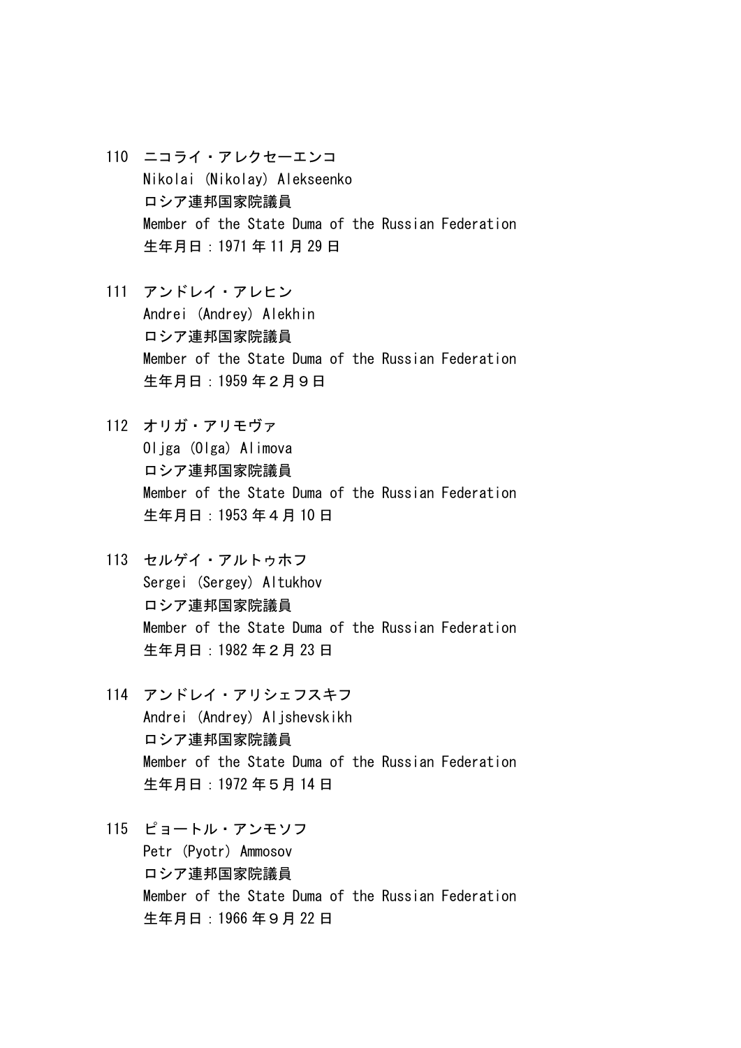110　ニコライ・アレクセーエンコ
Nikolai (Nikolay) Alekseenko
ロシア連邦国家院議員
Member of the State Duma of the Russian Federation
生年月日：1971 年 11 月 29 日

111　アンドレイ・アレヒン
Andrei (Andrey) Alekhin
ロシア連邦国家院議員
Member of the State Duma of the Russian Federation
生年月日：1959 年２月９日

112　オリガ・アリモヴァ
Oljga (Olga) Alimova
ロシア連邦国家院議員
Member of the State Duma of the Russian Federation
生年月日：1953 年４月 10 日

113　セルゲイ・アルトゥホフ
Sergei (Sergey) Altukhov
ロシア連邦国家院議員
Member of the State Duma of the Russian Federation
生年月日：1982 年２月 23 日

114　アンドレイ・アリシェフスキフ
Andrei (Andrey) Aljshevskikh
ロシア連邦国家院議員
Member of the State Duma of the Russian Federation
生年月日：1972 年５月 14 日

115　ピョートル・アンモソフ
Petr (Pyotr) Ammosov
ロシア連邦国家院議員
Member of the State Duma of the Russian Federation
生年月日：1966 年９月 22 日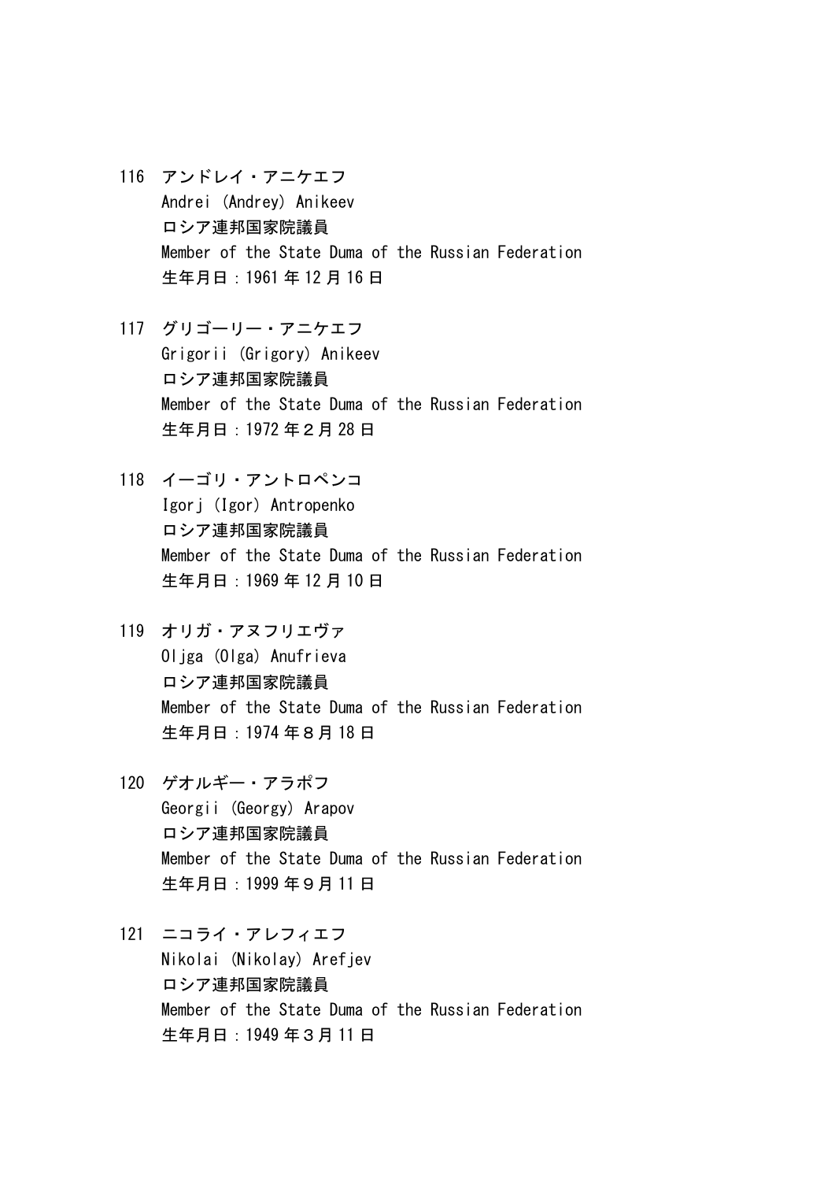116 アンドレイ・アニケエフ
Andrei (Andrey) Anikeev
ロシア連邦国家院議員
Member of the State Duma of the Russian Federation
生年月日：1961 年 12 月 16 日

117 グリゴーリー・アニケエフ
Grigorii (Grigory) Anikeev
ロシア連邦国家院議員
Member of the State Duma of the Russian Federation
生年月日：1972 年２月 28 日

118 イーゴリ・アントロペンコ
Igorj (Igor) Antropenko
ロシア連邦国家院議員
Member of the State Duma of the Russian Federation
生年月日：1969 年 12 月 10 日

119 オリガ・アヌフリエヴァ
Oljga (Olga) Anufrieva
ロシア連邦国家院議員
Member of the State Duma of the Russian Federation
生年月日：1974 年８月 18 日

120 ゲオルギー・アラポフ
Georgii (Georgy) Arapov
ロシア連邦国家院議員
Member of the State Duma of the Russian Federation
生年月日：1999 年９月 11 日

121 ニコライ・アレフィエフ
Nikolai (Nikolay) Arefjev
ロシア連邦国家院議員
Member of the State Duma of the Russian Federation
生年月日：1949 年３月 11 日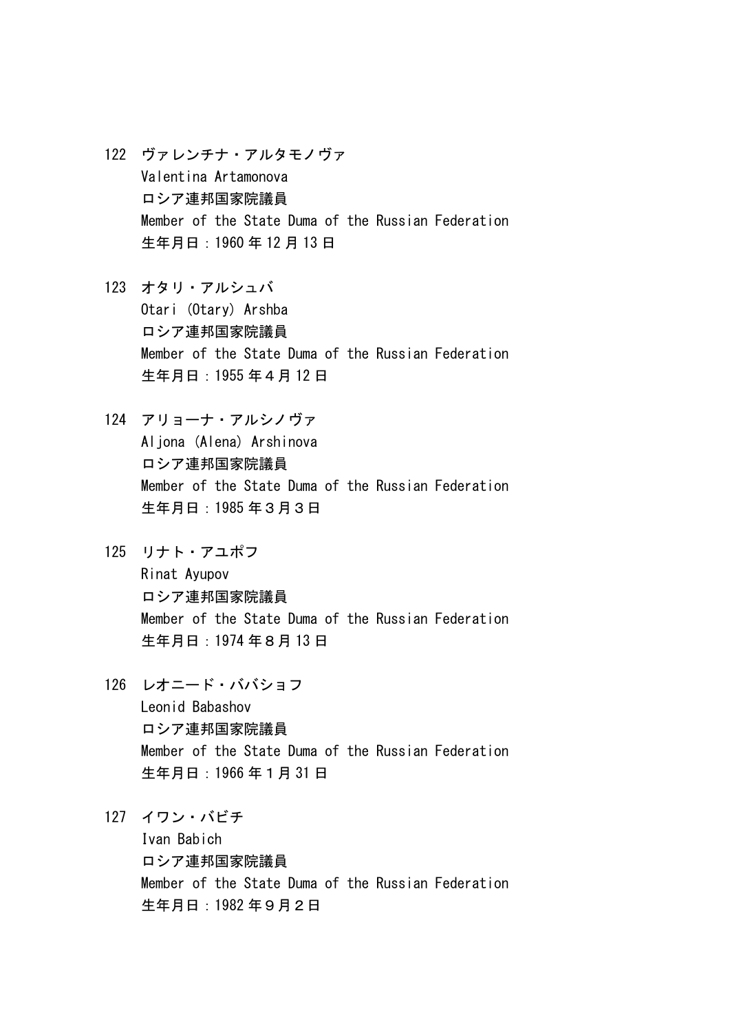122 ヴァレンチナ・アルタモノヴァ
Valentina Artamonova
ロシア連邦国家院議員
Member of the State Duma of the Russian Federation
生年月日：1960 年 12 月 13 日

123 オタリ・アルシュバ
Otari (Otary) Arshba
ロシア連邦国家院議員
Member of the State Duma of the Russian Federation
生年月日：1955 年４月 12 日

124 アリョーナ・アルシノヴァ
Aljona (Alena) Arshinova
ロシア連邦国家院議員
Member of the State Duma of the Russian Federation
生年月日：1985 年３月３日

125 リナト・アユポフ
Rinat Ayupov
ロシア連邦国家院議員
Member of the State Duma of the Russian Federation
生年月日：1974 年８月 13 日

126 レオニード・ババショフ
Leonid Babashov
ロシア連邦国家院議員
Member of the State Duma of the Russian Federation
生年月日：1966 年１月 31 日

127 イワン・バビチ
Ivan Babich
ロシア連邦国家院議員
Member of the State Duma of the Russian Federation
生年月日：1982 年９月２日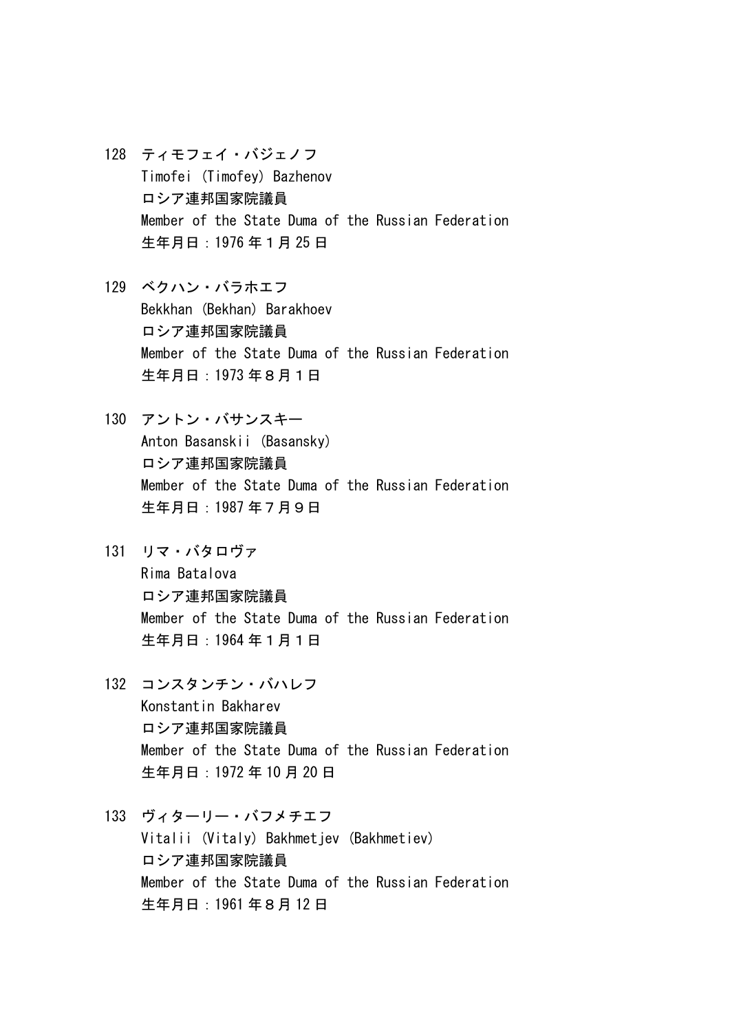128　ティモフェイ・バジェノフ
Timofei (Timofey) Bazhenov
ロシア連邦国家院議員
Member of the State Duma of the Russian Federation
生年月日：1976 年１月 25 日

129　ベクハン・バラホエフ
Bekkhan (Bekhan) Barakhoev
ロシア連邦国家院議員
Member of the State Duma of the Russian Federation
生年月日：1973 年８月１日

130　アントン・バサンスキー
Anton Basanskii (Basansky)
ロシア連邦国家院議員
Member of the State Duma of the Russian Federation
生年月日：1987 年７月９日

131　リマ・バタロヴァ
Rima Batalova
ロシア連邦国家院議員
Member of the State Duma of the Russian Federation
生年月日：1964 年１月１日

132　コンスタンチン・バハレフ
Konstantin Bakharev
ロシア連邦国家院議員
Member of the State Duma of the Russian Federation
生年月日：1972 年 10 月 20 日

133　ヴィターリー・バフメチエフ
Vitalii (Vitaly) Bakhmetjev (Bakhmetiev)
ロシア連邦国家院議員
Member of the State Duma of the Russian Federation
生年月日：1961 年８月 12 日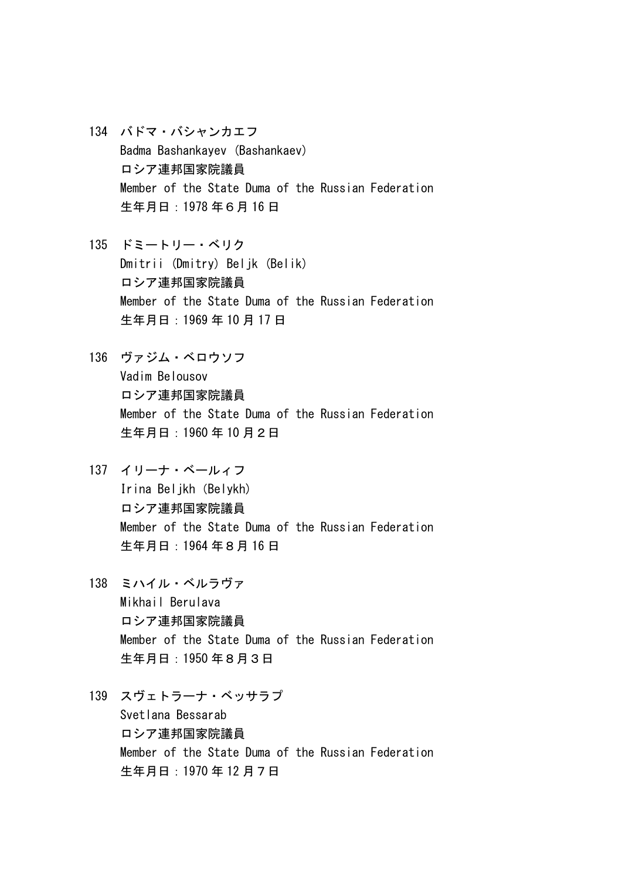134 バドマ・バシャンカエフ
Badma Bashankayev (Bashankaev)
ロシア連邦国家院議員
Member of the State Duma of the Russian Federation
生年月日：1978 年６月 16 日

135 ドミートリー・ベリク
Dmitrii (Dmitry) Beljk (Belik)
ロシア連邦国家院議員
Member of the State Duma of the Russian Federation
生年月日：1969 年 10 月 17 日

136 ヴァジム・ベロウソフ
Vadim Belousov
ロシア連邦国家院議員
Member of the State Duma of the Russian Federation
生年月日：1960 年 10 月２日

137 イリーナ・ベールィフ
Irina Beljkh (Belykh)
ロシア連邦国家院議員
Member of the State Duma of the Russian Federation
生年月日：1964 年８月 16 日

138 ミハイル・ベルラヴァ
Mikhail Berulava
ロシア連邦国家院議員
Member of the State Duma of the Russian Federation
生年月日：1950 年８月３日

139 スヴェトラーナ・ベッサラブ
Svetlana Bessarab
ロシア連邦国家院議員
Member of the State Duma of the Russian Federation
生年月日：1970 年 12 月７日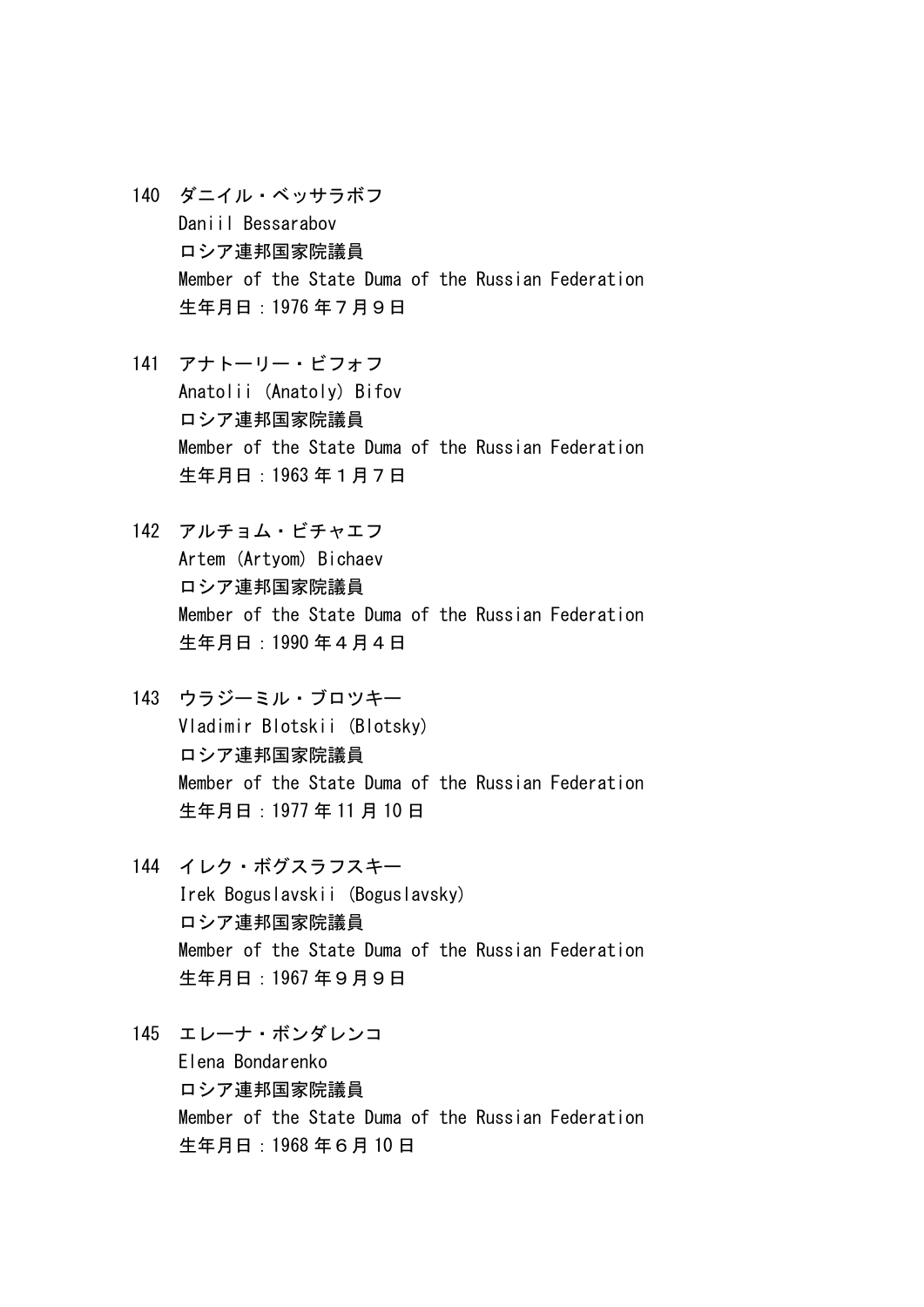140 ダニイル・ベッサラボフ
Daniil Bessarabov
ロシア連邦国家院議員
Member of the State Duma of the Russian Federation
生年月日：1976 年７月９日

141 アナトーリー・ビフォフ
Anatolii (Anatoly) Bifov
ロシア連邦国家院議員
Member of the State Duma of the Russian Federation
生年月日：1963 年１月７日

142 アルチョム・ビチャエフ
Artem (Artyom) Bichaev
ロシア連邦国家院議員
Member of the State Duma of the Russian Federation
生年月日：1990 年４月４日

143 ウラジーミル・ブロツキー
Vladimir Blotskii (Blotsky)
ロシア連邦国家院議員
Member of the State Duma of the Russian Federation
生年月日：1977 年 11 月 10 日

144 イレク・ボグスラフスキー
Irek Boguslavskii (Boguslavsky)
ロシア連邦国家院議員
Member of the State Duma of the Russian Federation
生年月日：1967 年９月９日

145 エレーナ・ボンダレンコ
Elena Bondarenko
ロシア連邦国家院議員
Member of the State Duma of the Russian Federation
生年月日：1968 年６月 10 日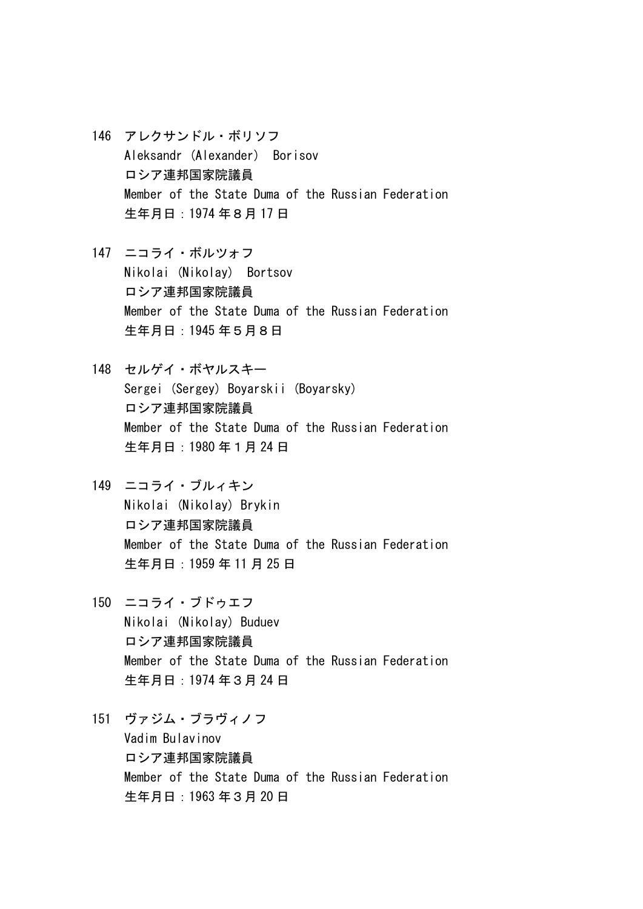146 アレクサンドル・ボリソフ
Aleksandr (Alexander) Borisov
ロシア連邦国家院議員
Member of the State Duma of the Russian Federation
生年月日：1974 年８月 17 日

147 ニコライ・ボルツォフ
Nikolai (Nikolay) Bortsov
ロシア連邦国家院議員
Member of the State Duma of the Russian Federation
生年月日：1945 年５月８日

148 セルゲイ・ボヤルスキー
Sergei (Sergey) Boyarskii (Boyarsky)
ロシア連邦国家院議員
Member of the State Duma of the Russian Federation
生年月日：1980 年１月 24 日

149 ニコライ・ブルィキン
Nikolai (Nikolay) Brykin
ロシア連邦国家院議員
Member of the State Duma of the Russian Federation
生年月日：1959 年 11 月 25 日

150 ニコライ・ブドゥエフ
Nikolai (Nikolay) Buduev
ロシア連邦国家院議員
Member of the State Duma of the Russian Federation
生年月日：1974 年３月 24 日

151 ヴァジム・ブラヴィノフ
Vadim Bulavinov
ロシア連邦国家院議員
Member of the State Duma of the Russian Federation
生年月日：1963 年３月 20 日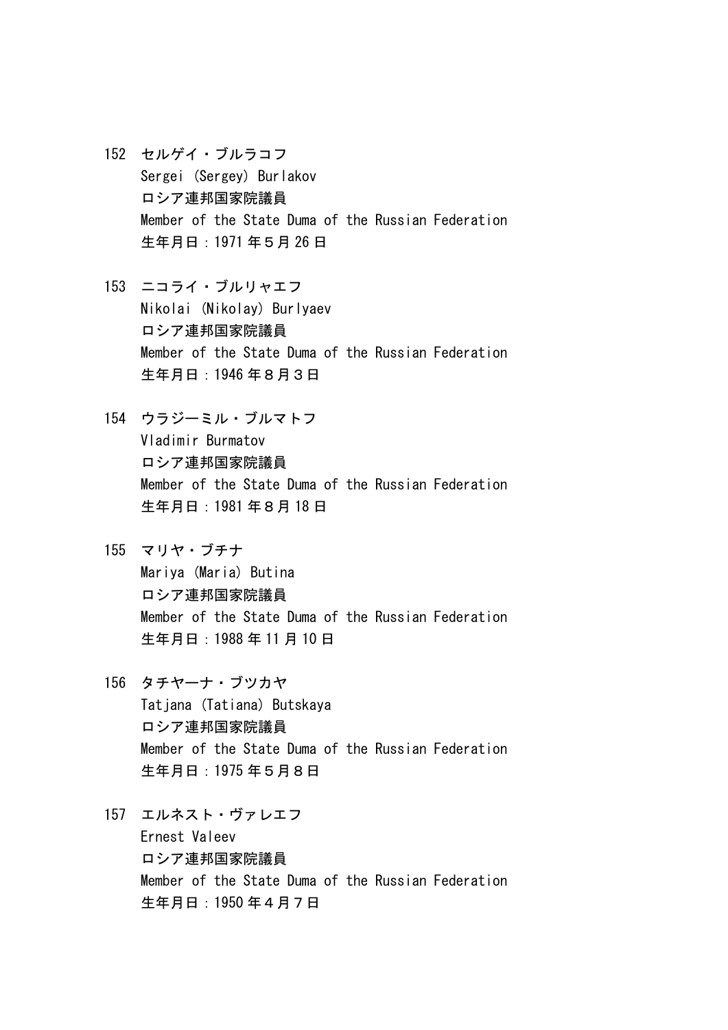152 セルゲイ・ブルラコフ
Sergei (Sergey) Burlakov
ロシア連邦国家院議員
Member of the State Duma of the Russian Federation
生年月日：1971 年５月 26 日

153 ニコライ・ブルリャエフ
Nikolai (Nikolay) Burlyaev
ロシア連邦国家院議員
Member of the State Duma of the Russian Federation
生年月日：1946 年８月３日

154 ウラジーミル・ブルマトフ
Vladimir Burmatov
ロシア連邦国家院議員
Member of the State Duma of the Russian Federation
生年月日：1981 年８月 18 日

155 マリヤ・ブチナ
Mariya (Maria) Butina
ロシア連邦国家院議員
Member of the State Duma of the Russian Federation
生年月日：1988 年 11 月 10 日

156 タチヤーナ・ブツカヤ
Tatjana (Tatiana) Butskaya
ロシア連邦国家院議員
Member of the State Duma of the Russian Federation
生年月日：1975 年５月８日

157 エルネスト・ヴァレエフ
Ernest Valeev
ロシア連邦国家院議員
Member of the State Duma of the Russian Federation
生年月日：1950 年４月７日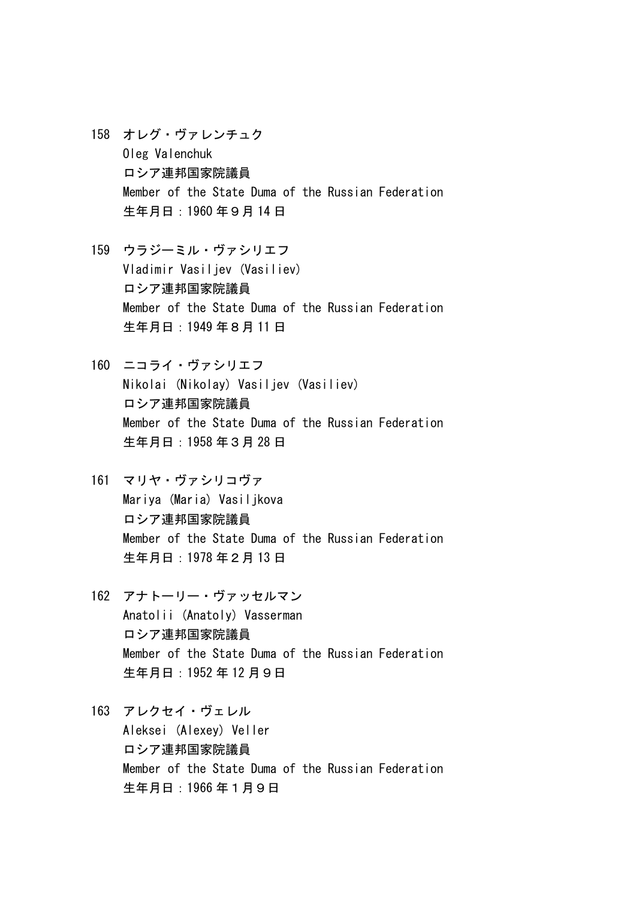158 オレグ・ヴァレンチュク
Oleg Valenchuk
ロシア連邦国家院議員
Member of the State Duma of the Russian Federation
生年月日：1960 年９月 14 日

159 ウラジーミル・ヴァシリエフ
Vladimir Vasiljev (Vasiliev)
ロシア連邦国家院議員
Member of the State Duma of the Russian Federation
生年月日：1949 年８月 11 日

160 ニコライ・ヴァシリエフ
Nikolai (Nikolay) Vasiljev (Vasiliev)
ロシア連邦国家院議員
Member of the State Duma of the Russian Federation
生年月日：1958 年３月 28 日

161 マリヤ・ヴァシリコヴァ
Mariya (Maria) Vasiljkova
ロシア連邦国家院議員
Member of the State Duma of the Russian Federation
生年月日：1978 年２月 13 日

162 アナトーリー・ヴァッセルマン
Anatolii (Anatoly) Vasserman
ロシア連邦国家院議員
Member of the State Duma of the Russian Federation
生年月日：1952 年 12 月９日

163 アレクセイ・ヴェレル
Aleksei (Alexey) Veller
ロシア連邦国家院議員
Member of the State Duma of the Russian Federation
生年月日：1966 年１月９日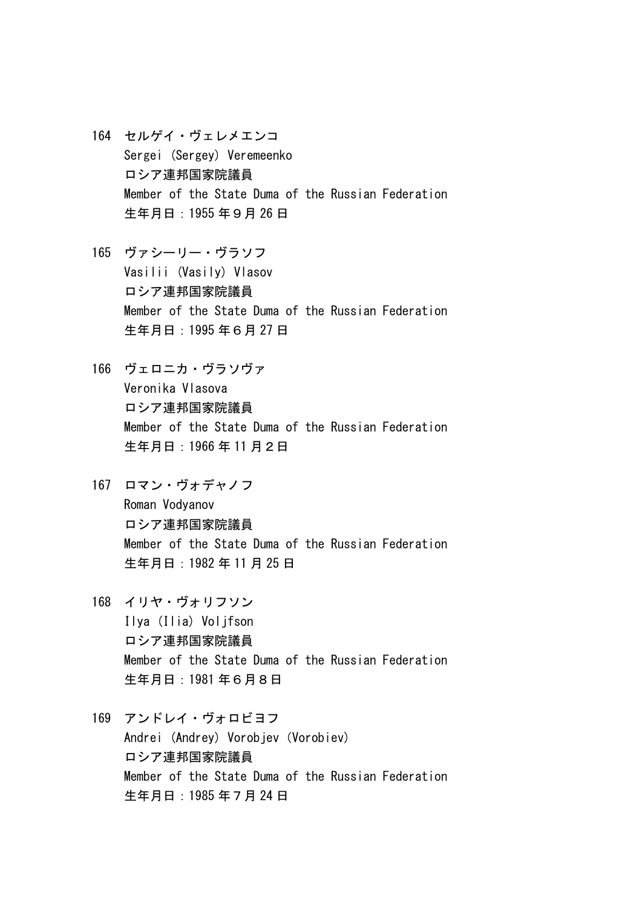164　セルゲイ・ヴェレメエンコ
Sergei (Sergey) Veremeenko
ロシア連邦国家院議員
Member of the State Duma of the Russian Federation
生年月日：1955 年９月 26 日

165　ヴァシーリー・ヴラソフ
Vasilii (Vasily) Vlasov
ロシア連邦国家院議員
Member of the State Duma of the Russian Federation
生年月日：1995 年６月 27 日

166　ヴェロニカ・ヴラソヴァ
Veronika Vlasova
ロシア連邦国家院議員
Member of the State Duma of the Russian Federation
生年月日：1966 年 11 月２日

167　ロマン・ヴォデャノフ
Roman Vodyanov
ロシア連邦国家院議員
Member of the State Duma of the Russian Federation
生年月日：1982 年 11 月 25 日

168　イリヤ・ヴォリフソン
Ilya (Ilia) Voljfson
ロシア連邦国家院議員
Member of the State Duma of the Russian Federation
生年月日：1981 年６月８日

169　アンドレイ・ヴォロビヨフ
Andrei (Andrey) Vorobjev (Vorobiev)
ロシア連邦国家院議員
Member of the State Duma of the Russian Federation
生年月日：1985 年７月 24 日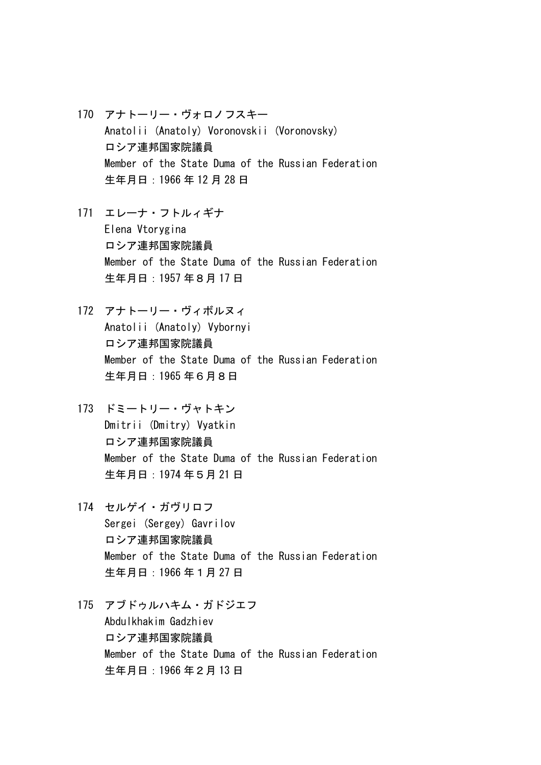170 アナトーリー・ヴォロノフスキー
Anatolii (Anatoly) Voronovskii (Voronovsky)
ロシア連邦国家院議員
Member of the State Duma of the Russian Federation
生年月日：1966 年 12 月 28 日

171 エレーナ・フトルィギナ
Elena Vtorygina
ロシア連邦国家院議員
Member of the State Duma of the Russian Federation
生年月日：1957 年８月 17 日

172 アナトーリー・ヴィボルヌィ
Anatolii (Anatoly) Vybornyi
ロシア連邦国家院議員
Member of the State Duma of the Russian Federation
生年月日：1965 年６月８日

173 ドミートリー・ヴャトキン
Dmitrii (Dmitry) Vyatkin
ロシア連邦国家院議員
Member of the State Duma of the Russian Federation
生年月日：1974 年５月 21 日

174 セルゲイ・ガヴリロフ
Sergei (Sergey) Gavrilov
ロシア連邦国家院議員
Member of the State Duma of the Russian Federation
生年月日：1966 年１月 27 日

175 アブドゥルハキム・ガドジエフ
Abdulkhakim Gadzhiev
ロシア連邦国家院議員
Member of the State Duma of the Russian Federation
生年月日：1966 年２月 13 日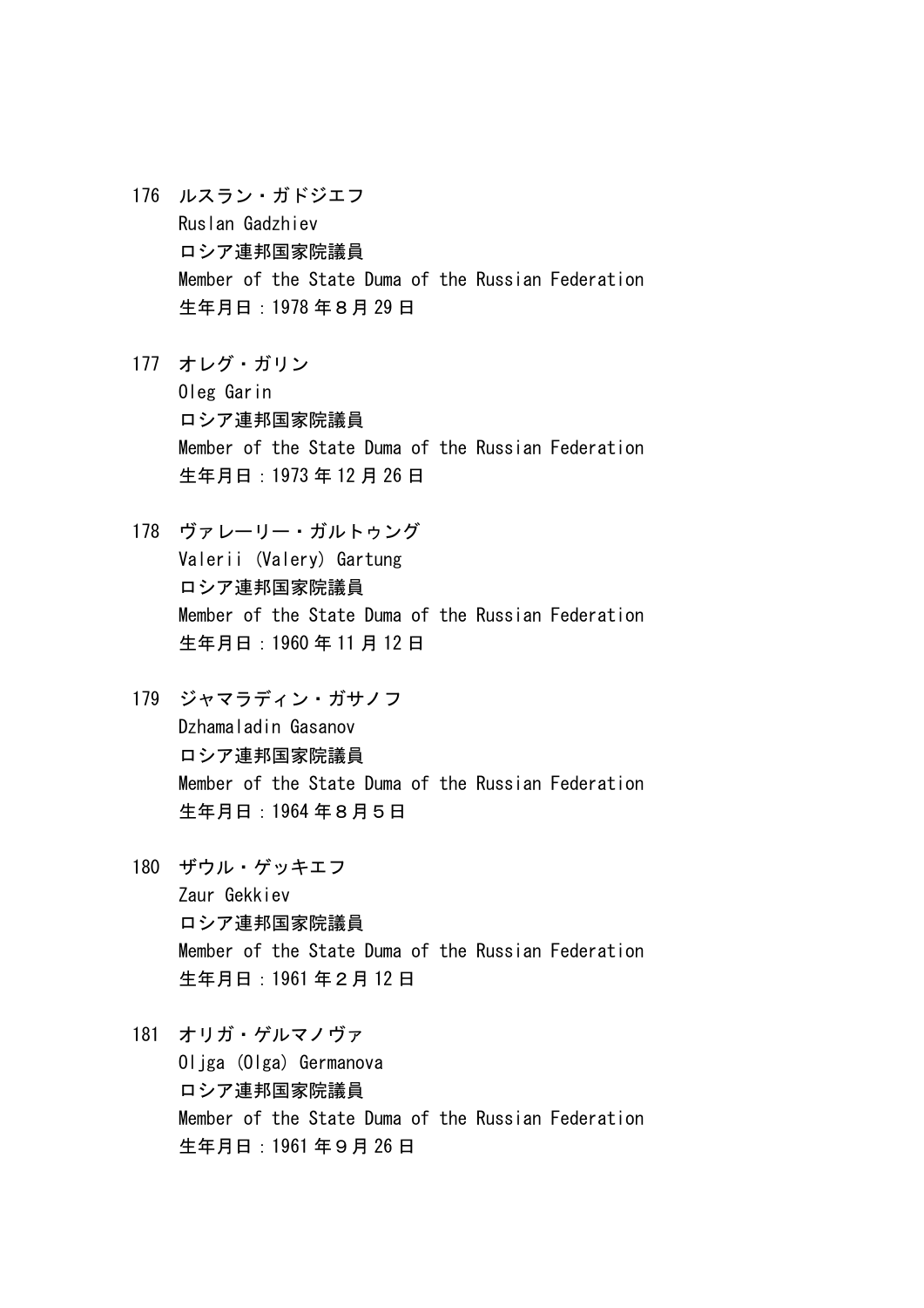176 ルスラン・ガドジエフ
Ruslan Gadzhiev
ロシア連邦国家院議員
Member of the State Duma of the Russian Federation
生年月日：1978 年８月 29 日

177 オレグ・ガリン
Oleg Garin
ロシア連邦国家院議員
Member of the State Duma of the Russian Federation
生年月日：1973 年 12 月 26 日

178 ヴァレーリー・ガルトゥング
Valerii (Valery) Gartung
ロシア連邦国家院議員
Member of the State Duma of the Russian Federation
生年月日：1960 年 11 月 12 日

179 ジャマラディン・ガサノフ
Dzhamaladin Gasanov
ロシア連邦国家院議員
Member of the State Duma of the Russian Federation
生年月日：1964 年８月５日

180 ザウル・ゲッキエフ
Zaur Gekkiev
ロシア連邦国家院議員
Member of the State Duma of the Russian Federation
生年月日：1961 年２月 12 日

181 オリガ・ゲルマノヴァ
Oljga (Olga) Germanova
ロシア連邦国家院議員
Member of the State Duma of the Russian Federation
生年月日：1961 年９月 26 日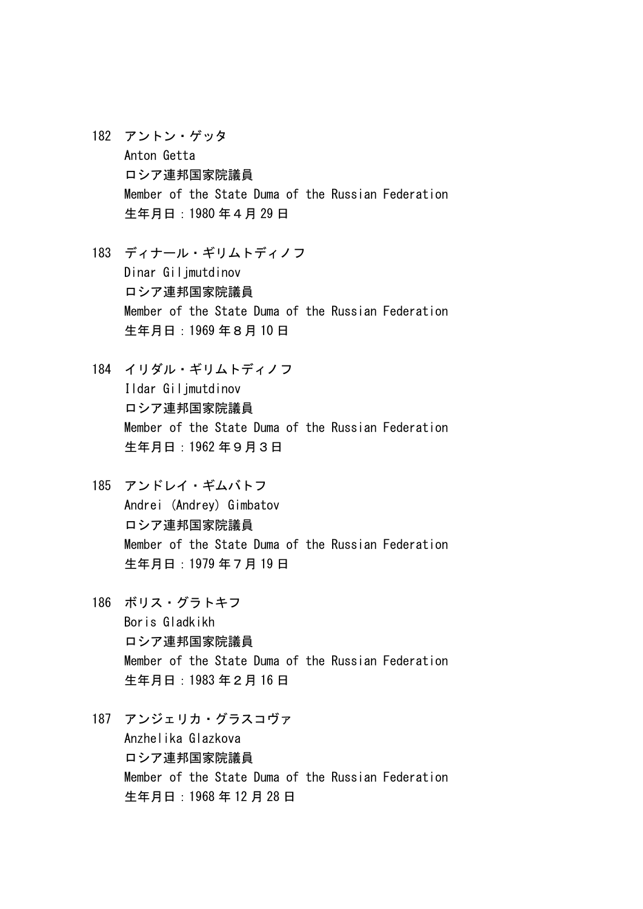182 アントン・ゲッタ
Anton Getta
ロシア連邦国家院議員
Member of the State Duma of the Russian Federation
生年月日：1980 年４月 29 日

183 ディナール・ギリムトディノフ
Dinar Giljmutdinov
ロシア連邦国家院議員
Member of the State Duma of the Russian Federation
生年月日：1969 年８月 10 日

184 イリダル・ギリムトディノフ
Ildar Giljmutdinov
ロシア連邦国家院議員
Member of the State Duma of the Russian Federation
生年月日：1962 年９月３日

185 アンドレイ・ギムバトフ
Andrei (Andrey) Gimbatov
ロシア連邦国家院議員
Member of the State Duma of the Russian Federation
生年月日：1979 年７月 19 日

186 ボリス・グラトキフ
Boris Gladkikh
ロシア連邦国家院議員
Member of the State Duma of the Russian Federation
生年月日：1983 年２月 16 日

187 アンジェリカ・グラスコヴァ
Anzhelika Glazkova
ロシア連邦国家院議員
Member of the State Duma of the Russian Federation
生年月日：1968 年 12 月 28 日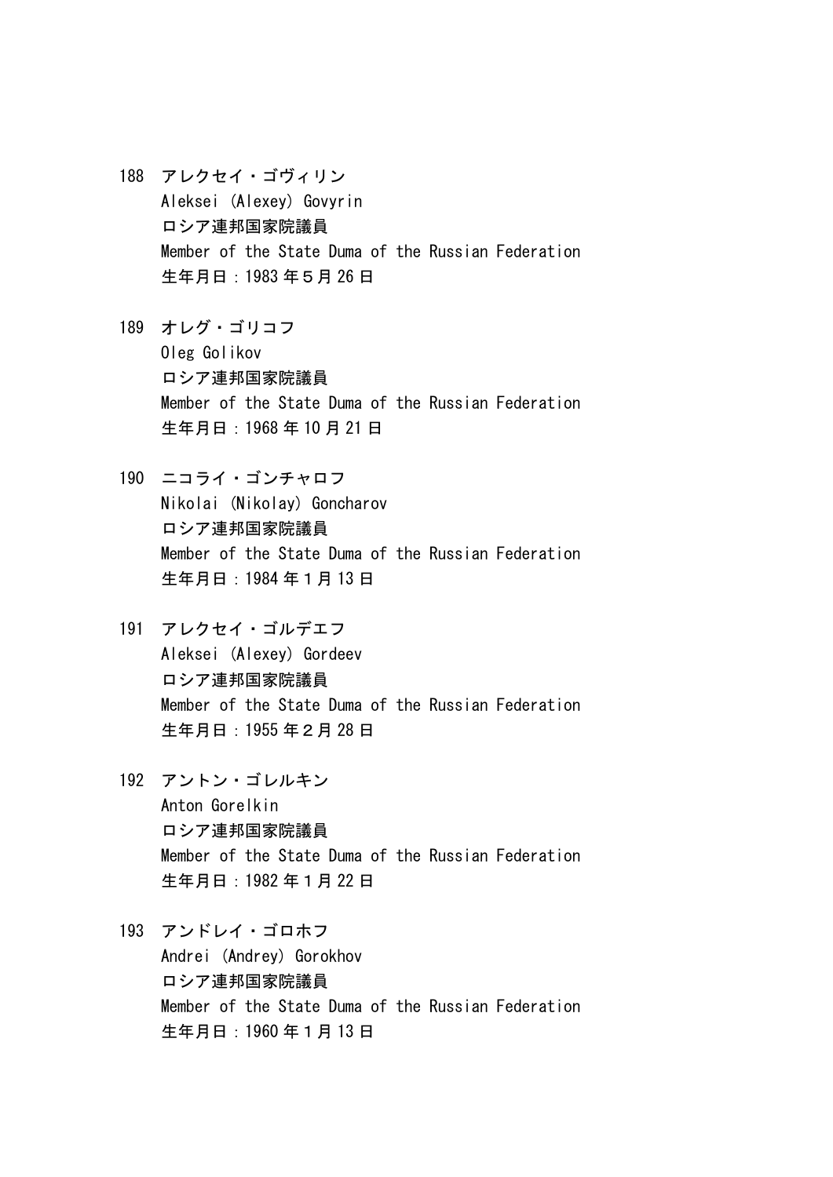188 アレクセイ・ゴヴィリン
Aleksei (Alexey) Govyrin
ロシア連邦国家院議員
Member of the State Duma of the Russian Federation
生年月日：1983 年５月 26 日

189 オレグ・ゴリコフ
Oleg Golikov
ロシア連邦国家院議員
Member of the State Duma of the Russian Federation
生年月日：1968 年 10 月 21 日

190 ニコライ・ゴンチャロフ
Nikolai (Nikolay) Goncharov
ロシア連邦国家院議員
Member of the State Duma of the Russian Federation
生年月日：1984 年１月 13 日

191 アレクセイ・ゴルデエフ
Aleksei (Alexey) Gordeev
ロシア連邦国家院議員
Member of the State Duma of the Russian Federation
生年月日：1955 年２月 28 日

192 アントン・ゴレルキン
Anton Gorelkin
ロシア連邦国家院議員
Member of the State Duma of the Russian Federation
生年月日：1982 年１月 22 日

193 アンドレイ・ゴロホフ
Andrei (Andrey) Gorokhov
ロシア連邦国家院議員
Member of the State Duma of the Russian Federation
生年月日：1960 年１月 13 日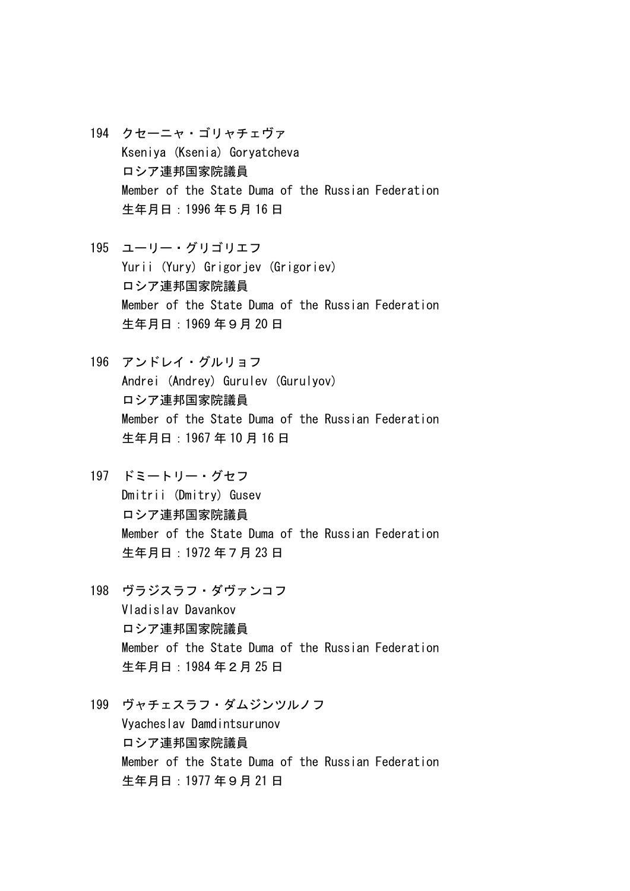194 クセーニャ・ゴリャチェヴァ
Kseniya (Ksenia) Goryatcheva
ロシア連邦国家院議員
Member of the State Duma of the Russian Federation
生年月日：1996年５月16日

195 ユーリー・グリゴリエフ
Yurii (Yury) Grigorjev (Grigoriev)
ロシア連邦国家院議員
Member of the State Duma of the Russian Federation
生年月日：1969年９月20日

196 アンドレイ・グルリョフ
Andrei (Andrey) Gurulev (Gurulyov)
ロシア連邦国家院議員
Member of the State Duma of the Russian Federation
生年月日：1967年10月16日

197 ドミートリー・グセフ
Dmitrii (Dmitry) Gusev
ロシア連邦国家院議員
Member of the State Duma of the Russian Federation
生年月日：1972年７月23日

198 ヴラジスラフ・ダヴァンコフ
Vladislav Davankov
ロシア連邦国家院議員
Member of the State Duma of the Russian Federation
生年月日：1984年２月25日

199 ヴャチェスラフ・ダムジンツルノフ
Vyacheslav Damdintsurunov
ロシア連邦国家院議員
Member of the State Duma of the Russian Federation
生年月日：1977年９月21日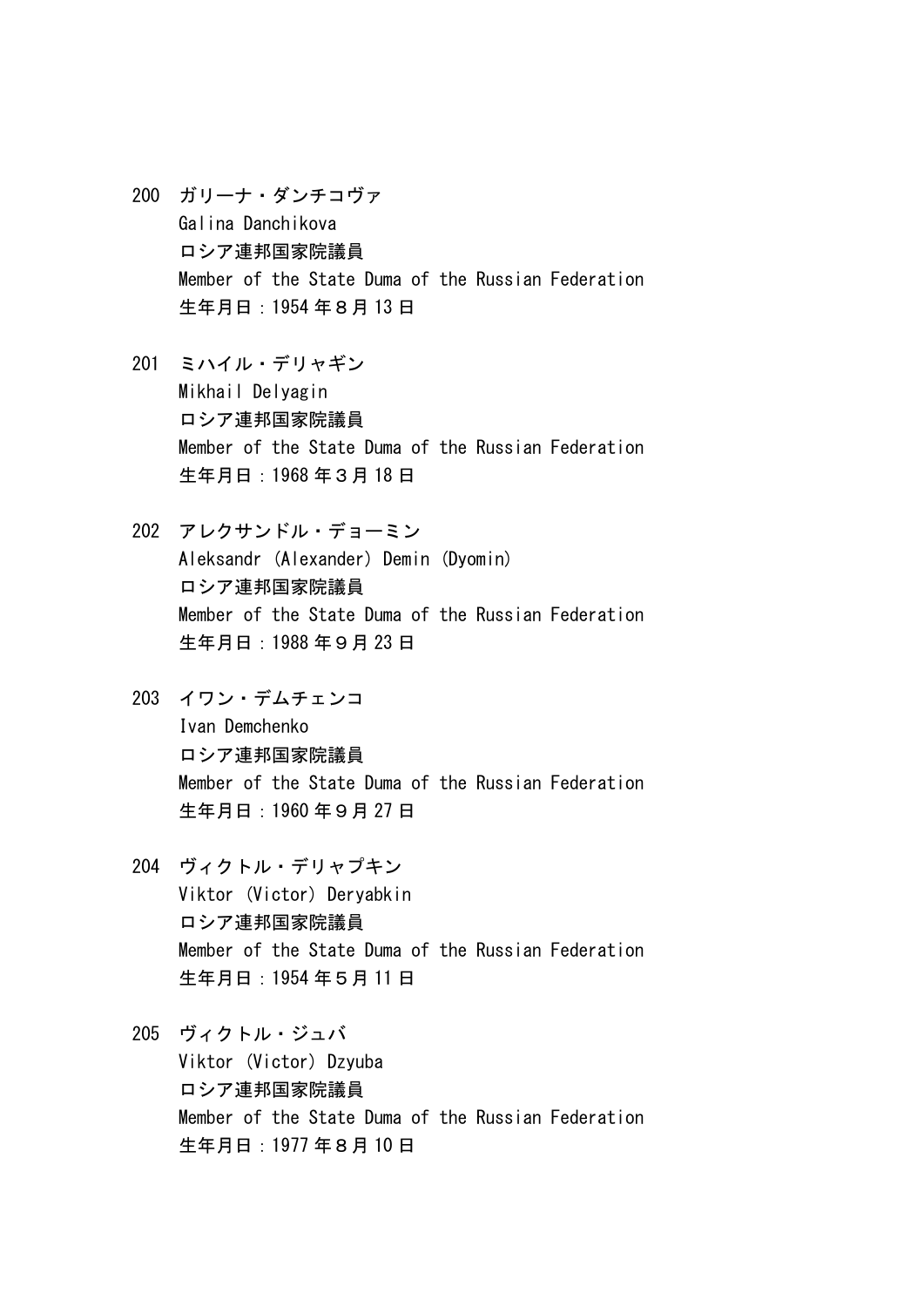200 ガリーナ・ダンチコヴァ
Galina Danchikova
ロシア連邦国家院議員
Member of the State Duma of the Russian Federation
生年月日：1954 年８月 13 日

201 ミハイル・デリャギン
Mikhail Delyagin
ロシア連邦国家院議員
Member of the State Duma of the Russian Federation
生年月日：1968 年３月 18 日

202 アレクサンドル・デョーミン
Aleksandr (Alexander) Demin (Dyomin)
ロシア連邦国家院議員
Member of the State Duma of the Russian Federation
生年月日：1988 年９月 23 日

203 イワン・デムチェンコ
Ivan Demchenko
ロシア連邦国家院議員
Member of the State Duma of the Russian Federation
生年月日：1960 年９月 27 日

204 ヴィクトル・デリャプキン
Viktor (Victor) Deryabkin
ロシア連邦国家院議員
Member of the State Duma of the Russian Federation
生年月日：1954 年５月 11 日

205 ヴィクトル・ジュバ
Viktor (Victor) Dzyuba
ロシア連邦国家院議員
Member of the State Duma of the Russian Federation
生年月日：1977 年８月 10 日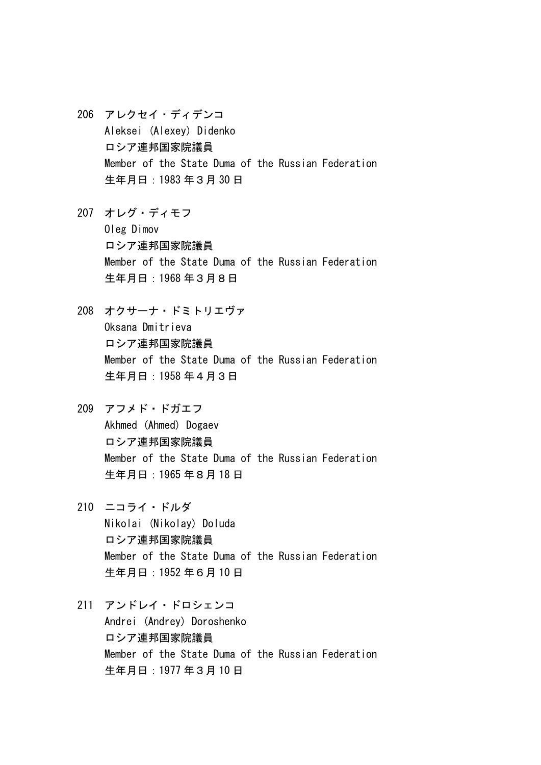206 アレクセイ・ディデンコ
Aleksei (Alexey) Didenko
ロシア連邦国家院議員
Member of the State Duma of the Russian Federation
生年月日：1983 年３月 30 日

207 オレグ・ディモフ
Oleg Dimov
ロシア連邦国家院議員
Member of the State Duma of the Russian Federation
生年月日：1968 年３月８日

208 オクサーナ・ドミトリエヴァ
Oksana Dmitrieva
ロシア連邦国家院議員
Member of the State Duma of the Russian Federation
生年月日：1958 年４月３日

209 アフメド・ドガエフ
Akhmed (Ahmed) Dogaev
ロシア連邦国家院議員
Member of the State Duma of the Russian Federation
生年月日：1965 年８月 18 日

210 ニコライ・ドルダ
Nikolai (Nikolay) Doluda
ロシア連邦国家院議員
Member of the State Duma of the Russian Federation
生年月日：1952 年６月 10 日

211 アンドレイ・ドロシェンコ
Andrei (Andrey) Doroshenko
ロシア連邦国家院議員
Member of the State Duma of the Russian Federation
生年月日：1977 年３月 10 日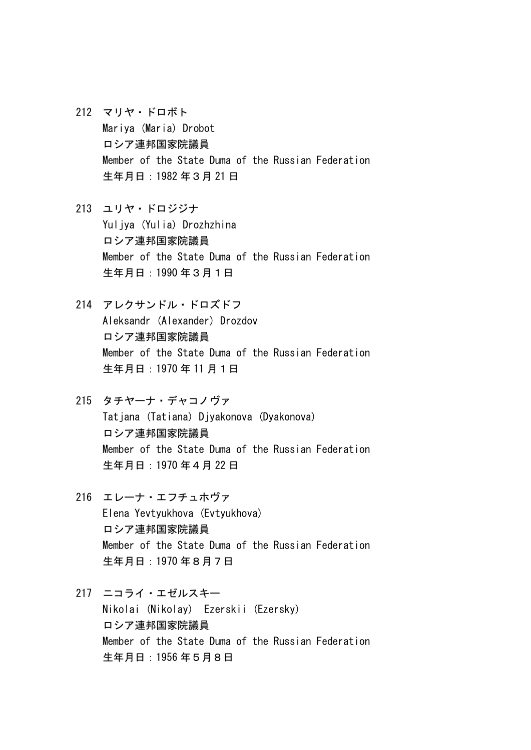212 マリヤ・ドロボト
Mariya (Maria) Drobot
ロシア連邦国家院議員
Member of the State Duma of the Russian Federation
生年月日：1982 年３月 21 日

213 ユリヤ・ドロジジナ
Yuljya (Yulia) Drozhzhina
ロシア連邦国家院議員
Member of the State Duma of the Russian Federation
生年月日：1990 年３月１日

214 アレクサンドル・ドロズドフ
Aleksandr (Alexander) Drozdov
ロシア連邦国家院議員
Member of the State Duma of the Russian Federation
生年月日：1970 年 11 月１日

215 タチヤーナ・デャコノヴァ
Tatjana (Tatiana) Djyakonova (Dyakonova)
ロシア連邦国家院議員
Member of the State Duma of the Russian Federation
生年月日：1970 年４月 22 日

216 エレーナ・エフチュホヴァ
Elena Yevtyukhova (Evtyukhova)
ロシア連邦国家院議員
Member of the State Duma of the Russian Federation
生年月日：1970 年８月７日

217 ニコライ・エゼルスキー
Nikolai (Nikolay) Ezerskii (Ezersky)
ロシア連邦国家院議員
Member of the State Duma of the Russian Federation
生年月日：1956 年５月８日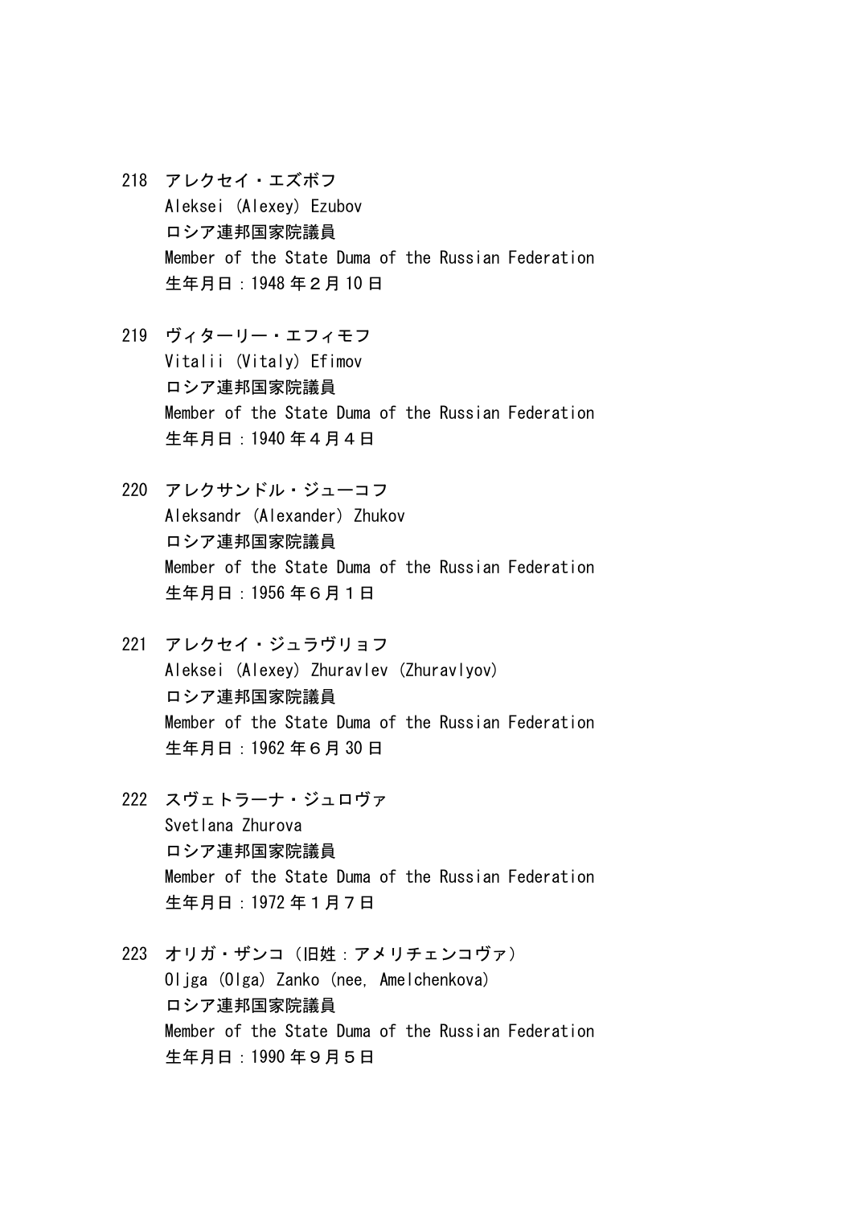218 アレクセイ・エズボフ
Aleksei (Alexey) Ezubov
ロシア連邦国家院議員
Member of the State Duma of the Russian Federation
生年月日：1948 年２月 10 日

219 ヴィターリー・エフィモフ
Vitalii (Vitaly) Efimov
ロシア連邦国家院議員
Member of the State Duma of the Russian Federation
生年月日：1940 年４月４日

220 アレクサンドル・ジューコフ
Aleksandr (Alexander) Zhukov
ロシア連邦国家院議員
Member of the State Duma of the Russian Federation
生年月日：1956 年６月１日

221 アレクセイ・ジュラヴリョフ
Aleksei (Alexey) Zhuravlev (Zhuravlyov)
ロシア連邦国家院議員
Member of the State Duma of the Russian Federation
生年月日：1962 年６月 30 日

222 スヴェトラーナ・ジュロヴァ
Svetlana Zhurova
ロシア連邦国家院議員
Member of the State Duma of the Russian Federation
生年月日：1972 年１月７日

223 オリガ・ザンコ（旧姓：アメリチェンコヴァ）
Oljga (Olga) Zanko (nee, Amelchenkova)
ロシア連邦国家院議員
Member of the State Duma of the Russian Federation
生年月日：1990 年９月５日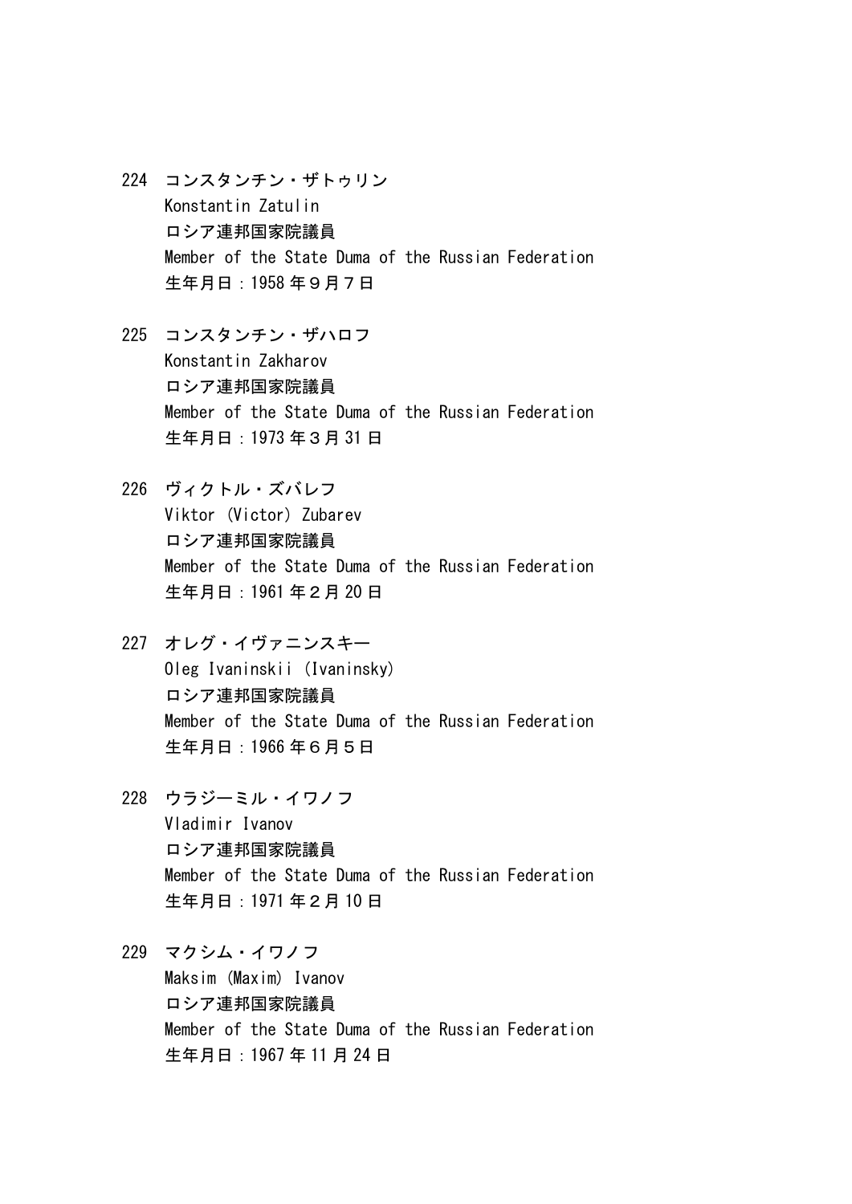224 コンスタンチン・ザトゥリン
Konstantin Zatulin
ロシア連邦国家院議員
Member of the State Duma of the Russian Federation
生年月日：1958 年９月７日

225 コンスタンチン・ザハロフ
Konstantin Zakharov
ロシア連邦国家院議員
Member of the State Duma of the Russian Federation
生年月日：1973 年３月 31 日

226 ヴィクトル・ズバレフ
Viktor (Victor) Zubarev
ロシア連邦国家院議員
Member of the State Duma of the Russian Federation
生年月日：1961 年２月 20 日

227 オレグ・イヴァニンスキー
Oleg Ivaninskii (Ivaninsky)
ロシア連邦国家院議員
Member of the State Duma of the Russian Federation
生年月日：1966 年６月５日

228 ウラジーミル・イワノフ
Vladimir Ivanov
ロシア連邦国家院議員
Member of the State Duma of the Russian Federation
生年月日：1971 年２月 10 日

229 マクシム・イワノフ
Maksim (Maxim) Ivanov
ロシア連邦国家院議員
Member of the State Duma of the Russian Federation
生年月日：1967 年 11 月 24 日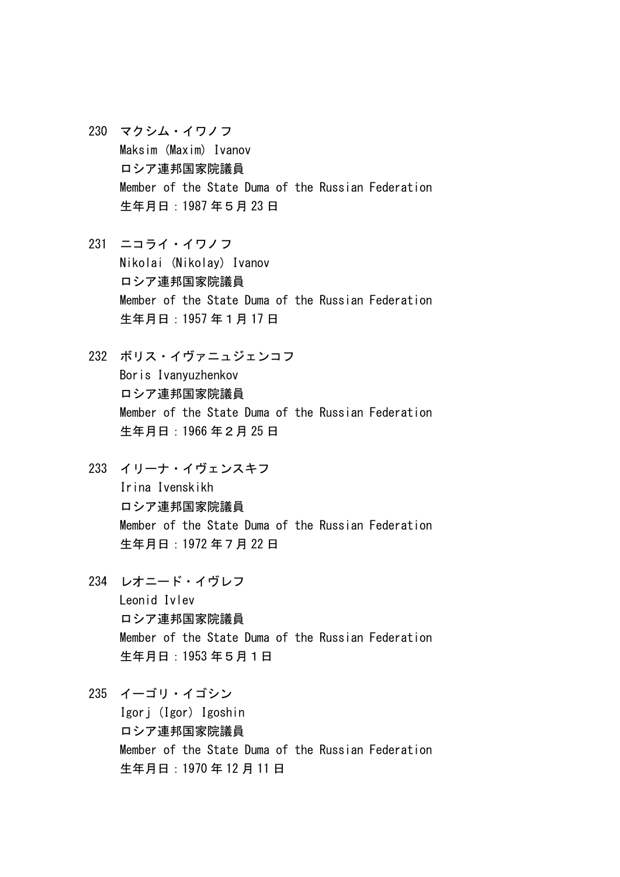230 マクシム・イワノフ
Maksim (Maxim) Ivanov
ロシア連邦国家院議員
Member of the State Duma of the Russian Federation
生年月日：1987 年５月 23 日

231 ニコライ・イワノフ
Nikolai (Nikolay) Ivanov
ロシア連邦国家院議員
Member of the State Duma of the Russian Federation
生年月日：1957 年１月 17 日

232 ボリス・イヴァニュジェンコフ
Boris Ivanyuzhenkov
ロシア連邦国家院議員
Member of the State Duma of the Russian Federation
生年月日：1966 年２月 25 日

233 イリーナ・イヴェンスキフ
Irina Ivenskikh
ロシア連邦国家院議員
Member of the State Duma of the Russian Federation
生年月日：1972 年７月 22 日

234 レオニード・イヴレフ
Leonid Ivlev
ロシア連邦国家院議員
Member of the State Duma of the Russian Federation
生年月日：1953 年５月１日

235 イーゴリ・イゴシン
Igorj (Igor) Igoshin
ロシア連邦国家院議員
Member of the State Duma of the Russian Federation
生年月日：1970 年 12 月 11 日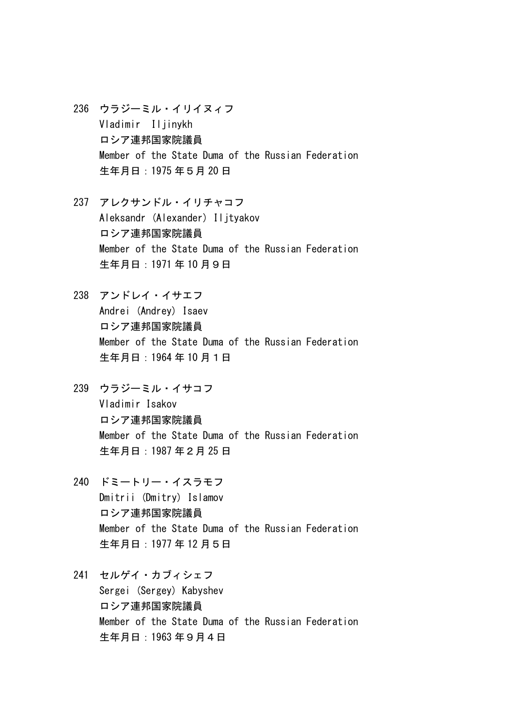236 ウラジーミル・イリイヌィフ
Vladimir  Iljinykh
ロシア連邦国家院議員
Member of the State Duma of the Russian Federation
生年月日：1975 年５月 20 日

237 アレクサンドル・イリチャコフ
Aleksandr (Alexander) Iljtyakov
ロシア連邦国家院議員
Member of the State Duma of the Russian Federation
生年月日：1971 年 10 月９日

238 アンドレイ・イサエフ
Andrei (Andrey) Isaev
ロシア連邦国家院議員
Member of the State Duma of the Russian Federation
生年月日：1964 年 10 月１日

239 ウラジーミル・イサコフ
Vladimir Isakov
ロシア連邦国家院議員
Member of the State Duma of the Russian Federation
生年月日：1987 年２月 25 日

240 ドミートリー・イスラモフ
Dmitrii (Dmitry) Islamov
ロシア連邦国家院議員
Member of the State Duma of the Russian Federation
生年月日：1977 年 12 月５日

241 セルゲイ・カブィシェフ
Sergei (Sergey) Kabyshev
ロシア連邦国家院議員
Member of the State Duma of the Russian Federation
生年月日：1963 年９月４日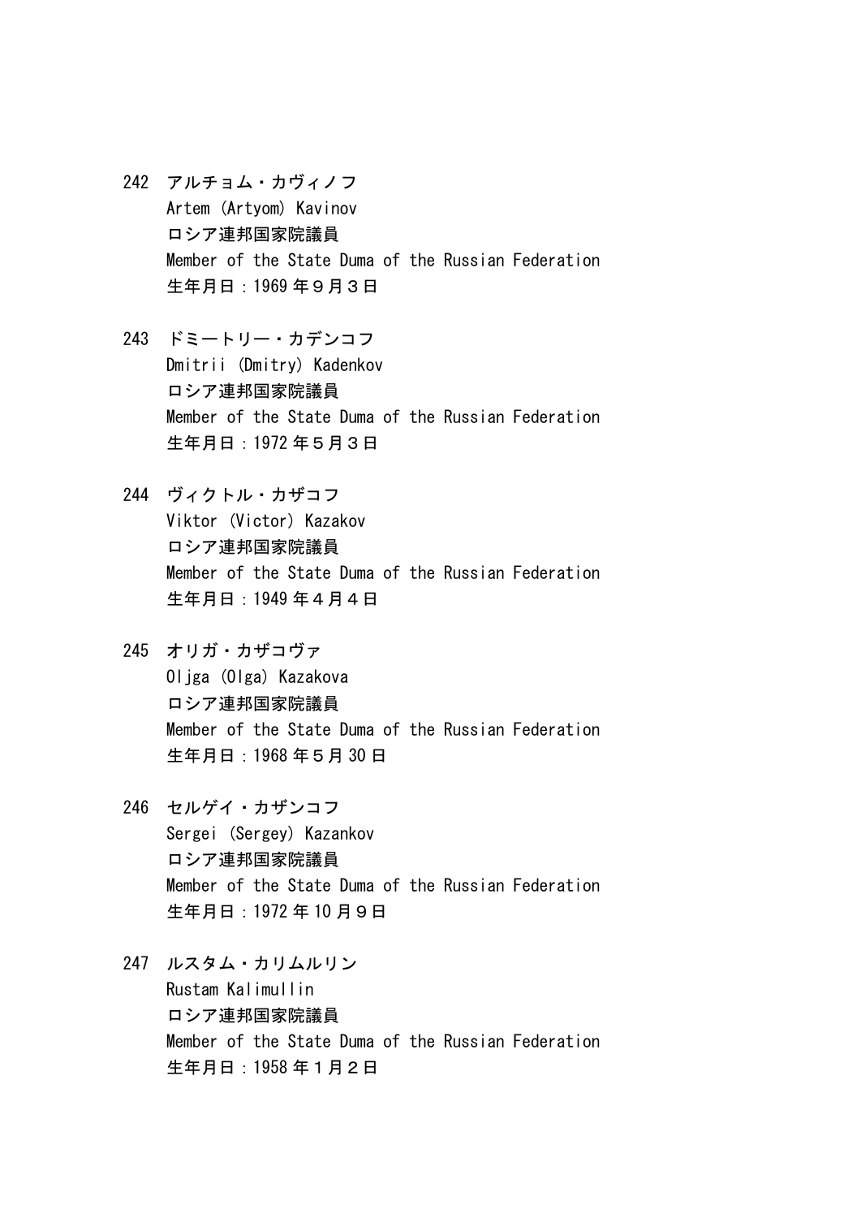242 アルチョム・カヴィノフ
Artem (Artyom) Kavinov
ロシア連邦国家院議員
Member of the State Duma of the Russian Federation
生年月日：1969 年９月３日

243 ドミートリー・カデンコフ
Dmitrii (Dmitry) Kadenkov
ロシア連邦国家院議員
Member of the State Duma of the Russian Federation
生年月日：1972 年５月３日

244 ヴィクトル・カザコフ
Viktor (Victor) Kazakov
ロシア連邦国家院議員
Member of the State Duma of the Russian Federation
生年月日：1949 年４月４日

245 オリガ・カザコヴァ
Oljga (Olga) Kazakova
ロシア連邦国家院議員
Member of the State Duma of the Russian Federation
生年月日：1968 年５月 30 日

246 セルゲイ・カザンコフ
Sergei (Sergey) Kazankov
ロシア連邦国家院議員
Member of the State Duma of the Russian Federation
生年月日：1972 年 10 月９日

247 ルスタム・カリムルリン
Rustam Kalimullin
ロシア連邦国家院議員
Member of the State Duma of the Russian Federation
生年月日：1958 年１月２日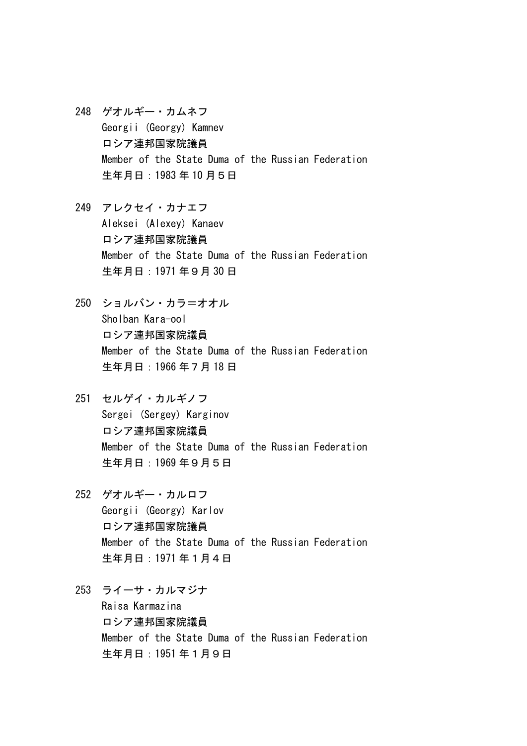248 ゲオルギー・カムネフ
Georgii (Georgy) Kamnev
ロシア連邦国家院議員
Member of the State Duma of the Russian Federation
生年月日：1983 年 10 月５日

249 アレクセイ・カナエフ
Aleksei (Alexey) Kanaev
ロシア連邦国家院議員
Member of the State Duma of the Russian Federation
生年月日：1971 年９月 30 日

250 ショルバン・カラ＝オオル
Sholban Kara-ool
ロシア連邦国家院議員
Member of the State Duma of the Russian Federation
生年月日：1966 年７月 18 日

251 セルゲイ・カルギノフ
Sergei (Sergey) Karginov
ロシア連邦国家院議員
Member of the State Duma of the Russian Federation
生年月日：1969 年９月５日

252 ゲオルギー・カルロフ
Georgii (Georgy) Karlov
ロシア連邦国家院議員
Member of the State Duma of the Russian Federation
生年月日：1971 年１月４日

253 ライーサ・カルマジナ
Raisa Karmazina
ロシア連邦国家院議員
Member of the State Duma of the Russian Federation
生年月日：1951 年１月９日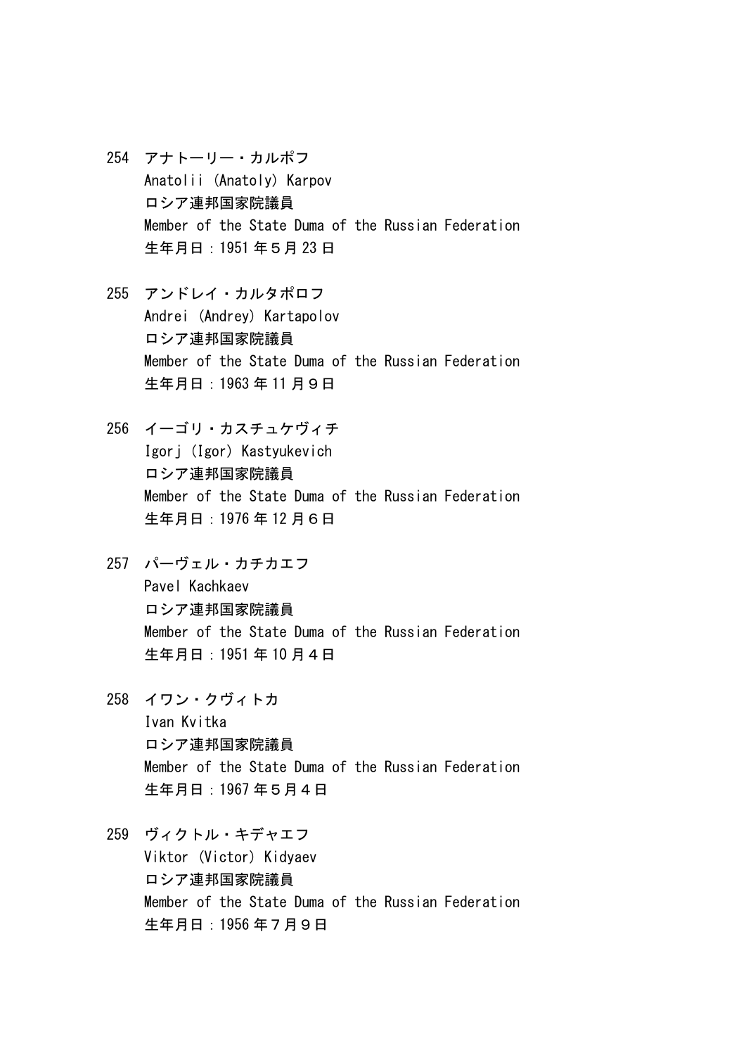254 アナトーリー・カルポフ
Anatolii (Anatoly) Karpov
ロシア連邦国家院議員
Member of the State Duma of the Russian Federation
生年月日：1951 年５月 23 日

255 アンドレイ・カルタポロフ
Andrei (Andrey) Kartapolov
ロシア連邦国家院議員
Member of the State Duma of the Russian Federation
生年月日：1963 年 11 月９日

256 イーゴリ・カスチュケヴィチ
Igorj (Igor) Kastyukevich
ロシア連邦国家院議員
Member of the State Duma of the Russian Federation
生年月日：1976 年 12 月６日

257 パーヴェル・カチカエフ
Pavel Kachkaev
ロシア連邦国家院議員
Member of the State Duma of the Russian Federation
生年月日：1951 年 10 月４日

258 イワン・クヴィトカ
Ivan Kvitka
ロシア連邦国家院議員
Member of the State Duma of the Russian Federation
生年月日：1967 年５月４日

259 ヴィクトル・キデャエフ
Viktor (Victor) Kidyaev
ロシア連邦国家院議員
Member of the State Duma of the Russian Federation
生年月日：1956 年７月９日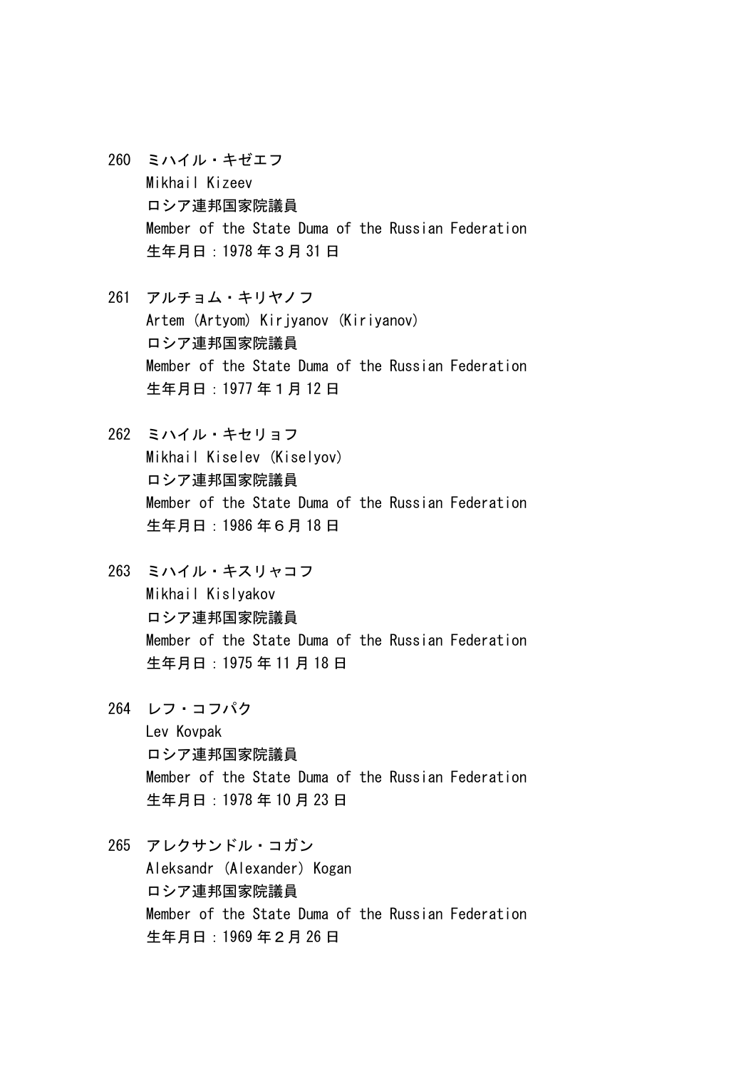260 ミハイル・キゼエフ
Mikhail Kizeev
ロシア連邦国家院議員
Member of the State Duma of the Russian Federation
生年月日：1978 年３月 31 日

261 アルチョム・キリヤノフ
Artem (Artyom) Kirjyanov (Kiriyanov)
ロシア連邦国家院議員
Member of the State Duma of the Russian Federation
生年月日：1977 年１月 12 日

262 ミハイル・キセリョフ
Mikhail Kiselev (Kiselyov)
ロシア連邦国家院議員
Member of the State Duma of the Russian Federation
生年月日：1986 年６月 18 日

263 ミハイル・キスリャコフ
Mikhail Kislyakov
ロシア連邦国家院議員
Member of the State Duma of the Russian Federation
生年月日：1975 年 11 月 18 日

264 レフ・コフパク
Lev Kovpak
ロシア連邦国家院議員
Member of the State Duma of the Russian Federation
生年月日：1978 年 10 月 23 日

265 アレクサンドル・コガン
Aleksandr (Alexander) Kogan
ロシア連邦国家院議員
Member of the State Duma of the Russian Federation
生年月日：1969 年２月 26 日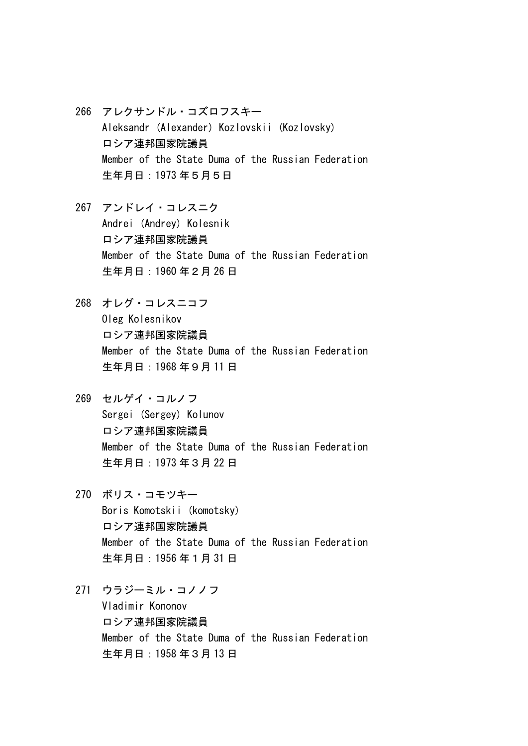266 アレクサンドル・コズロフスキー
Aleksandr (Alexander) Kozlovskii (Kozlovsky)
ロシア連邦国家院議員
Member of the State Duma of the Russian Federation
生年月日：1973 年５月５日

267 アンドレイ・コレスニク
Andrei (Andrey) Kolesnik
ロシア連邦国家院議員
Member of the State Duma of the Russian Federation
生年月日：1960 年２月 26 日

268 オレグ・コレスニコフ
Oleg Kolesnikov
ロシア連邦国家院議員
Member of the State Duma of the Russian Federation
生年月日：1968 年９月 11 日

269 セルゲイ・コルノフ
Sergei (Sergey) Kolunov
ロシア連邦国家院議員
Member of the State Duma of the Russian Federation
生年月日：1973 年３月 22 日

270 ボリス・コモツキー
Boris Komotskii (komotsky)
ロシア連邦国家院議員
Member of the State Duma of the Russian Federation
生年月日：1956 年１月 31 日

271 ウラジーミル・コノノフ
Vladimir Kononov
ロシア連邦国家院議員
Member of the State Duma of the Russian Federation
生年月日：1958 年３月 13 日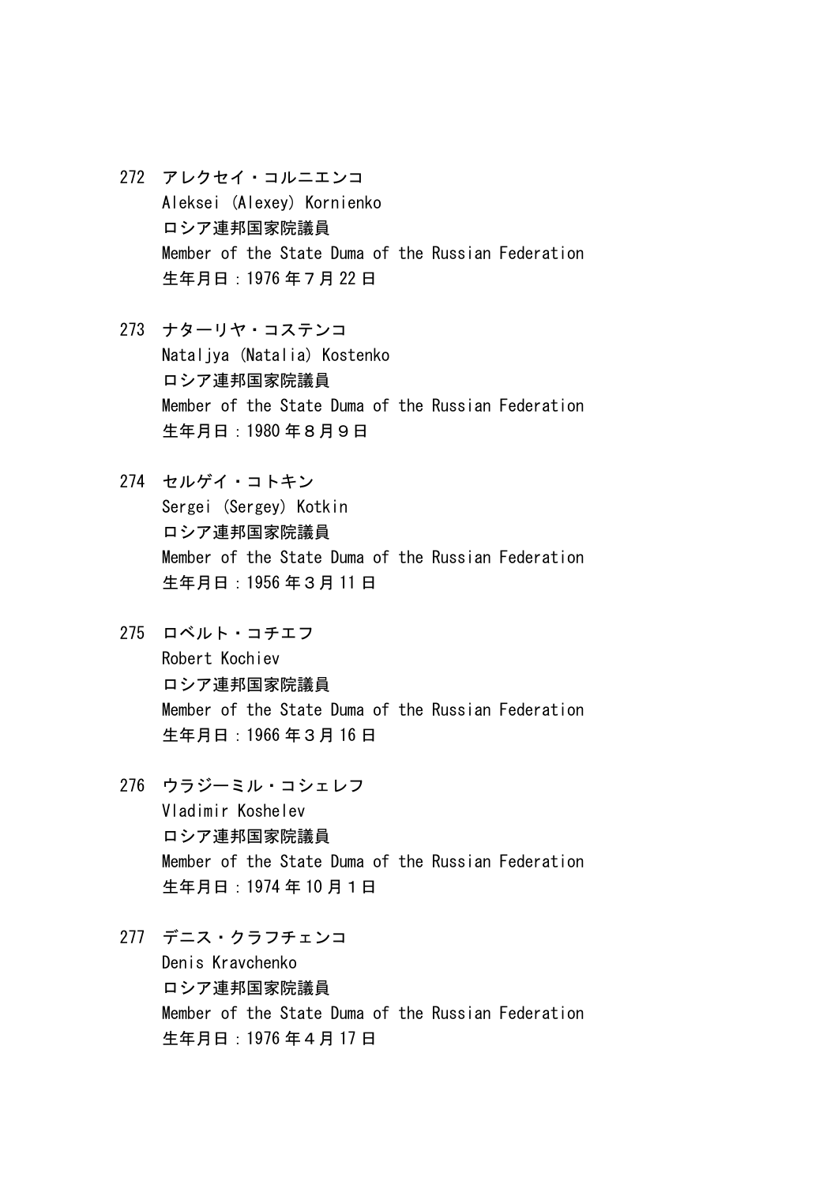272 アレクセイ・コルニエンコ
Aleksei (Alexey) Kornienko
ロシア連邦国家院議員
Member of the State Duma of the Russian Federation
生年月日：1976 年７月 22 日

273 ナターリヤ・コステンコ
Nataljya (Natalia) Kostenko
ロシア連邦国家院議員
Member of the State Duma of the Russian Federation
生年月日：1980 年８月９日

274 セルゲイ・コトキン
Sergei (Sergey) Kotkin
ロシア連邦国家院議員
Member of the State Duma of the Russian Federation
生年月日：1956 年３月 11 日

275 ロベルト・コチエフ
Robert Kochiev
ロシア連邦国家院議員
Member of the State Duma of the Russian Federation
生年月日：1966 年３月 16 日

276 ウラジーミル・コシェレフ
Vladimir Koshelev
ロシア連邦国家院議員
Member of the State Duma of the Russian Federation
生年月日：1974 年 10 月１日

277 デニス・クラフチェンコ
Denis Kravchenko
ロシア連邦国家院議員
Member of the State Duma of the Russian Federation
生年月日：1976 年４月 17 日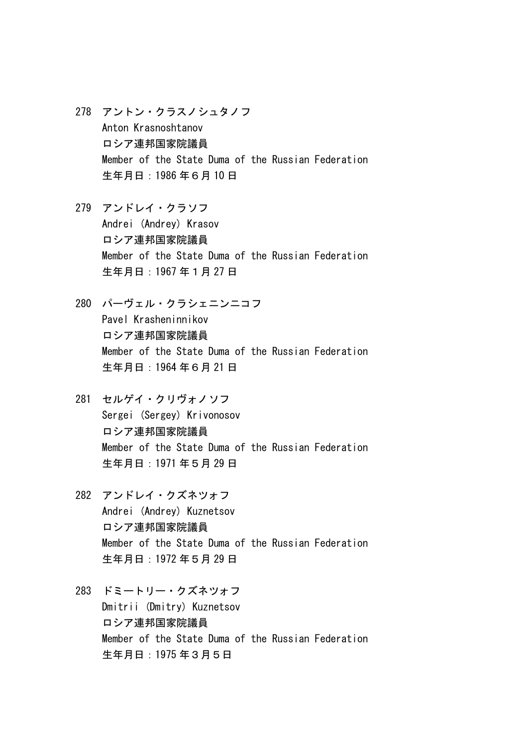278 アントン・クラスノシュタノフ
Anton Krasnoshtanov
ロシア連邦国家院議員
Member of the State Duma of the Russian Federation
生年月日：1986 年６月 10 日

279 アンドレイ・クラソフ
Andrei (Andrey) Krasov
ロシア連邦国家院議員
Member of the State Duma of the Russian Federation
生年月日：1967 年１月 27 日

280 パーヴェル・クラシェニンニコフ
Pavel Krasheninnikov
ロシア連邦国家院議員
Member of the State Duma of the Russian Federation
生年月日：1964 年６月 21 日

281 セルゲイ・クリヴォノソフ
Sergei (Sergey) Krivonosov
ロシア連邦国家院議員
Member of the State Duma of the Russian Federation
生年月日：1971 年５月 29 日

282 アンドレイ・クズネツォフ
Andrei (Andrey) Kuznetsov
ロシア連邦国家院議員
Member of the State Duma of the Russian Federation
生年月日：1972 年５月 29 日

283 ドミートリー・クズネツォフ
Dmitrii (Dmitry) Kuznetsov
ロシア連邦国家院議員
Member of the State Duma of the Russian Federation
生年月日：1975 年３月５日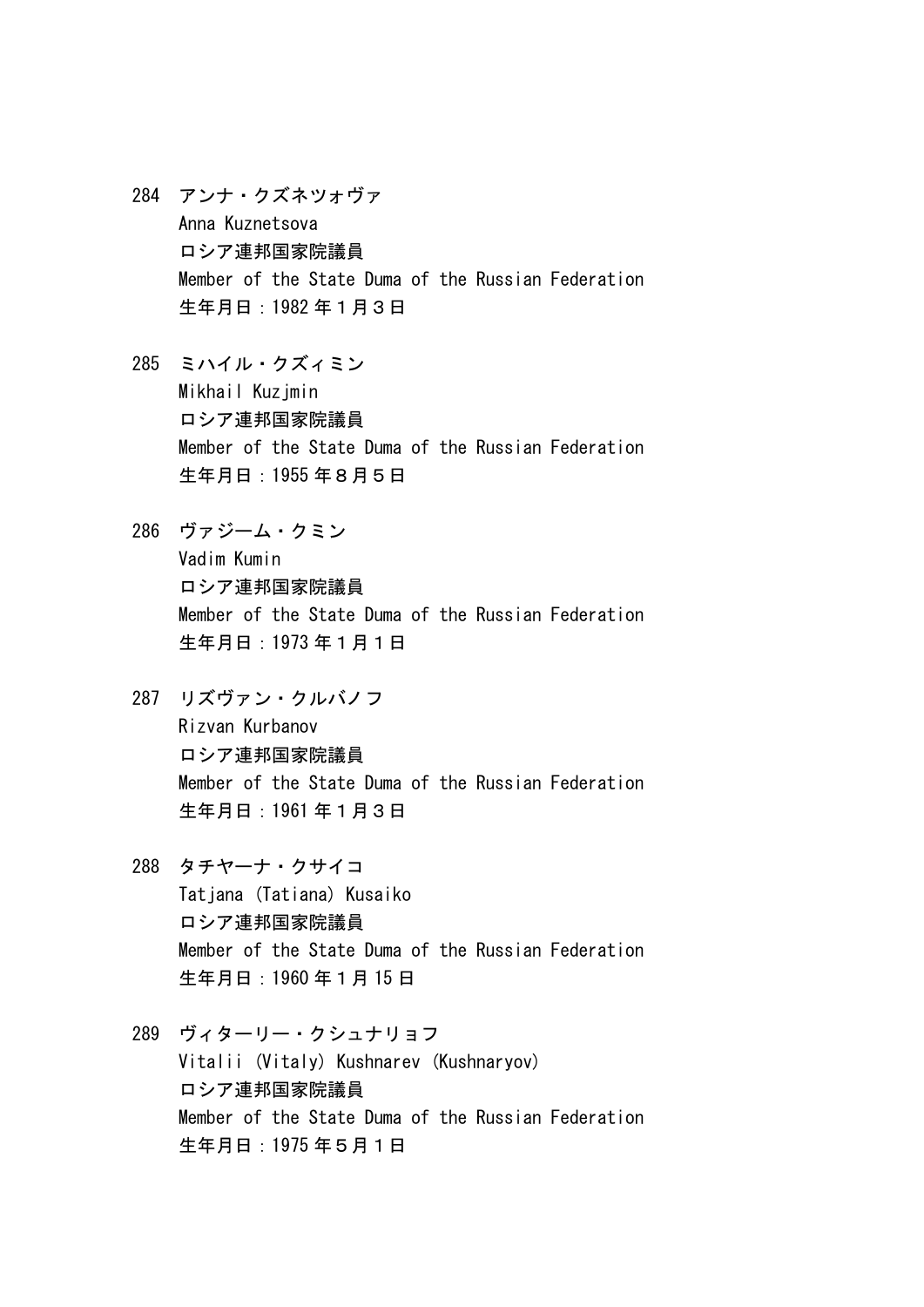284 アンナ・クズネツォヴァ
Anna Kuznetsova
ロシア連邦国家院議員
Member of the State Duma of the Russian Federation
生年月日：1982 年１月３日

285 ミハイル・クズィミン
Mikhail Kuzjmin
ロシア連邦国家院議員
Member of the State Duma of the Russian Federation
生年月日：1955 年８月５日

286 ヴァジーム・クミン
Vadim Kumin
ロシア連邦国家院議員
Member of the State Duma of the Russian Federation
生年月日：1973 年１月１日

287 リズヴァン・クルバノフ
Rizvan Kurbanov
ロシア連邦国家院議員
Member of the State Duma of the Russian Federation
生年月日：1961 年１月３日

288 タチヤーナ・クサイコ
Tatjana (Tatiana) Kusaiko
ロシア連邦国家院議員
Member of the State Duma of the Russian Federation
生年月日：1960 年１月 15 日

289 ヴィターリー・クシュナリョフ
Vitalii (Vitaly) Kushnarev (Kushnaryov)
ロシア連邦国家院議員
Member of the State Duma of the Russian Federation
生年月日：1975 年５月１日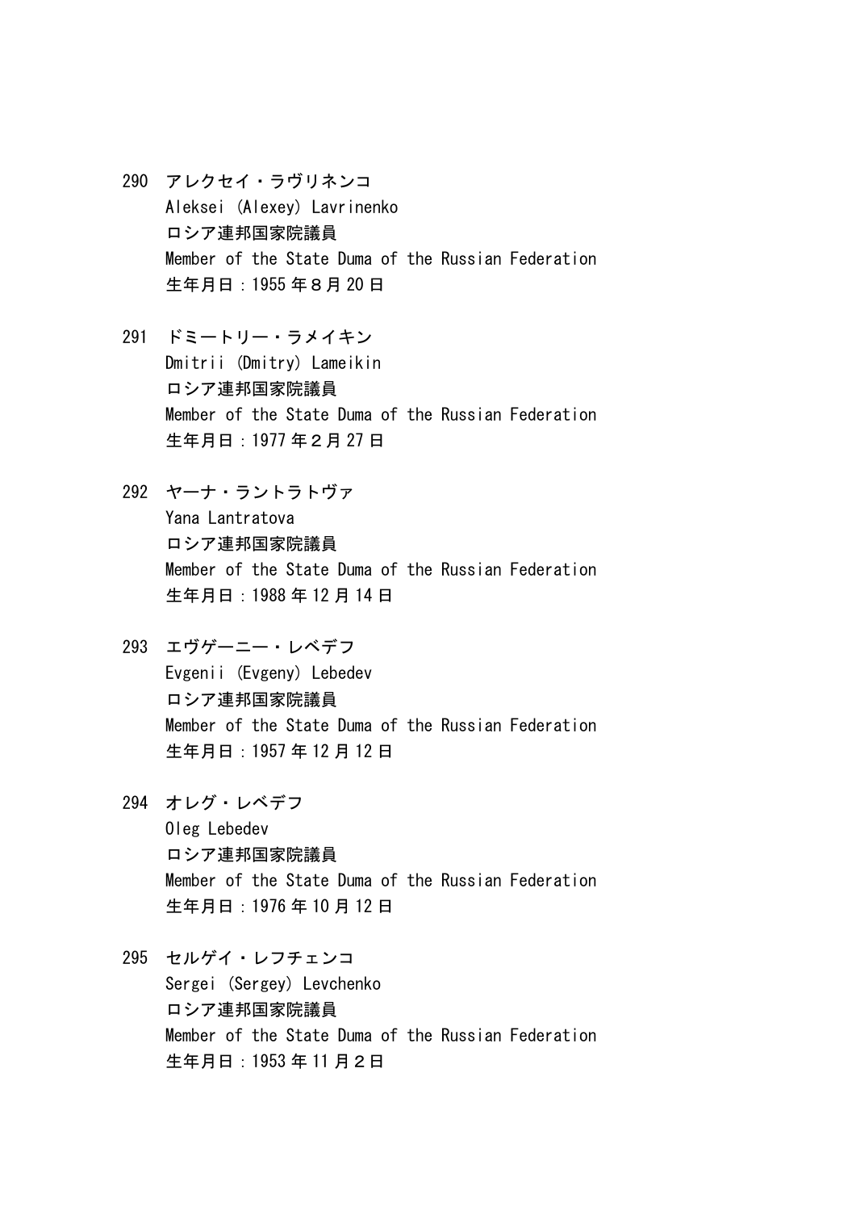290 アレクセイ・ラヴリネンコ
Aleksei (Alexey) Lavrinenko
ロシア連邦国家院議員
Member of the State Duma of the Russian Federation
生年月日：1955 年８月 20 日

291 ドミートリー・ラメイキン
Dmitrii (Dmitry) Lameikin
ロシア連邦国家院議員
Member of the State Duma of the Russian Federation
生年月日：1977 年２月 27 日

292 ヤーナ・ラントラトヴァ
Yana Lantratova
ロシア連邦国家院議員
Member of the State Duma of the Russian Federation
生年月日：1988 年 12 月 14 日

293 エヴゲーニー・レベデフ
Evgenii (Evgeny) Lebedev
ロシア連邦国家院議員
Member of the State Duma of the Russian Federation
生年月日：1957 年 12 月 12 日

294 オレグ・レベデフ
Oleg Lebedev
ロシア連邦国家院議員
Member of the State Duma of the Russian Federation
生年月日：1976 年 10 月 12 日

295 セルゲイ・レフチェンコ
Sergei (Sergey) Levchenko
ロシア連邦国家院議員
Member of the State Duma of the Russian Federation
生年月日：1953 年 11 月２日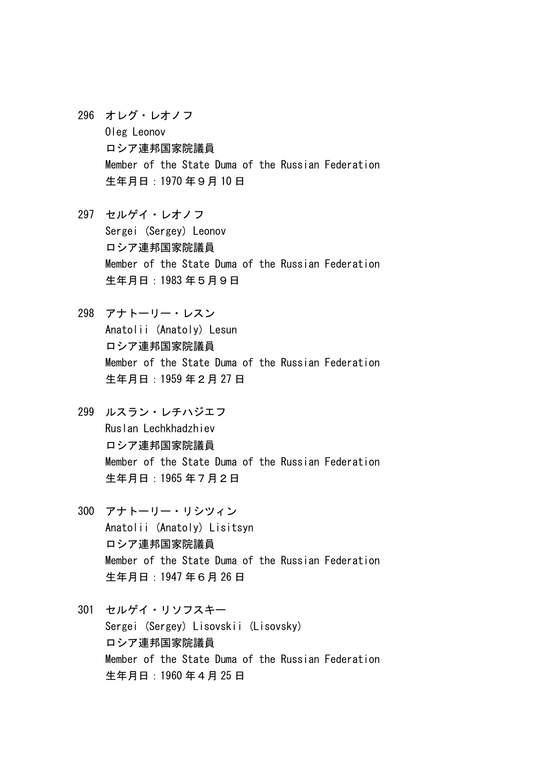296　オレグ・レオノフ
Oleg Leonov
ロシア連邦国家院議員
Member of the State Duma of the Russian Federation
生年月日：1970 年９月 10 日

297　セルゲイ・レオノフ
Sergei (Sergey) Leonov
ロシア連邦国家院議員
Member of the State Duma of the Russian Federation
生年月日：1983 年５月９日

298　アナトーリー・レスン
Anatolii (Anatoly) Lesun
ロシア連邦国家院議員
Member of the State Duma of the Russian Federation
生年月日：1959 年２月 27 日

299　ルスラン・レチハジエフ
Ruslan Lechkhadzhiev
ロシア連邦国家院議員
Member of the State Duma of the Russian Federation
生年月日：1965 年７月２日

300　アナトーリー・リシツィン
Anatolii (Anatoly) Lisitsyn
ロシア連邦国家院議員
Member of the State Duma of the Russian Federation
生年月日：1947 年６月 26 日

301　セルゲイ・リソフスキー
Sergei (Sergey) Lisovskii (Lisovsky)
ロシア連邦国家院議員
Member of the State Duma of the Russian Federation
生年月日：1960 年４月 25 日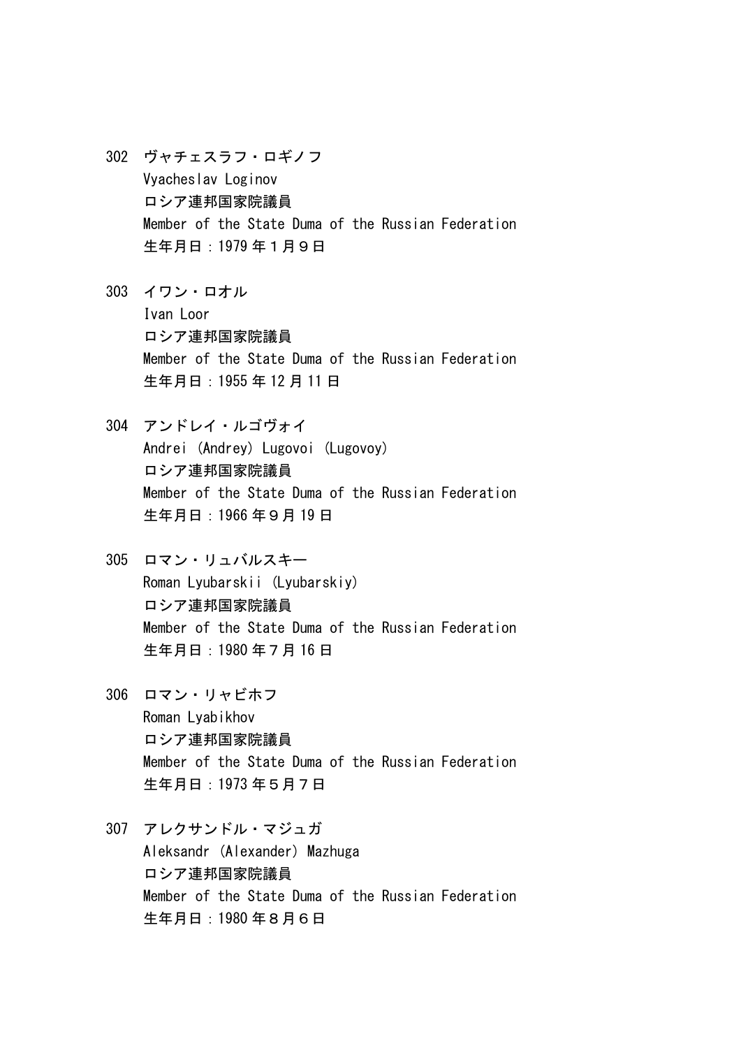302 ヴャチェスラフ・ロギノフ
Vyacheslav Loginov
ロシア連邦国家院議員
Member of the State Duma of the Russian Federation
生年月日：1979 年１月９日

303 イワン・ロオル
Ivan Loor
ロシア連邦国家院議員
Member of the State Duma of the Russian Federation
生年月日：1955 年 12 月 11 日

304 アンドレイ・ルゴヴォイ
Andrei (Andrey) Lugovoi (Lugovoy)
ロシア連邦国家院議員
Member of the State Duma of the Russian Federation
生年月日：1966 年９月 19 日

305 ロマン・リュバルスキー
Roman Lyubarskii (Lyubarskiy)
ロシア連邦国家院議員
Member of the State Duma of the Russian Federation
生年月日：1980 年７月 16 日

306 ロマン・リャビホフ
Roman Lyabikhov
ロシア連邦国家院議員
Member of the State Duma of the Russian Federation
生年月日：1973 年５月７日

307 アレクサンドル・マジュガ
Aleksandr (Alexander) Mazhuga
ロシア連邦国家院議員
Member of the State Duma of the Russian Federation
生年月日：1980 年８月６日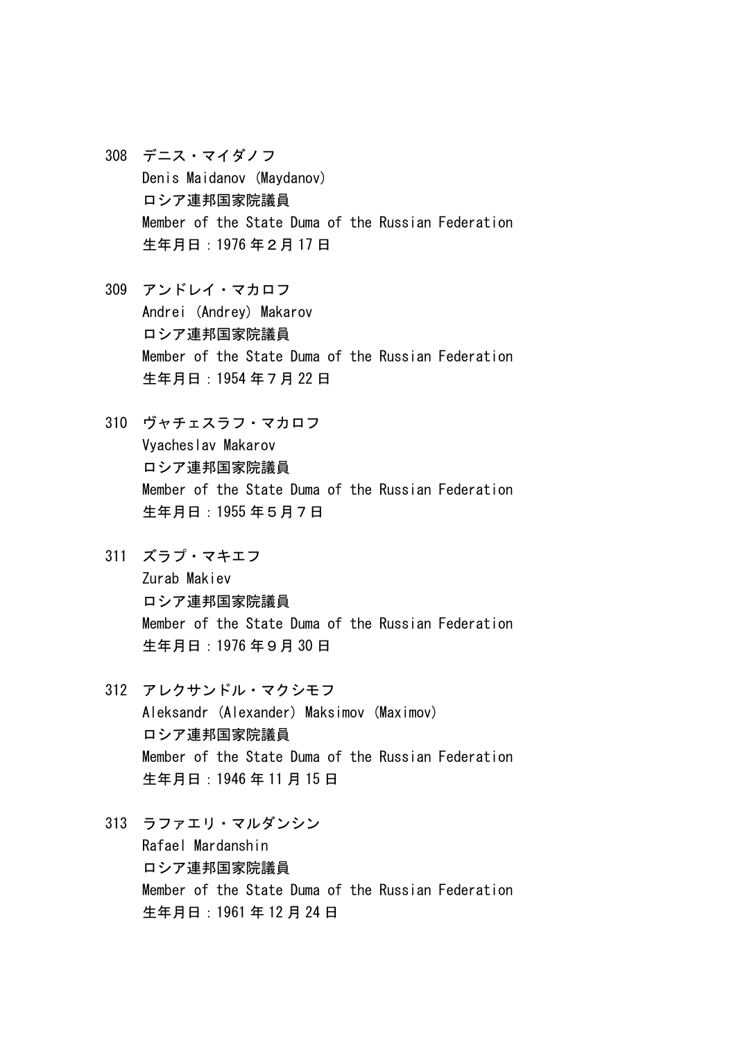308　デニス・マイダノフ
Denis Maidanov (Maydanov)
ロシア連邦国家院議員
Member of the State Duma of the Russian Federation
生年月日：1976 年２月 17 日

309　アンドレイ・マカロフ
Andrei (Andrey) Makarov
ロシア連邦国家院議員
Member of the State Duma of the Russian Federation
生年月日：1954 年７月 22 日

310　ヴャチェスラフ・マカロフ
Vyacheslav Makarov
ロシア連邦国家院議員
Member of the State Duma of the Russian Federation
生年月日：1955 年５月７日

311　ズラブ・マキエフ
Zurab Makiev
ロシア連邦国家院議員
Member of the State Duma of the Russian Federation
生年月日：1976 年９月 30 日

312　アレクサンドル・マクシモフ
Aleksandr (Alexander) Maksimov (Maximov)
ロシア連邦国家院議員
Member of the State Duma of the Russian Federation
生年月日：1946 年 11 月 15 日

313　ラファエリ・マルダンシン
Rafael Mardanshin
ロシア連邦国家院議員
Member of the State Duma of the Russian Federation
生年月日：1961 年 12 月 24 日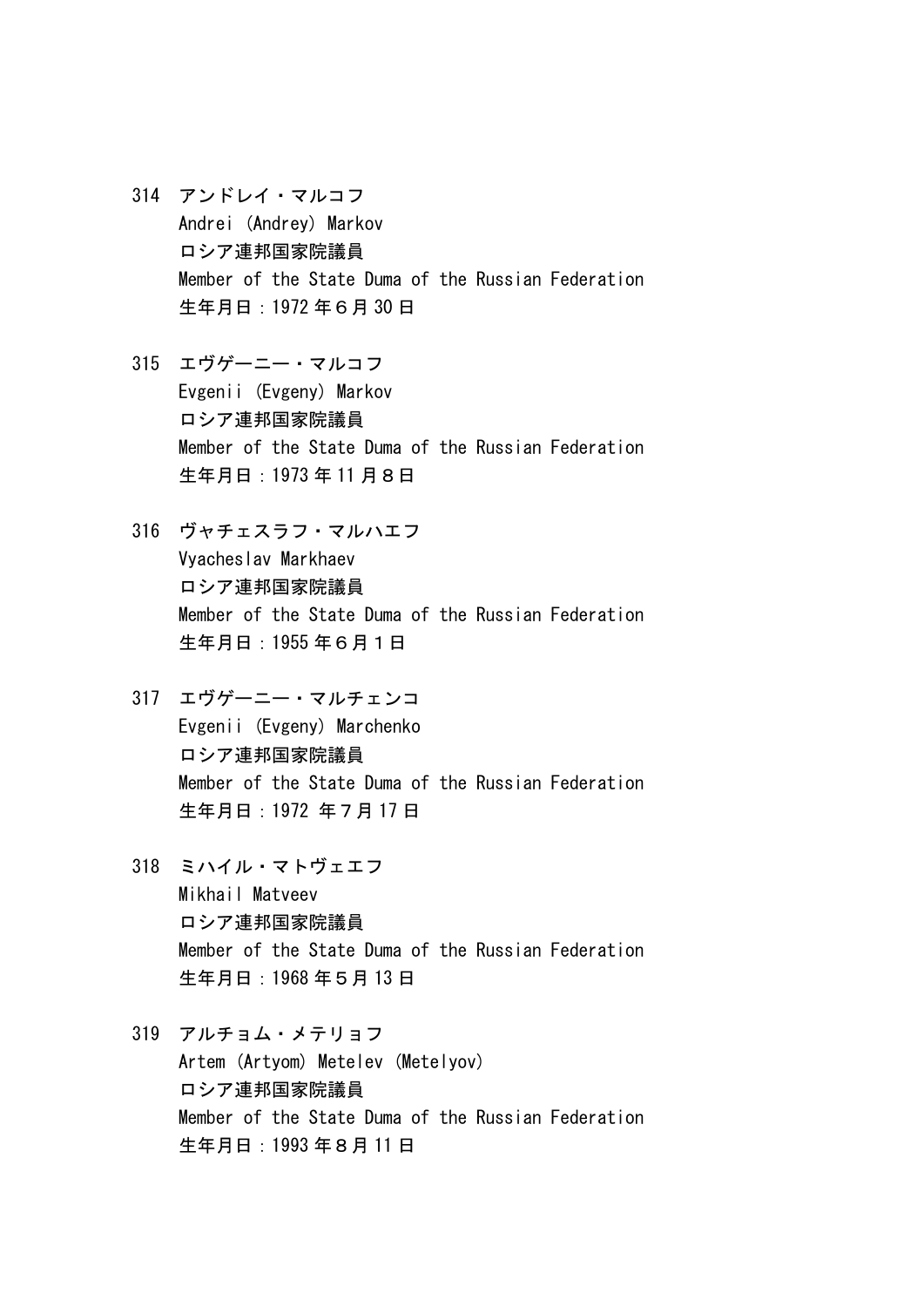314 アンドレイ・マルコフ
Andrei (Andrey) Markov
ロシア連邦国家院議員
Member of the State Duma of the Russian Federation
生年月日：1972 年６月 30 日

315 エヴゲーニー・マルコフ
Evgenii (Evgeny) Markov
ロシア連邦国家院議員
Member of the State Duma of the Russian Federation
生年月日：1973 年 11 月８日

316 ヴャチェスラフ・マルハエフ
Vyacheslav Markhaev
ロシア連邦国家院議員
Member of the State Duma of the Russian Federation
生年月日：1955 年６月１日

317 エヴゲーニー・マルチェンコ
Evgenii (Evgeny) Marchenko
ロシア連邦国家院議員
Member of the State Duma of the Russian Federation
生年月日：1972 年７月 17 日

318 ミハイル・マトヴェエフ
Mikhail Matveev
ロシア連邦国家院議員
Member of the State Duma of the Russian Federation
生年月日：1968 年５月 13 日

319 アルチョム・メテリョフ
Artem (Artyom) Metelev (Metelyov)
ロシア連邦国家院議員
Member of the State Duma of the Russian Federation
生年月日：1993 年８月 11 日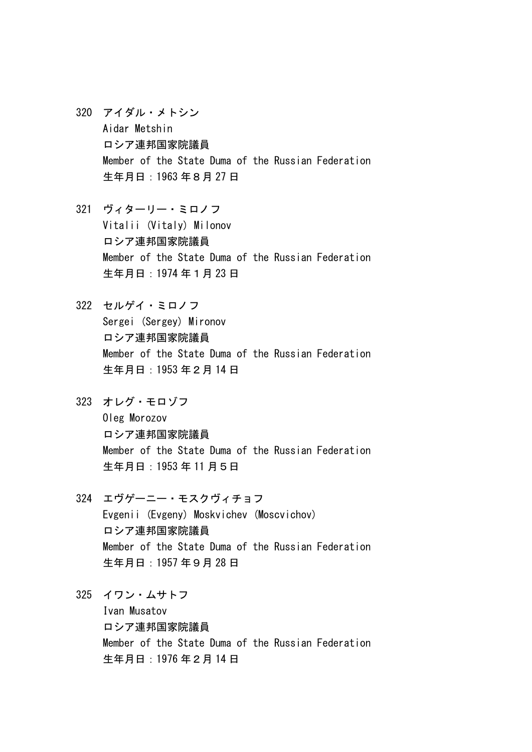320 アイダル・メトシン
Aidar Metshin
ロシア連邦国家院議員
Member of the State Duma of the Russian Federation
生年月日：1963 年８月 27 日

321 ヴィターリー・ミロノフ
Vitalii (Vitaly) Milonov
ロシア連邦国家院議員
Member of the State Duma of the Russian Federation
生年月日：1974 年１月 23 日

322 セルゲイ・ミロノフ
Sergei (Sergey) Mironov
ロシア連邦国家院議員
Member of the State Duma of the Russian Federation
生年月日：1953 年２月 14 日

323 オレグ・モロゾフ
Oleg Morozov
ロシア連邦国家院議員
Member of the State Duma of the Russian Federation
生年月日：1953 年 11 月５日

324 エヴゲーニー・モスクヴィチョフ
Evgenii (Evgeny) Moskvichev (Moscvichov)
ロシア連邦国家院議員
Member of the State Duma of the Russian Federation
生年月日：1957 年９月 28 日

325 イワン・ムサトフ
Ivan Musatov
ロシア連邦国家院議員
Member of the State Duma of the Russian Federation
生年月日：1976 年２月 14 日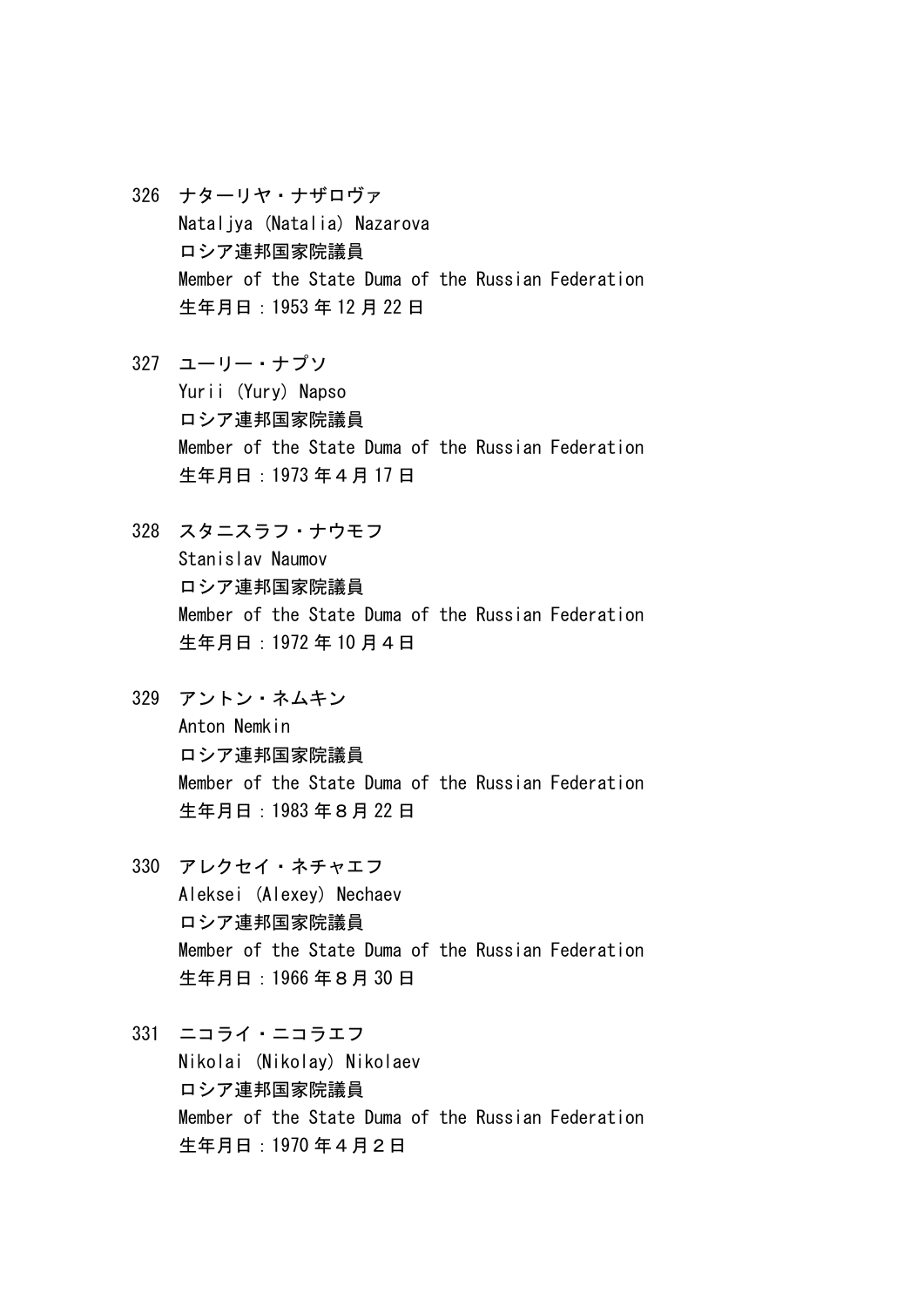326 ナターリヤ・ナザロヴァ
Nataljya (Natalia) Nazarova
ロシア連邦国家院議員
Member of the State Duma of the Russian Federation
生年月日：1953 年 12 月 22 日

327 ユーリー・ナプソ
Yurii (Yury) Napso
ロシア連邦国家院議員
Member of the State Duma of the Russian Federation
生年月日：1973 年４月 17 日

328 スタニスラフ・ナウモフ
Stanislav Naumov
ロシア連邦国家院議員
Member of the State Duma of the Russian Federation
生年月日：1972 年 10 月４日

329 アントン・ネムキン
Anton Nemkin
ロシア連邦国家院議員
Member of the State Duma of the Russian Federation
生年月日：1983 年８月 22 日

330 アレクセイ・ネチャエフ
Aleksei (Alexey) Nechaev
ロシア連邦国家院議員
Member of the State Duma of the Russian Federation
生年月日：1966 年８月 30 日

331 ニコライ・ニコラエフ
Nikolai (Nikolay) Nikolaev
ロシア連邦国家院議員
Member of the State Duma of the Russian Federation
生年月日：1970 年４月２日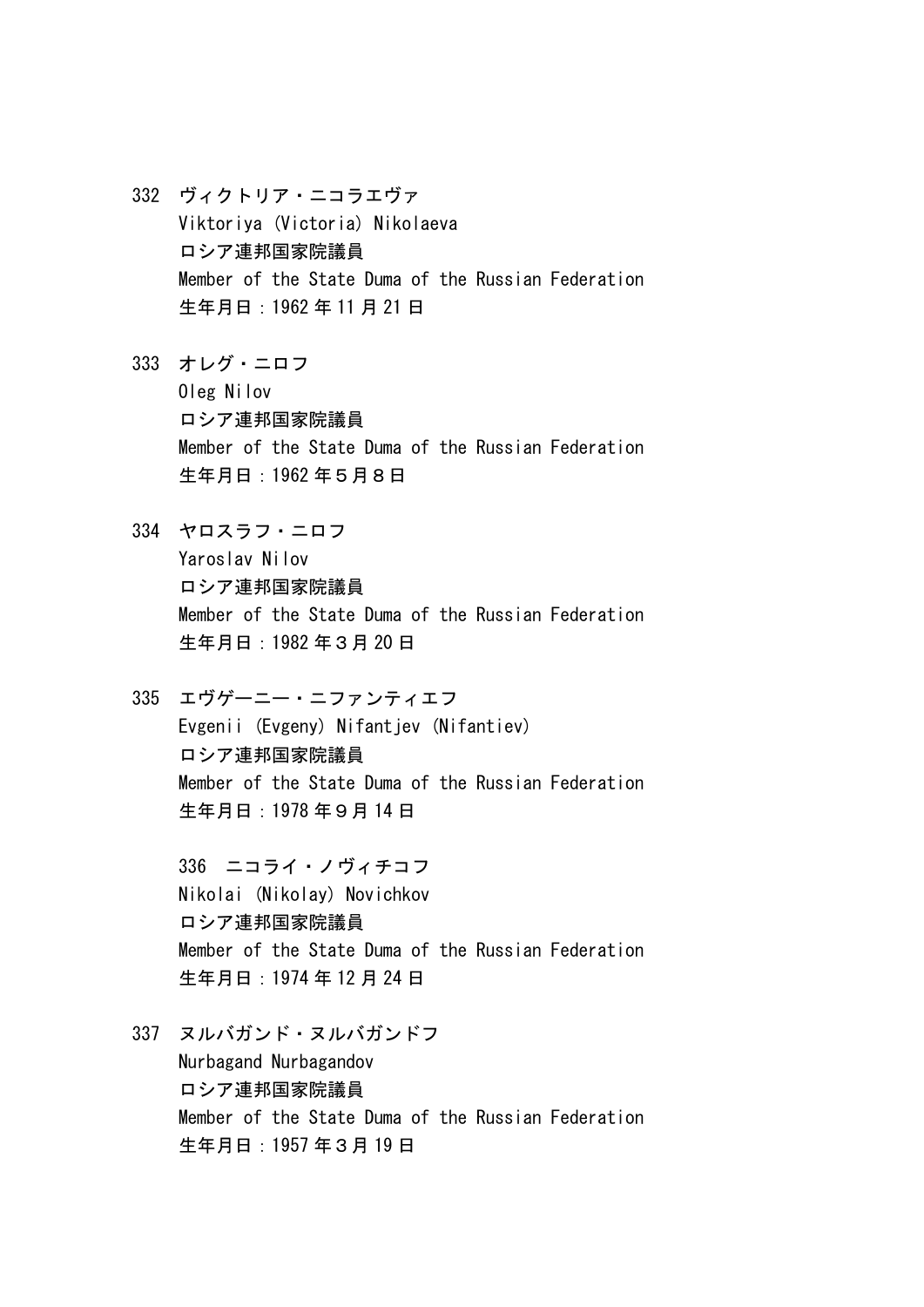332　ヴィクトリア・ニコラエヴァ
Viktoriya (Victoria) Nikolaeva
ロシア連邦国家院議員
Member of the State Duma of the Russian Federation
生年月日：1962 年 11 月 21 日

333　オレグ・ニロフ
Oleg Nilov
ロシア連邦国家院議員
Member of the State Duma of the Russian Federation
生年月日：1962 年５月８日

334　ヤロスラフ・ニロフ
Yaroslav Nilov
ロシア連邦国家院議員
Member of the State Duma of the Russian Federation
生年月日：1982 年３月 20 日

335　エヴゲーニー・ニファンティエフ
Evgenii (Evgeny) Nifantjev (Nifantiev)
ロシア連邦国家院議員
Member of the State Duma of the Russian Federation
生年月日：1978 年９月 14 日

336　ニコライ・ノヴィチコフ
Nikolai (Nikolay) Novichkov
ロシア連邦国家院議員
Member of the State Duma of the Russian Federation
生年月日：1974 年 12 月 24 日

337　ヌルバガンド・ヌルバガンドフ
Nurbagand Nurbagandov
ロシア連邦国家院議員
Member of the State Duma of the Russian Federation
生年月日：1957 年３月 19 日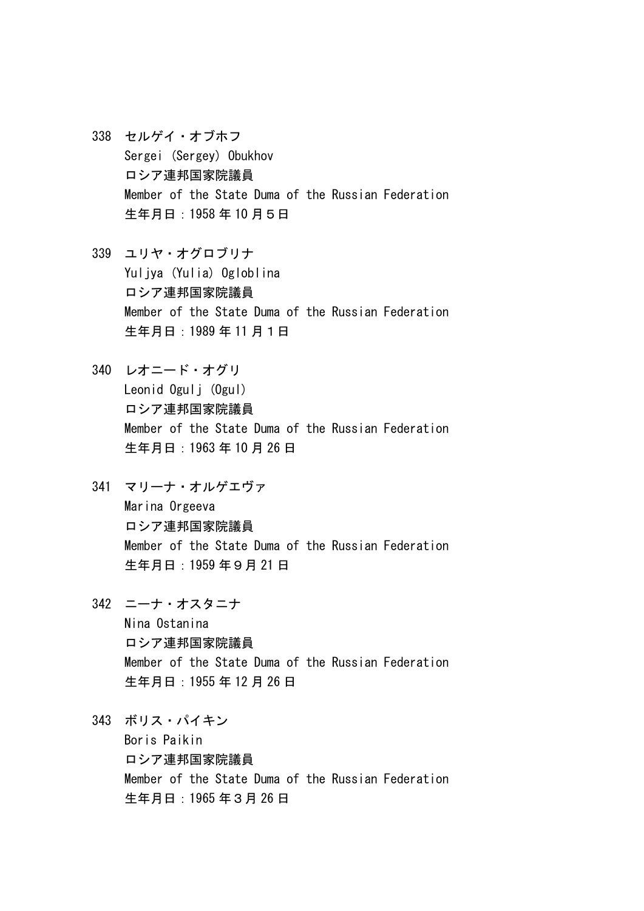338 セルゲイ・オブホフ
Sergei (Sergey) Obukhov
ロシア連邦国家院議員
Member of the State Duma of the Russian Federation
生年月日：1958 年 10 月５日

339 ユリヤ・オグロブリナ
Yuljya (Yulia) Ogloblina
ロシア連邦国家院議員
Member of the State Duma of the Russian Federation
生年月日：1989 年 11 月１日

340 レオニード・オグリ
Leonid Ogulj (Ogul)
ロシア連邦国家院議員
Member of the State Duma of the Russian Federation
生年月日：1963 年 10 月 26 日

341 マリーナ・オルゲエヴァ
Marina Orgeeva
ロシア連邦国家院議員
Member of the State Duma of the Russian Federation
生年月日：1959 年９月 21 日

342 ニーナ・オスタニナ
Nina Ostanina
ロシア連邦国家院議員
Member of the State Duma of the Russian Federation
生年月日：1955 年 12 月 26 日

343 ボリス・パイキン
Boris Paikin
ロシア連邦国家院議員
Member of the State Duma of the Russian Federation
生年月日：1965 年３月 26 日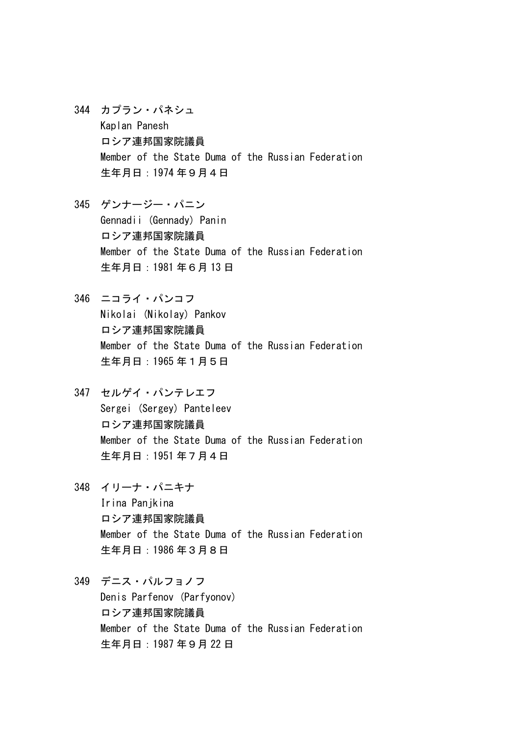344 カプラン・パネシュ
Kaplan Panesh
ロシア連邦国家院議員
Member of the State Duma of the Russian Federation
生年月日：1974 年９月４日

345 ゲンナージー・パニン
Gennadii (Gennady) Panin
ロシア連邦国家院議員
Member of the State Duma of the Russian Federation
生年月日：1981 年６月 13 日

346 ニコライ・パンコフ
Nikolai (Nikolay) Pankov
ロシア連邦国家院議員
Member of the State Duma of the Russian Federation
生年月日：1965 年１月５日

347 セルゲイ・パンテレエフ
Sergei (Sergey) Panteleev
ロシア連邦国家院議員
Member of the State Duma of the Russian Federation
生年月日：1951 年７月４日

348 イリーナ・パニキナ
Irina Panjkina
ロシア連邦国家院議員
Member of the State Duma of the Russian Federation
生年月日：1986 年３月８日

349 デニス・パルフョノフ
Denis Parfenov (Parfyonov)
ロシア連邦国家院議員
Member of the State Duma of the Russian Federation
生年月日：1987 年９月 22 日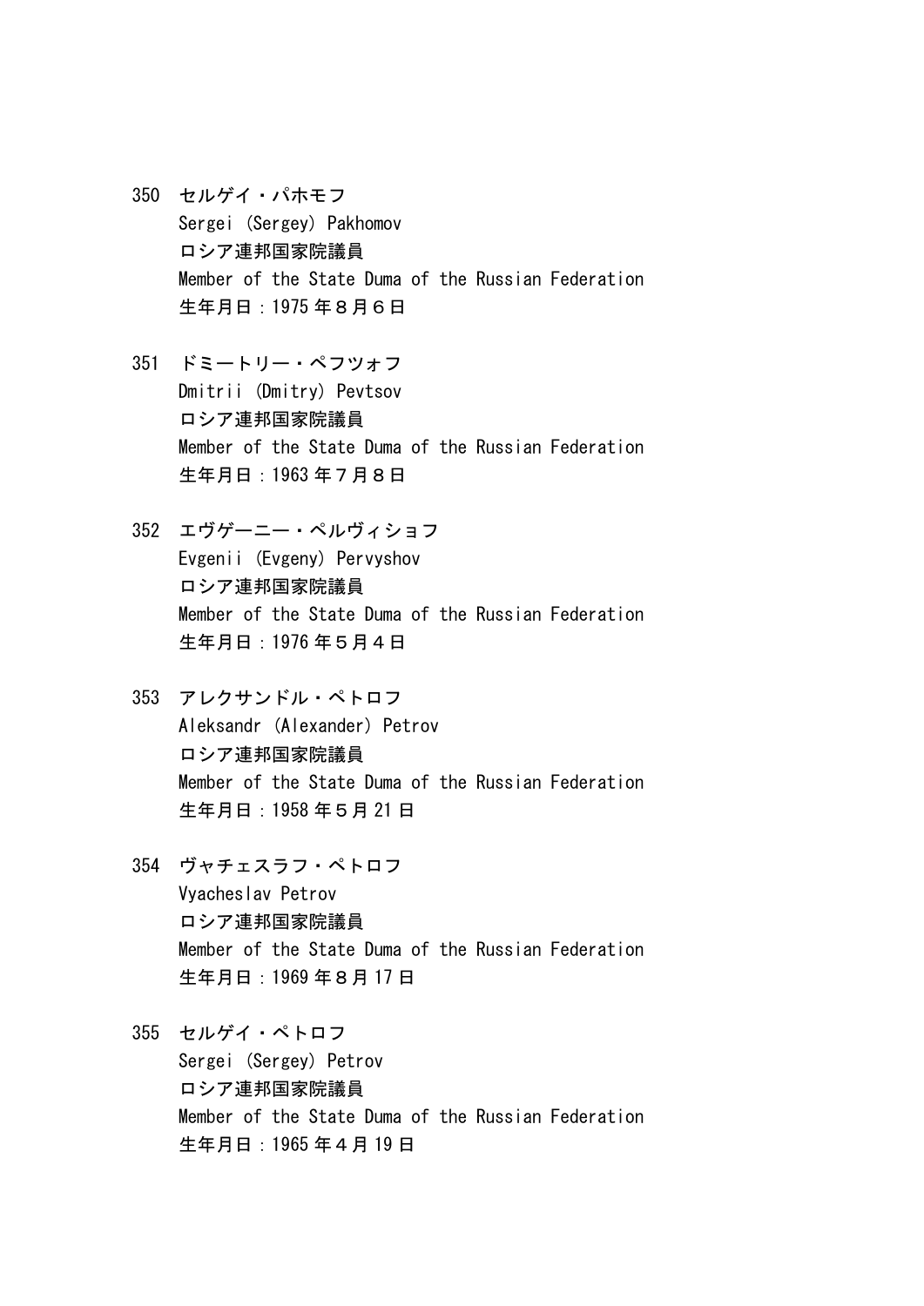350 セルゲイ・パホモフ
Sergei (Sergey) Pakhomov
ロシア連邦国家院議員
Member of the State Duma of the Russian Federation
生年月日：1975 年８月６日

351 ドミートリー・ペフツォフ
Dmitrii (Dmitry) Pevtsov
ロシア連邦国家院議員
Member of the State Duma of the Russian Federation
生年月日：1963 年７月８日

352 エヴゲーニー・ペルヴィショフ
Evgenii (Evgeny) Pervyshov
ロシア連邦国家院議員
Member of the State Duma of the Russian Federation
生年月日：1976 年５月４日

353 アレクサンドル・ペトロフ
Aleksandr (Alexander) Petrov
ロシア連邦国家院議員
Member of the State Duma of the Russian Federation
生年月日：1958 年５月 21 日

354 ヴャチェスラフ・ペトロフ
Vyacheslav Petrov
ロシア連邦国家院議員
Member of the State Duma of the Russian Federation
生年月日：1969 年８月 17 日

355 セルゲイ・ペトロフ
Sergei (Sergey) Petrov
ロシア連邦国家院議員
Member of the State Duma of the Russian Federation
生年月日：1965 年４月 19 日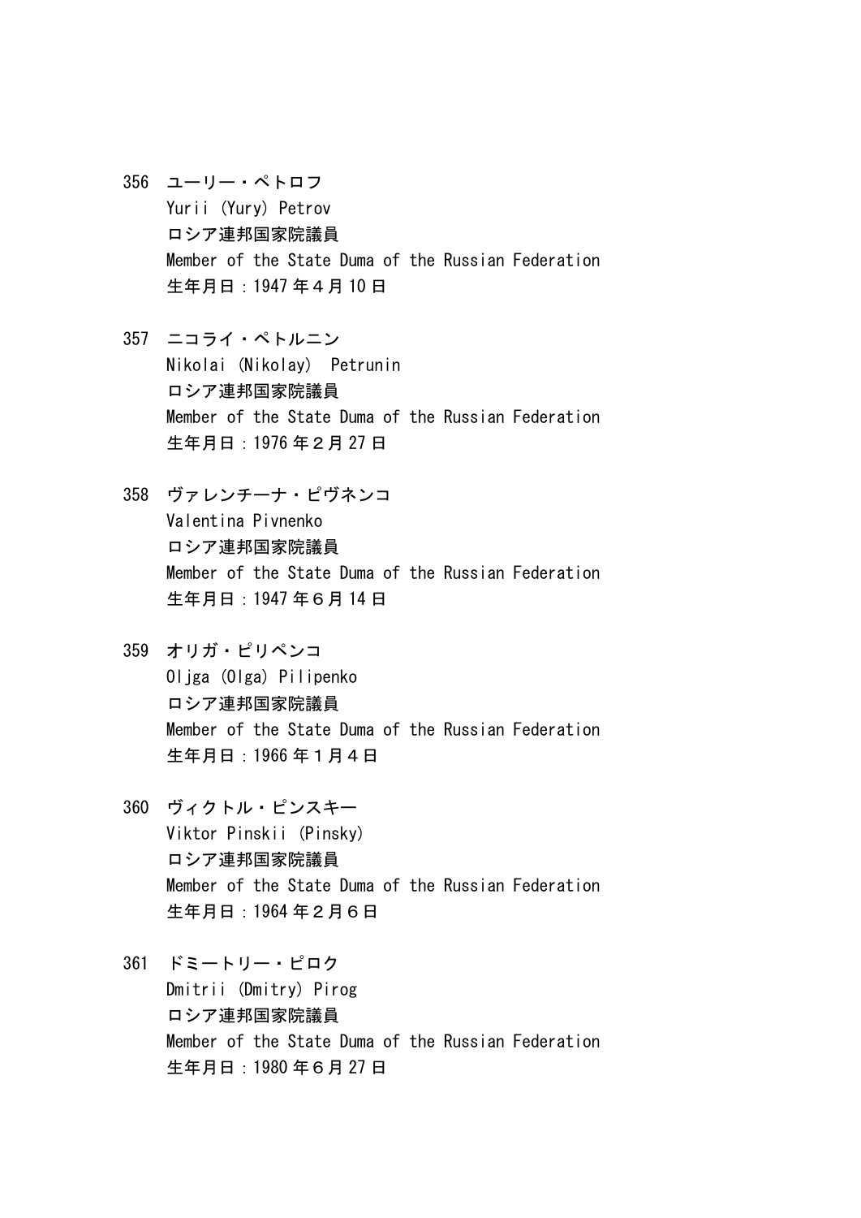356 ユーリー・ペトロフ
Yurii (Yury) Petrov
ロシア連邦国家院議員
Member of the State Duma of the Russian Federation
生年月日：1947 年４月 10 日

357 ニコライ・ペトルニン
Nikolai (Nikolay) Petrunin
ロシア連邦国家院議員
Member of the State Duma of the Russian Federation
生年月日：1976 年２月 27 日

358 ヴァレンチーナ・ピヴネンコ
Valentina Pivnenko
ロシア連邦国家院議員
Member of the State Duma of the Russian Federation
生年月日：1947 年６月 14 日

359 オリガ・ピリペンコ
Oljga (Olga) Pilipenko
ロシア連邦国家院議員
Member of the State Duma of the Russian Federation
生年月日：1966 年１月４日

360 ヴィクトル・ピンスキー
Viktor Pinskii (Pinsky)
ロシア連邦国家院議員
Member of the State Duma of the Russian Federation
生年月日：1964 年２月６日

361 ドミートリー・ピロク
Dmitrii (Dmitry) Pirog
ロシア連邦国家院議員
Member of the State Duma of the Russian Federation
生年月日：1980 年６月 27 日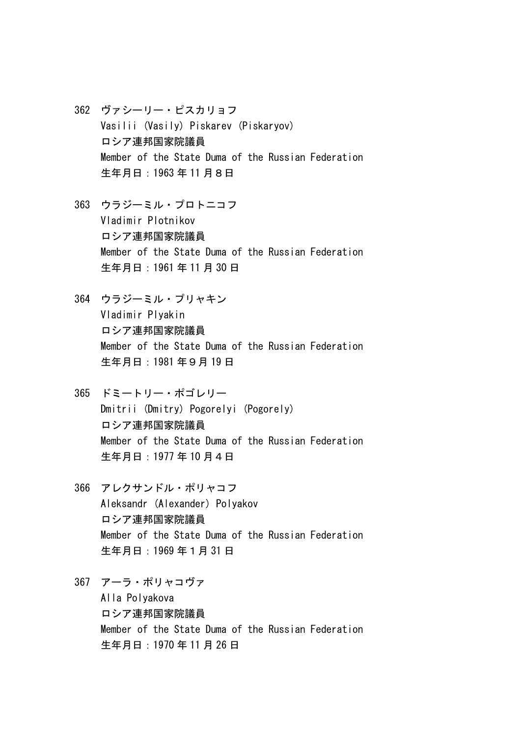362 ヴァシーリー・ピスカリョフ
Vasilii (Vasily) Piskarev (Piskaryov)
ロシア連邦国家院議員
Member of the State Duma of the Russian Federation
生年月日：1963 年 11 月８日

363 ウラジーミル・プロトニコフ
Vladimir Plotnikov
ロシア連邦国家院議員
Member of the State Duma of the Russian Federation
生年月日：1961 年 11 月 30 日

364 ウラジーミル・プリャキン
Vladimir Plyakin
ロシア連邦国家院議員
Member of the State Duma of the Russian Federation
生年月日：1981 年９月 19 日

365 ドミートリー・ポゴレリー
Dmitrii (Dmitry) Pogorelyi (Pogorely)
ロシア連邦国家院議員
Member of the State Duma of the Russian Federation
生年月日：1977 年 10 月４日

366 アレクサンドル・ポリャコフ
Aleksandr (Alexander) Polyakov
ロシア連邦国家院議員
Member of the State Duma of the Russian Federation
生年月日：1969 年１月 31 日

367 アーラ・ポリャコヴァ
Alla Polyakova
ロシア連邦国家院議員
Member of the State Duma of the Russian Federation
生年月日：1970 年 11 月 26 日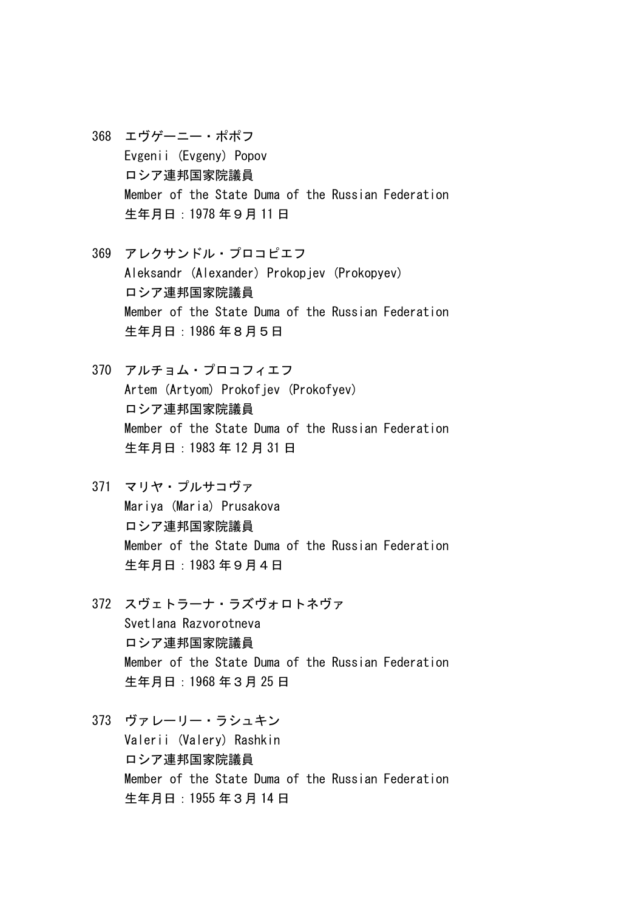368　エヴゲーニー・ポポフ
Evgenii (Evgeny) Popov
ロシア連邦国家院議員
Member of the State Duma of the Russian Federation
生年月日：1978 年９月 11 日

369　アレクサンドル・プロコピエフ
Aleksandr (Alexander) Prokopjev (Prokopyev)
ロシア連邦国家院議員
Member of the State Duma of the Russian Federation
生年月日：1986 年８月５日

370　アルチョム・プロコフィエフ
Artem (Artyom) Prokofjev (Prokofyev)
ロシア連邦国家院議員
Member of the State Duma of the Russian Federation
生年月日：1983 年 12 月 31 日

371　マリヤ・プルサコヴァ
Mariya (Maria) Prusakova
ロシア連邦国家院議員
Member of the State Duma of the Russian Federation
生年月日：1983 年９月４日

372　スヴェトラーナ・ラズヴォロトネヴァ
Svetlana Razvorotneva
ロシア連邦国家院議員
Member of the State Duma of the Russian Federation
生年月日：1968 年３月 25 日

373　ヴァレーリー・ラシュキン
Valerii (Valery) Rashkin
ロシア連邦国家院議員
Member of the State Duma of the Russian Federation
生年月日：1955 年３月 14 日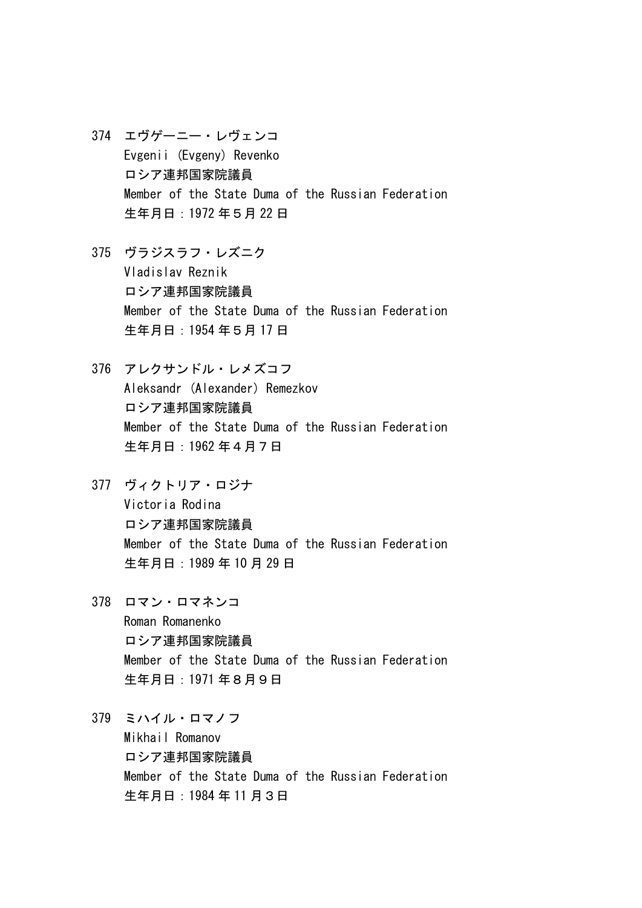374 エヴゲーニー・レヴェンコ
Evgenii (Evgeny) Revenko
ロシア連邦国家院議員
Member of the State Duma of the Russian Federation
生年月日：1972 年５月 22 日

375 ヴラジスラフ・レズニク
Vladislav Reznik
ロシア連邦国家院議員
Member of the State Duma of the Russian Federation
生年月日：1954 年５月 17 日

376 アレクサンドル・レメズコフ
Aleksandr (Alexander) Remezkov
ロシア連邦国家院議員
Member of the State Duma of the Russian Federation
生年月日：1962 年４月７日

377 ヴィクトリア・ロジナ
Victoria Rodina
ロシア連邦国家院議員
Member of the State Duma of the Russian Federation
生年月日：1989 年 10 月 29 日

378 ロマン・ロマネンコ
Roman Romanenko
ロシア連邦国家院議員
Member of the State Duma of the Russian Federation
生年月日：1971 年８月９日

379 ミハイル・ロマノフ
Mikhail Romanov
ロシア連邦国家院議員
Member of the State Duma of the Russian Federation
生年月日：1984 年 11 月３日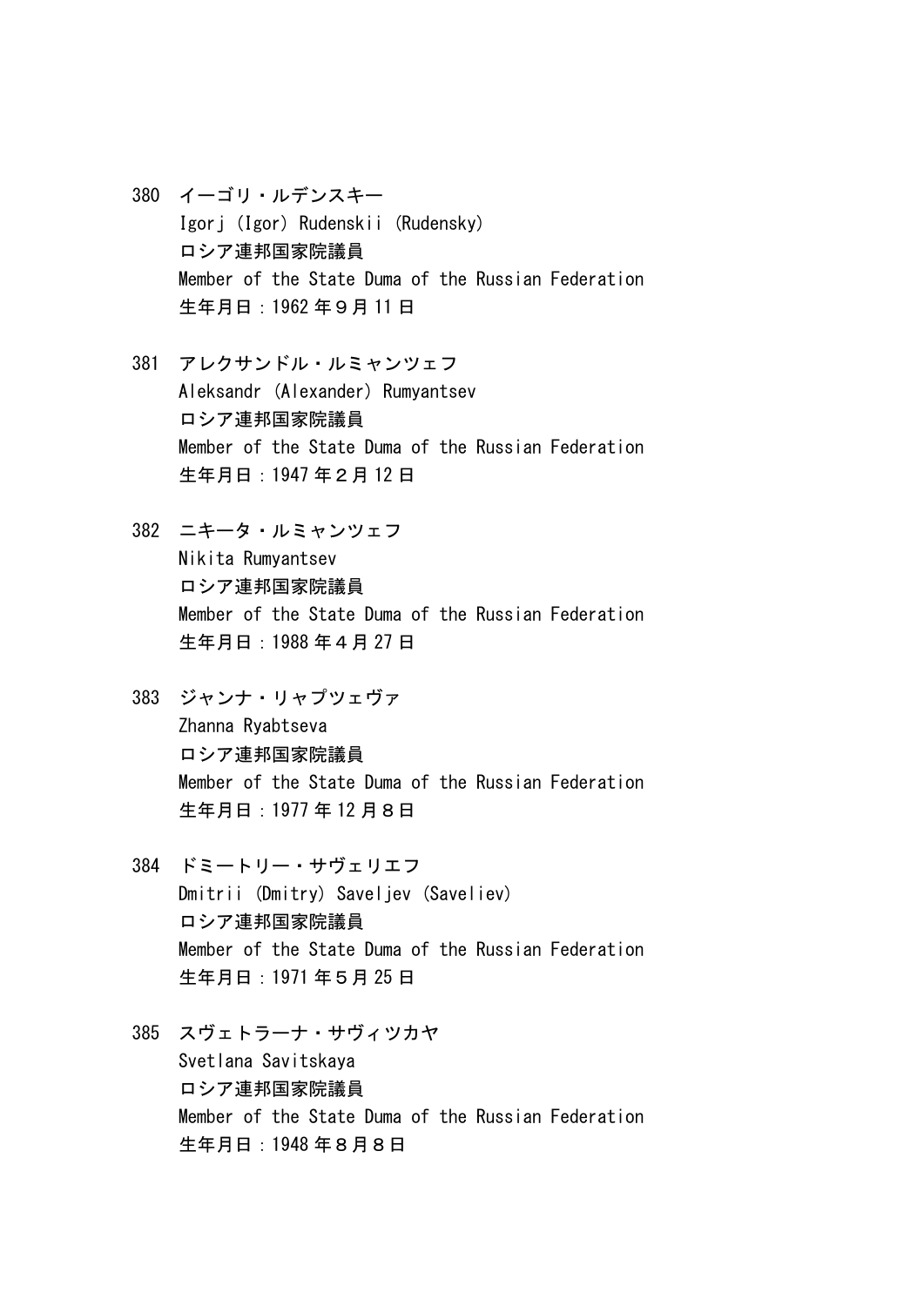380 イーゴリ・ルデンスキー
Igorj (Igor) Rudenskii (Rudensky)
ロシア連邦国家院議員
Member of the State Duma of the Russian Federation
生年月日：1962 年９月 11 日

381 アレクサンドル・ルミャンツェフ
Aleksandr (Alexander) Rumyantsev
ロシア連邦国家院議員
Member of the State Duma of the Russian Federation
生年月日：1947 年２月 12 日

382 ニキータ・ルミャンツェフ
Nikita Rumyantsev
ロシア連邦国家院議員
Member of the State Duma of the Russian Federation
生年月日：1988 年４月 27 日

383 ジャンナ・リャブツェヴァ
Zhanna Ryabtseva
ロシア連邦国家院議員
Member of the State Duma of the Russian Federation
生年月日：1977 年 12 月８日

384 ドミートリー・サヴェリエフ
Dmitrii (Dmitry) Saveljev (Saveliev)
ロシア連邦国家院議員
Member of the State Duma of the Russian Federation
生年月日：1971 年５月 25 日

385 スヴェトラーナ・サヴィツカヤ
Svetlana Savitskaya
ロシア連邦国家院議員
Member of the State Duma of the Russian Federation
生年月日：1948 年８月８日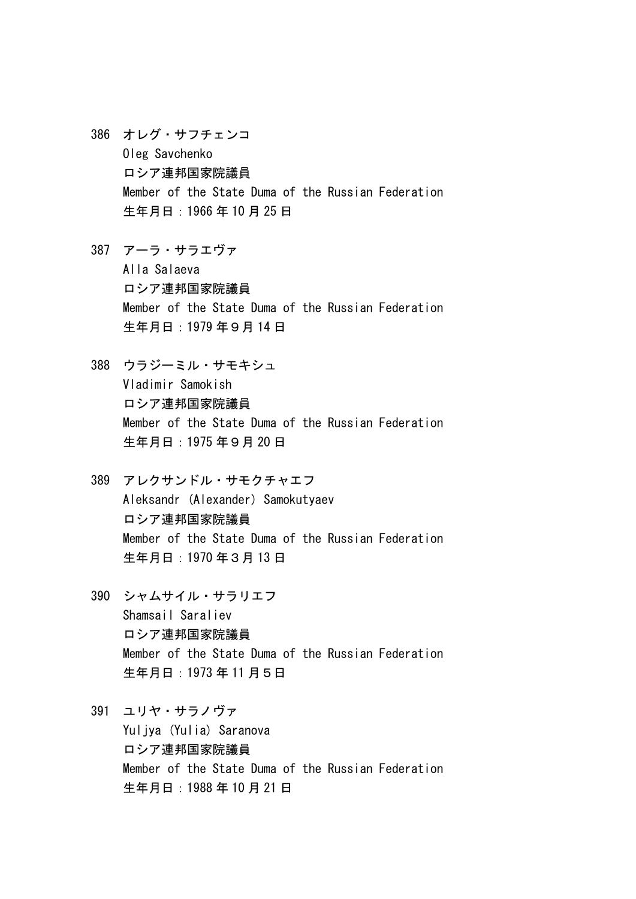386 オレグ・サフチェンコ
Oleg Savchenko
ロシア連邦国家院議員
Member of the State Duma of the Russian Federation
生年月日：1966 年 10 月 25 日

387 アーラ・サラエヴァ
Alla Salaeva
ロシア連邦国家院議員
Member of the State Duma of the Russian Federation
生年月日：1979 年９月 14 日

388 ウラジーミル・サモキシュ
Vladimir Samokish
ロシア連邦国家院議員
Member of the State Duma of the Russian Federation
生年月日：1975 年９月 20 日

389 アレクサンドル・サモクチャエフ
Aleksandr (Alexander) Samokutyaev
ロシア連邦国家院議員
Member of the State Duma of the Russian Federation
生年月日：1970 年３月 13 日

390 シャムサイル・サラリエフ
Shamsail Saraliev
ロシア連邦国家院議員
Member of the State Duma of the Russian Federation
生年月日：1973 年 11 月５日

391 ユリヤ・サラノヴァ
Yuljya (Yulia) Saranova
ロシア連邦国家院議員
Member of the State Duma of the Russian Federation
生年月日：1988 年 10 月 21 日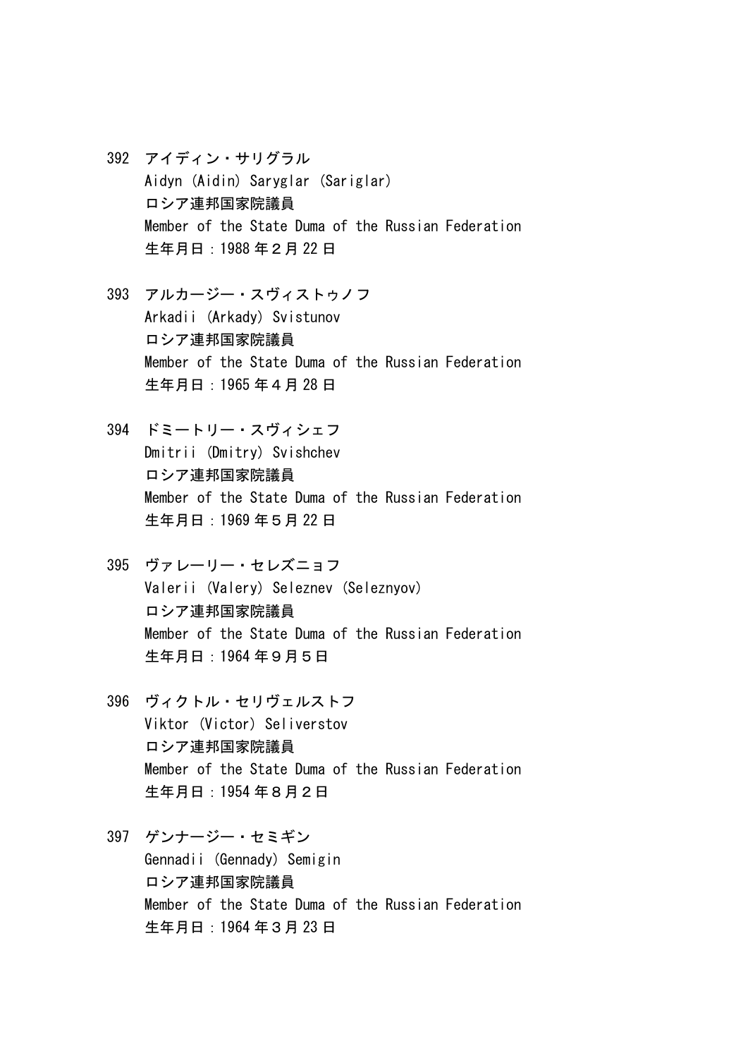392　アイディン・サリグラル
Aidyn (Aidin) Saryglar (Sariglar)
ロシア連邦国家院議員
Member of the State Duma of the Russian Federation
生年月日：1988 年２月 22 日

393　アルカージー・スヴィストゥノフ
Arkadii (Arkady) Svistunov
ロシア連邦国家院議員
Member of the State Duma of the Russian Federation
生年月日：1965 年４月 28 日

394　ドミートリー・スヴィシェフ
Dmitrii (Dmitry) Svishchev
ロシア連邦国家院議員
Member of the State Duma of the Russian Federation
生年月日：1969 年５月 22 日

395　ヴァレーリー・セレズニョフ
Valerii (Valery) Seleznev (Seleznyov)
ロシア連邦国家院議員
Member of the State Duma of the Russian Federation
生年月日：1964 年９月５日

396　ヴィクトル・セリヴェルストフ
Viktor (Victor) Seliverstov
ロシア連邦国家院議員
Member of the State Duma of the Russian Federation
生年月日：1954 年８月２日

397　ゲンナージー・セミギン
Gennadii (Gennady) Semigin
ロシア連邦国家院議員
Member of the State Duma of the Russian Federation
生年月日：1964 年３月 23 日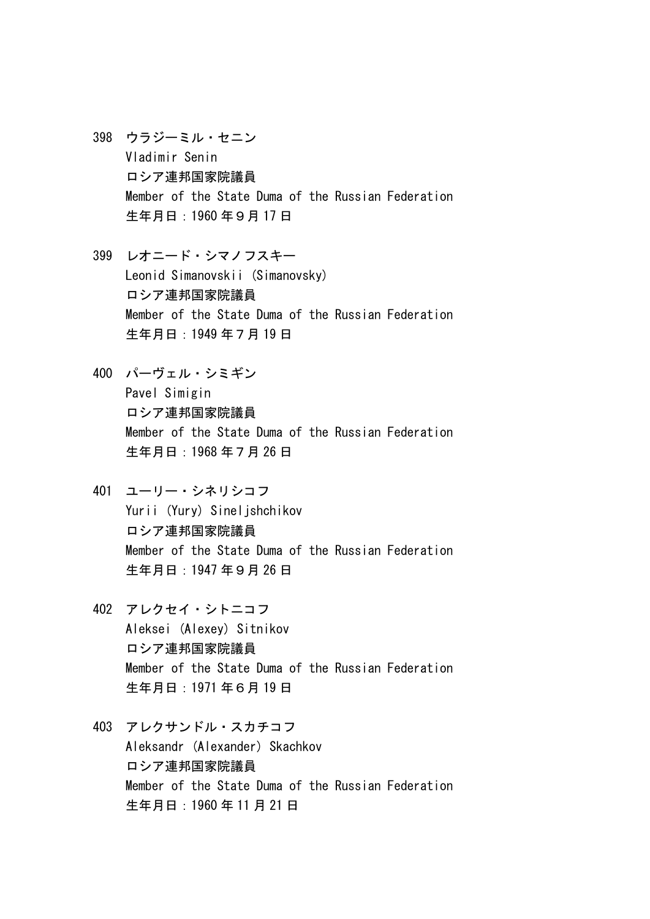398 ウラジーミル・セニン
Vladimir Senin
ロシア連邦国家院議員
Member of the State Duma of the Russian Federation
生年月日：1960 年９月 17 日

399 レオニード・シマノフスキー
Leonid Simanovskii (Simanovsky)
ロシア連邦国家院議員
Member of the State Duma of the Russian Federation
生年月日：1949 年７月 19 日

400 パーヴェル・シミギン
Pavel Simigin
ロシア連邦国家院議員
Member of the State Duma of the Russian Federation
生年月日：1968 年７月 26 日

401 ユーリー・シネリシコフ
Yurii (Yury) Sineljshchikov
ロシア連邦国家院議員
Member of the State Duma of the Russian Federation
生年月日：1947 年９月 26 日

402 アレクセイ・シトニコフ
Aleksei (Alexey) Sitnikov
ロシア連邦国家院議員
Member of the State Duma of the Russian Federation
生年月日：1971 年６月 19 日

403 アレクサンドル・スカチコフ
Aleksandr (Alexander) Skachkov
ロシア連邦国家院議員
Member of the State Duma of the Russian Federation
生年月日：1960 年 11 月 21 日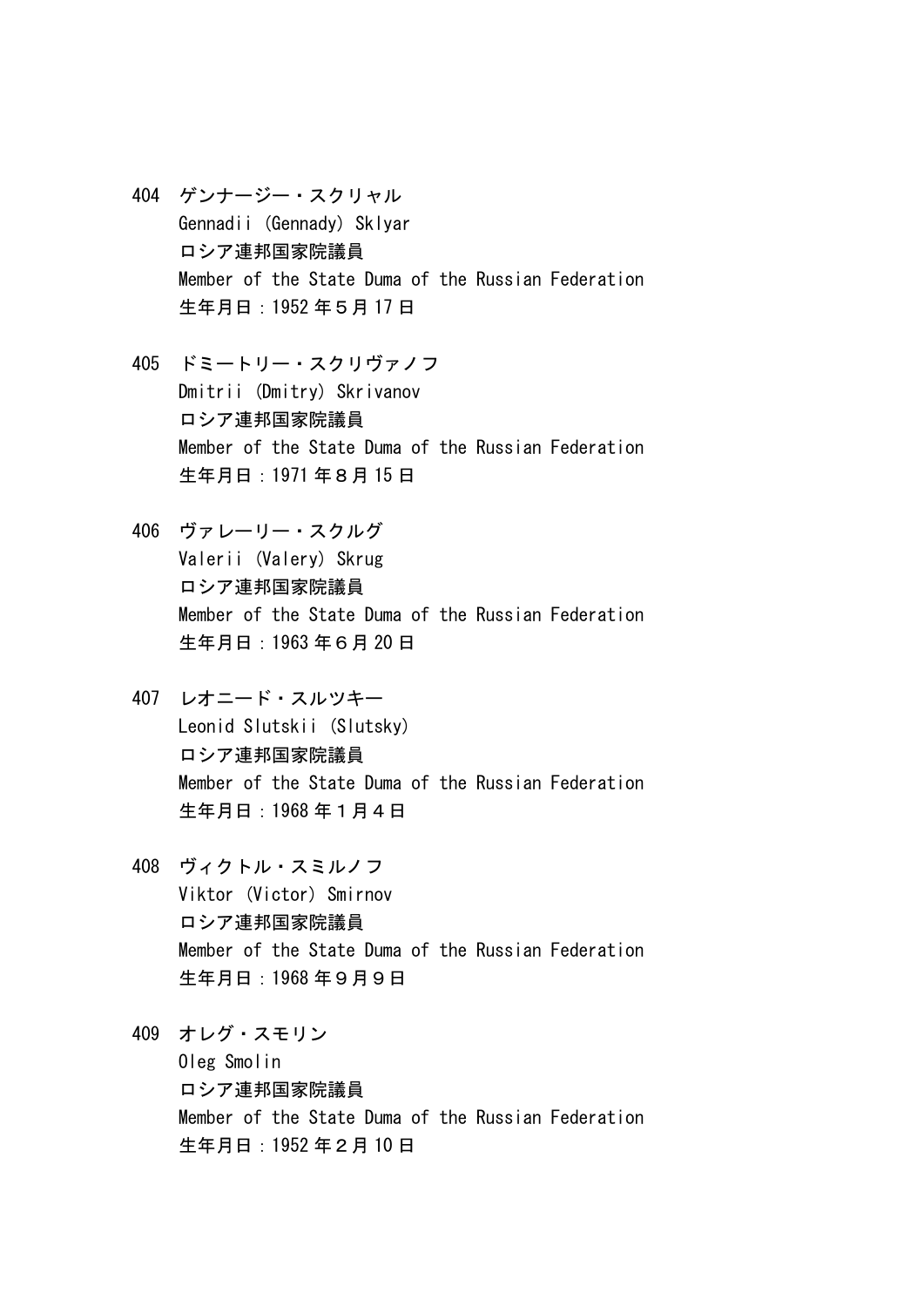404 ゲンナージー・スクリャル
Gennadii (Gennady) Sklyar
ロシア連邦国家院議員
Member of the State Duma of the Russian Federation
生年月日：1952 年５月 17 日

405 ドミートリー・スクリヴァノフ
Dmitrii (Dmitry) Skrivanov
ロシア連邦国家院議員
Member of the State Duma of the Russian Federation
生年月日：1971 年８月 15 日

406 ヴァレーリー・スクルグ
Valerii (Valery) Skrug
ロシア連邦国家院議員
Member of the State Duma of the Russian Federation
生年月日：1963 年６月 20 日

407 レオニード・スルツキー
Leonid Slutskii (Slutsky)
ロシア連邦国家院議員
Member of the State Duma of the Russian Federation
生年月日：1968 年１月４日

408 ヴィクトル・スミルノフ
Viktor (Victor) Smirnov
ロシア連邦国家院議員
Member of the State Duma of the Russian Federation
生年月日：1968 年９月９日

409 オレグ・スモリン
Oleg Smolin
ロシア連邦国家院議員
Member of the State Duma of the Russian Federation
生年月日：1952 年２月 10 日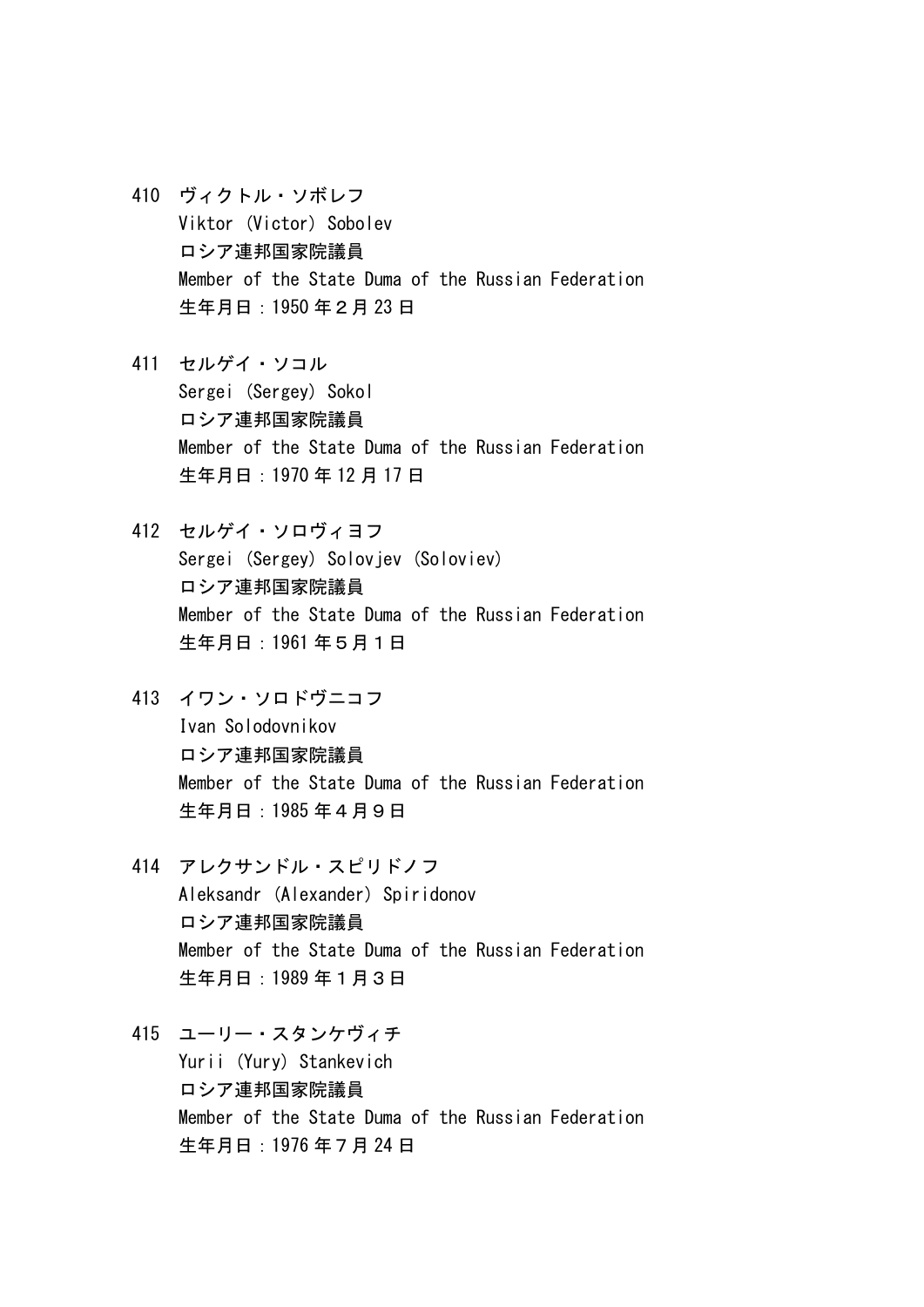410 ヴィクトル・ソボレフ
Viktor (Victor) Sobolev
ロシア連邦国家院議員
Member of the State Duma of the Russian Federation
生年月日：1950 年２月 23 日

411 セルゲイ・ソコル
Sergei (Sergey) Sokol
ロシア連邦国家院議員
Member of the State Duma of the Russian Federation
生年月日：1970 年 12 月 17 日

412 セルゲイ・ソロヴィヨフ
Sergei (Sergey) Solovjev (Soloviev)
ロシア連邦国家院議員
Member of the State Duma of the Russian Federation
生年月日：1961 年５月１日

413 イワン・ソロドヴニコフ
Ivan Solodovnikov
ロシア連邦国家院議員
Member of the State Duma of the Russian Federation
生年月日：1985 年４月９日

414 アレクサンドル・スピリドノフ
Aleksandr (Alexander) Spiridonov
ロシア連邦国家院議員
Member of the State Duma of the Russian Federation
生年月日：1989 年１月３日

415 ユーリー・スタンケヴィチ
Yurii (Yury) Stankevich
ロシア連邦国家院議員
Member of the State Duma of the Russian Federation
生年月日：1976 年７月 24 日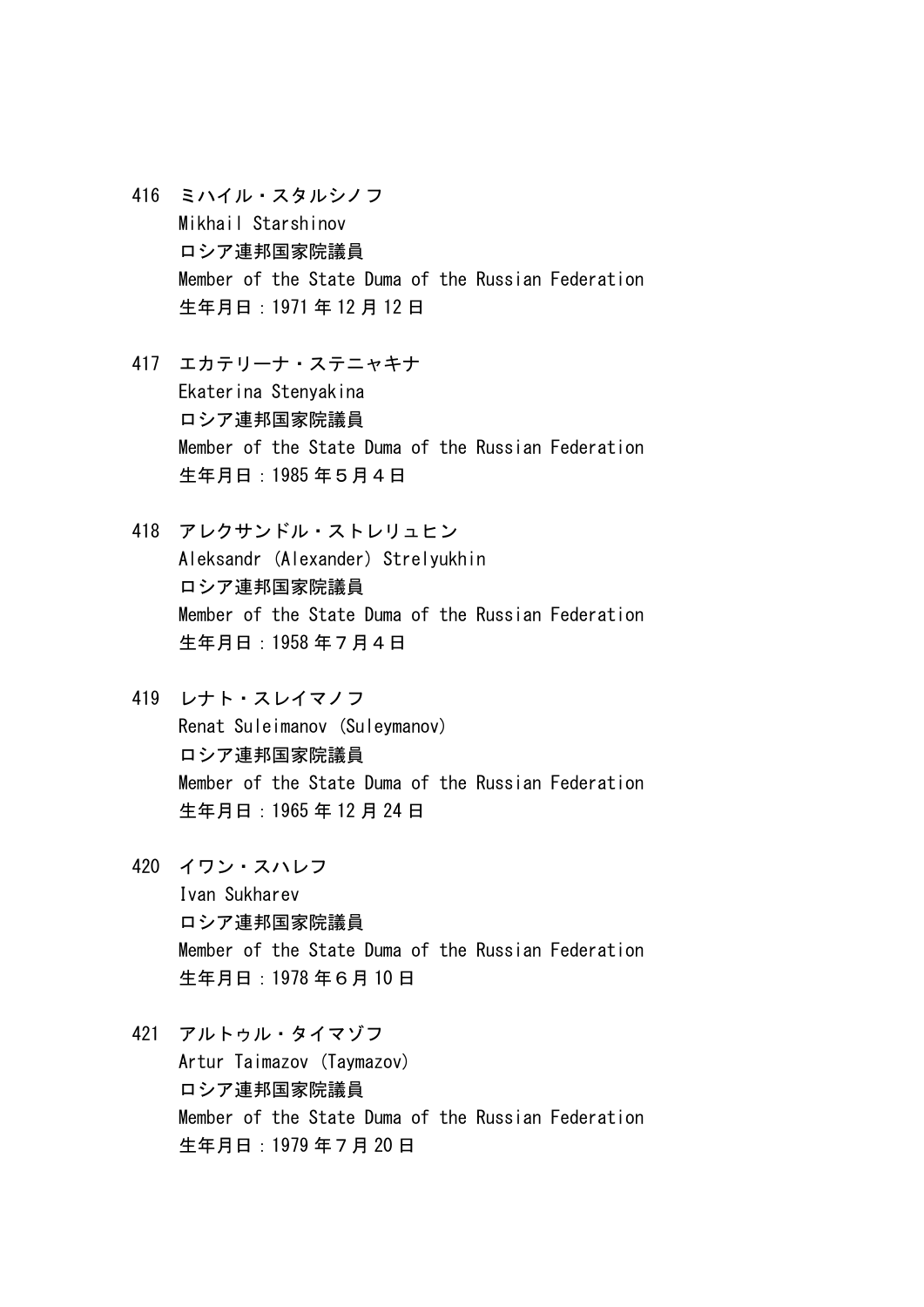416 ミハイル・スタルシノフ
Mikhail Starshinov
ロシア連邦国家院議員
Member of the State Duma of the Russian Federation
生年月日：1971 年 12 月 12 日

417 エカテリーナ・ステニャキナ
Ekaterina Stenyakina
ロシア連邦国家院議員
Member of the State Duma of the Russian Federation
生年月日：1985 年５月４日

418 アレクサンドル・ストレリュヒン
Aleksandr (Alexander) Strelyukhin
ロシア連邦国家院議員
Member of the State Duma of the Russian Federation
生年月日：1958 年７月４日

419 レナト・スレイマノフ
Renat Suleimanov (Suleymanov)
ロシア連邦国家院議員
Member of the State Duma of the Russian Federation
生年月日：1965 年 12 月 24 日

420 イワン・スハレフ
Ivan Sukharev
ロシア連邦国家院議員
Member of the State Duma of the Russian Federation
生年月日：1978 年６月 10 日

421 アルトゥル・タイマゾフ
Artur Taimazov (Taymazov)
ロシア連邦国家院議員
Member of the State Duma of the Russian Federation
生年月日：1979 年７月 20 日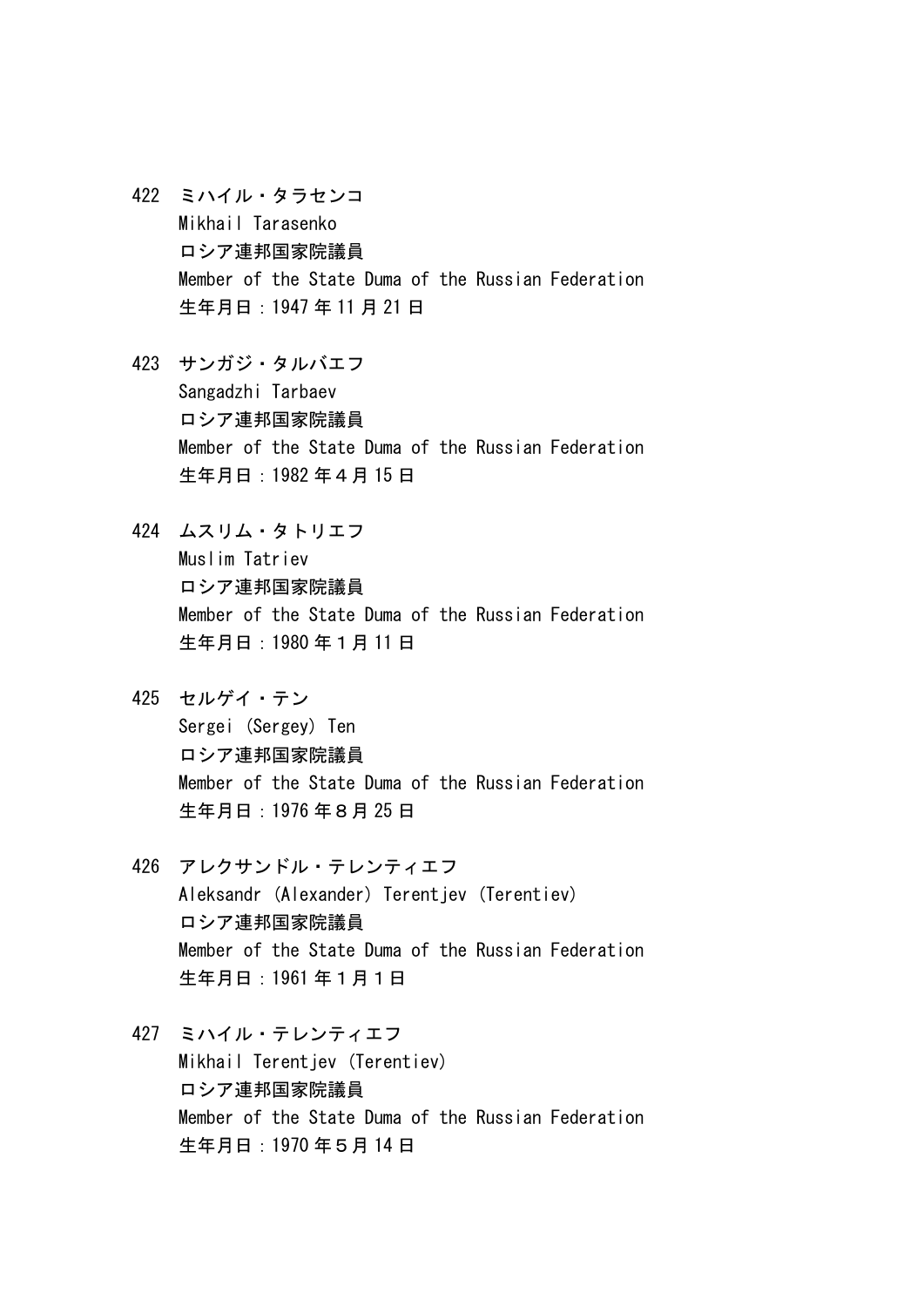422 ミハイル・タラセンコ
Mikhail Tarasenko
ロシア連邦国家院議員
Member of the State Duma of the Russian Federation
生年月日：1947 年 11 月 21 日

423 サンガジ・タルバエフ
Sangadzhi Tarbaev
ロシア連邦国家院議員
Member of the State Duma of the Russian Federation
生年月日：1982 年４月 15 日

424 ムスリム・タトリエフ
Muslim Tatriev
ロシア連邦国家院議員
Member of the State Duma of the Russian Federation
生年月日：1980 年１月 11 日

425 セルゲイ・テン
Sergei (Sergey) Ten
ロシア連邦国家院議員
Member of the State Duma of the Russian Federation
生年月日：1976 年８月 25 日

426 アレクサンドル・テレンティエフ
Aleksandr (Alexander) Terentjev (Terentiev)
ロシア連邦国家院議員
Member of the State Duma of the Russian Federation
生年月日：1961 年１月１日

427 ミハイル・テレンティエフ
Mikhail Terentjev (Terentiev)
ロシア連邦国家院議員
Member of the State Duma of the Russian Federation
生年月日：1970 年５月 14 日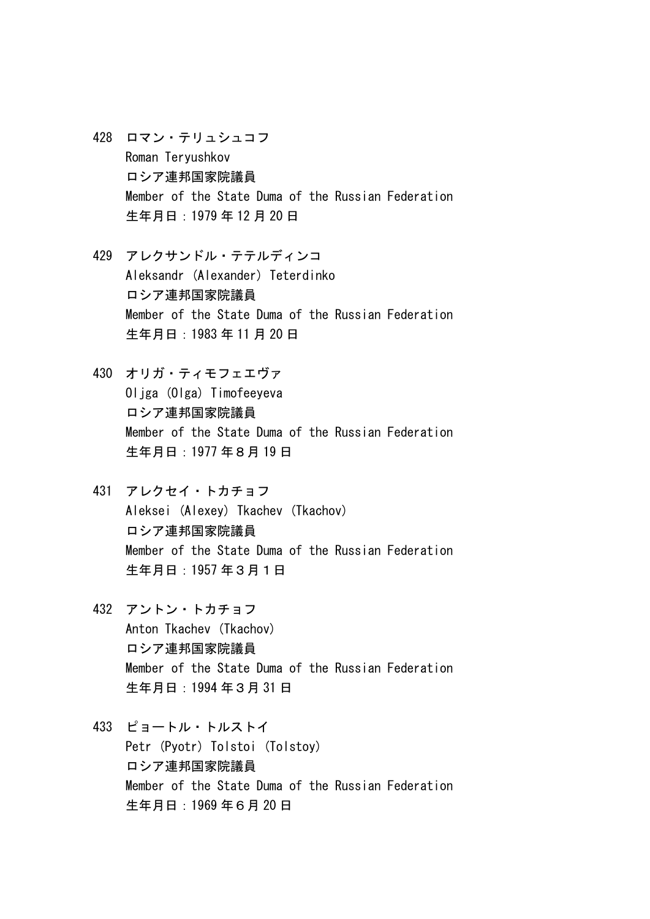428 ロマン・テリュシュコフ
Roman Teryushkov
ロシア連邦国家院議員
Member of the State Duma of the Russian Federation
生年月日：1979 年 12 月 20 日

429 アレクサンドル・テテルディンコ
Aleksandr (Alexander) Teterdinko
ロシア連邦国家院議員
Member of the State Duma of the Russian Federation
生年月日：1983 年 11 月 20 日

430 オリガ・ティモフェエヴァ
Oljga (Olga) Timofeeyeva
ロシア連邦国家院議員
Member of the State Duma of the Russian Federation
生年月日：1977 年８月 19 日

431 アレクセイ・トカチョフ
Aleksei (Alexey) Tkachev (Tkachov)
ロシア連邦国家院議員
Member of the State Duma of the Russian Federation
生年月日：1957 年３月１日

432 アントン・トカチョフ
Anton Tkachev (Tkachov)
ロシア連邦国家院議員
Member of the State Duma of the Russian Federation
生年月日：1994 年３月 31 日

433 ピョートル・トルストイ
Petr (Pyotr) Tolstoi (Tolstoy)
ロシア連邦国家院議員
Member of the State Duma of the Russian Federation
生年月日：1969 年６月 20 日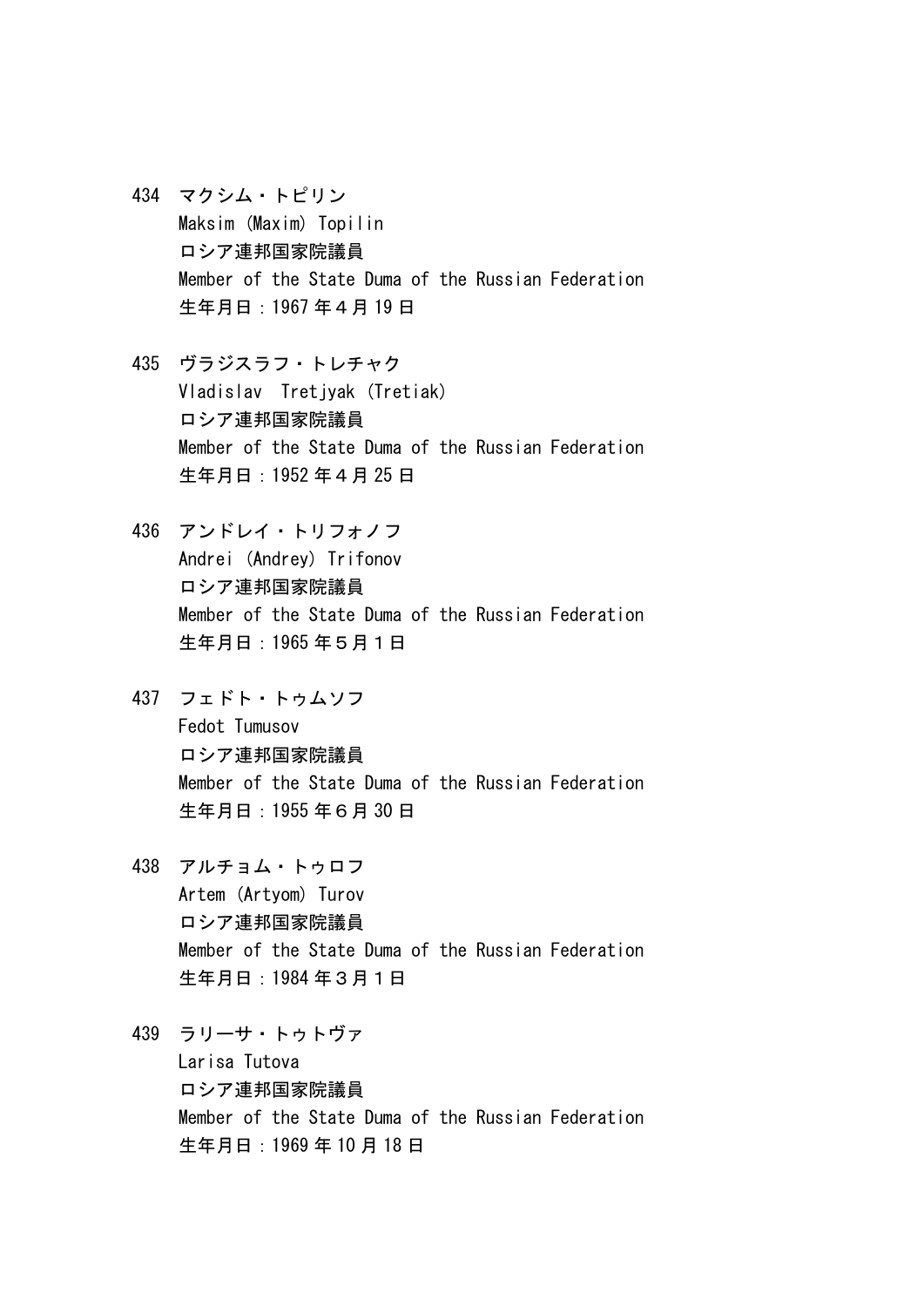434 マクシム・トピリン
Maksim (Maxim) Topilin
ロシア連邦国家院議員
Member of the State Duma of the Russian Federation
生年月日：1967 年４月 19 日

435 ヴラジスラフ・トレチャク
Vladislav  Tretjyak (Tretiak)
ロシア連邦国家院議員
Member of the State Duma of the Russian Federation
生年月日：1952 年４月 25 日

436 アンドレイ・トリフォノフ
Andrei (Andrey) Trifonov
ロシア連邦国家院議員
Member of the State Duma of the Russian Federation
生年月日：1965 年５月１日

437 フェドト・トゥムソフ
Fedot Tumusov
ロシア連邦国家院議員
Member of the State Duma of the Russian Federation
生年月日：1955 年６月 30 日

438 アルチョム・トゥロフ
Artem (Artyom) Turov
ロシア連邦国家院議員
Member of the State Duma of the Russian Federation
生年月日：1984 年３月１日

439 ラリーサ・トゥトヴァ
Larisa Tutova
ロシア連邦国家院議員
Member of the State Duma of the Russian Federation
生年月日：1969 年 10 月 18 日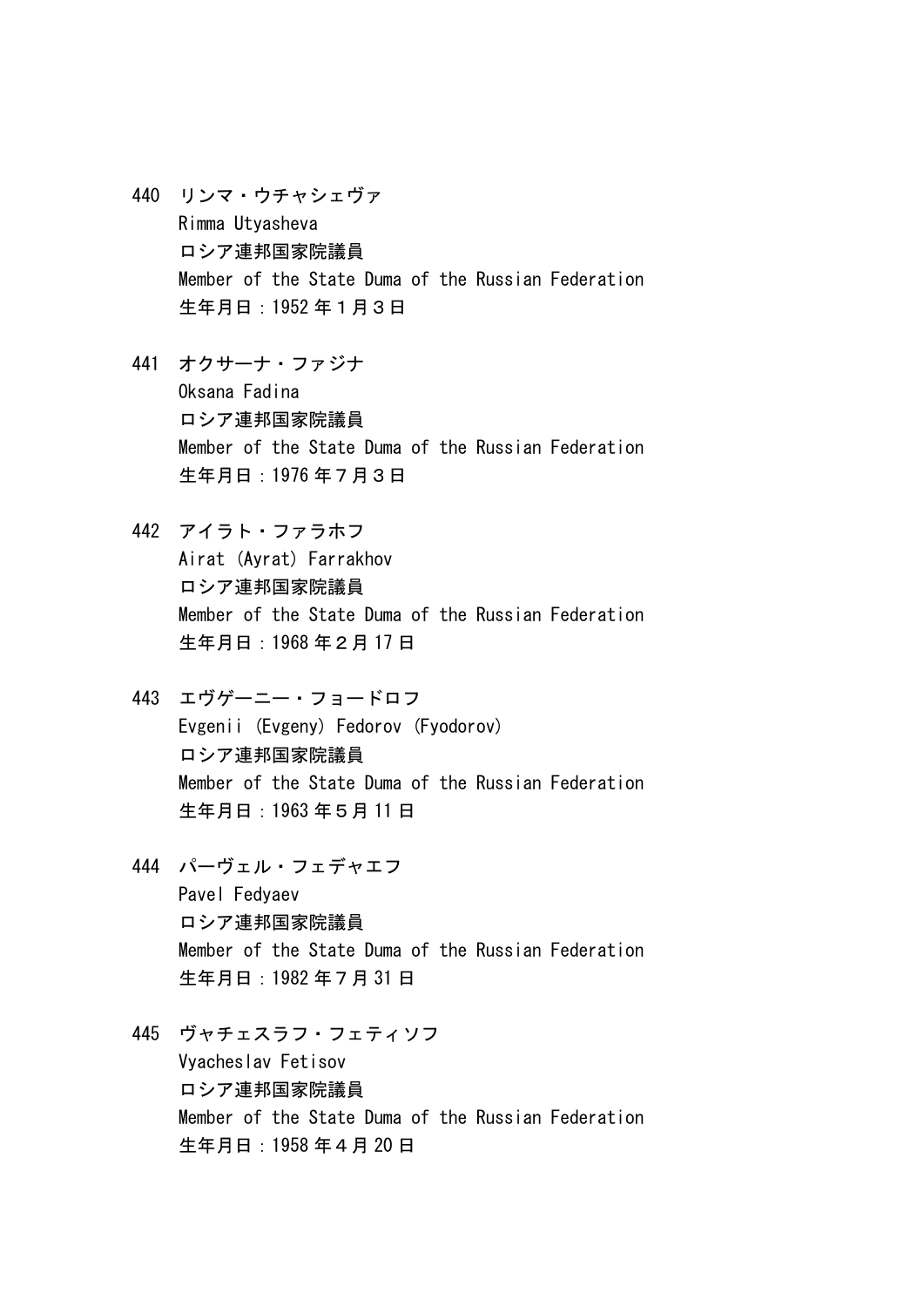440 リンマ・ウチャシェヴァ
Rimma Utyasheva
ロシア連邦国家院議員
Member of the State Duma of the Russian Federation
生年月日：1952 年１月３日

441 オクサーナ・ファジナ
Oksana Fadina
ロシア連邦国家院議員
Member of the State Duma of the Russian Federation
生年月日：1976 年７月３日

442 アイラト・ファラホフ
Airat (Ayrat) Farrakhov
ロシア連邦国家院議員
Member of the State Duma of the Russian Federation
生年月日：1968 年２月 17 日

443 エヴゲーニー・フョードロフ
Evgenii (Evgeny) Fedorov (Fyodorov)
ロシア連邦国家院議員
Member of the State Duma of the Russian Federation
生年月日：1963 年５月 11 日

444 パーヴェル・フェデャエフ
Pavel Fedyaev
ロシア連邦国家院議員
Member of the State Duma of the Russian Federation
生年月日：1982 年７月 31 日

445 ヴャチェスラフ・フェティソフ
Vyacheslav Fetisov
ロシア連邦国家院議員
Member of the State Duma of the Russian Federation
生年月日：1958 年４月 20 日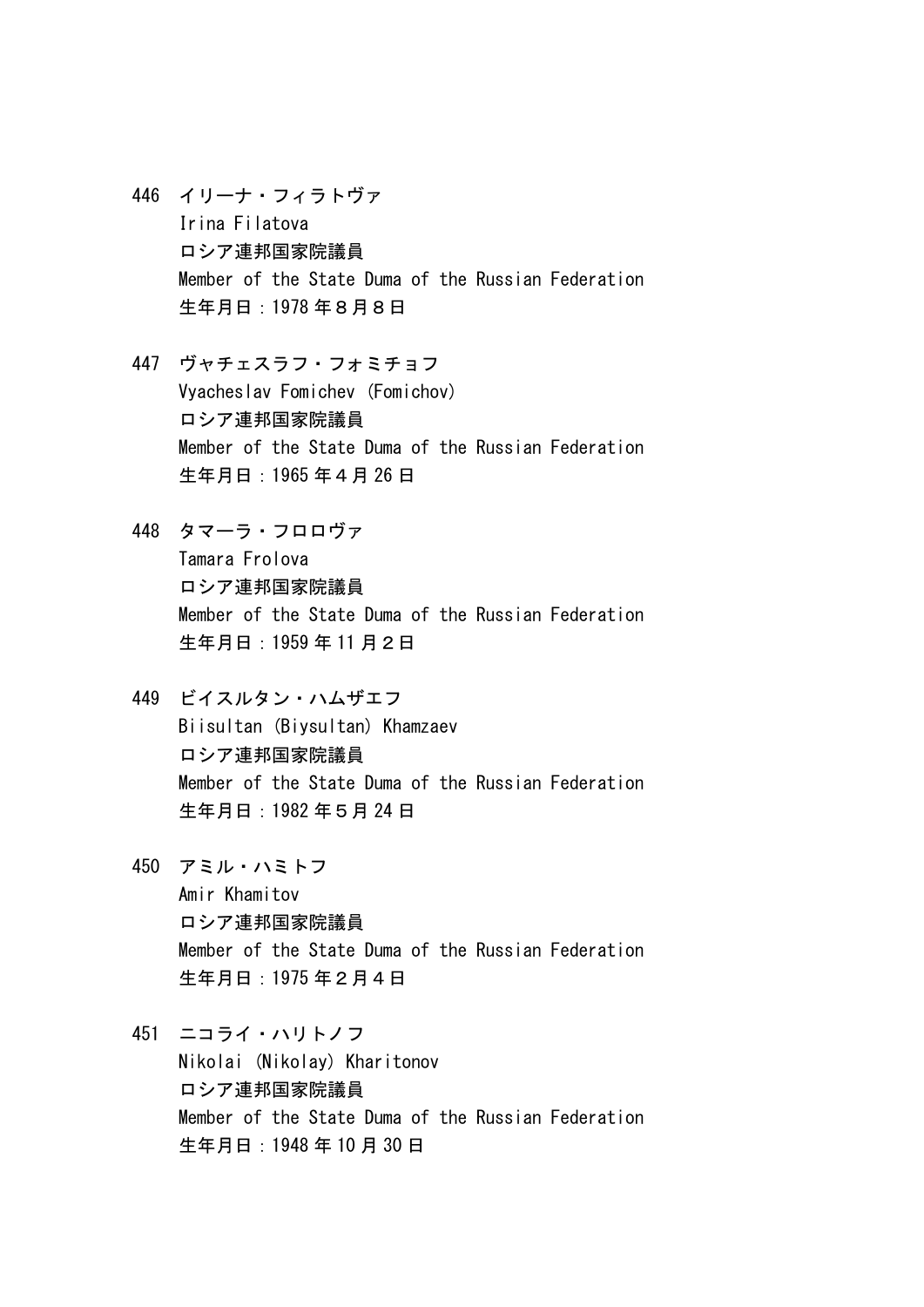446 イリーナ・フィラトヴァ
Irina Filatova
ロシア連邦国家院議員
Member of the State Duma of the Russian Federation
生年月日：1978 年８月８日

447 ヴャチェスラフ・フォミチョフ
Vyacheslav Fomichev (Fomichov)
ロシア連邦国家院議員
Member of the State Duma of the Russian Federation
生年月日：1965 年４月 26 日

448 タマーラ・フロロヴァ
Tamara Frolova
ロシア連邦国家院議員
Member of the State Duma of the Russian Federation
生年月日：1959 年 11 月２日

449 ビイスルタン・ハムザエフ
Biisultan (Biysultan) Khamzaev
ロシア連邦国家院議員
Member of the State Duma of the Russian Federation
生年月日：1982 年５月 24 日

450 アミル・ハミトフ
Amir Khamitov
ロシア連邦国家院議員
Member of the State Duma of the Russian Federation
生年月日：1975 年２月４日

451 ニコライ・ハリトノフ
Nikolai (Nikolay) Kharitonov
ロシア連邦国家院議員
Member of the State Duma of the Russian Federation
生年月日：1948 年 10 月 30 日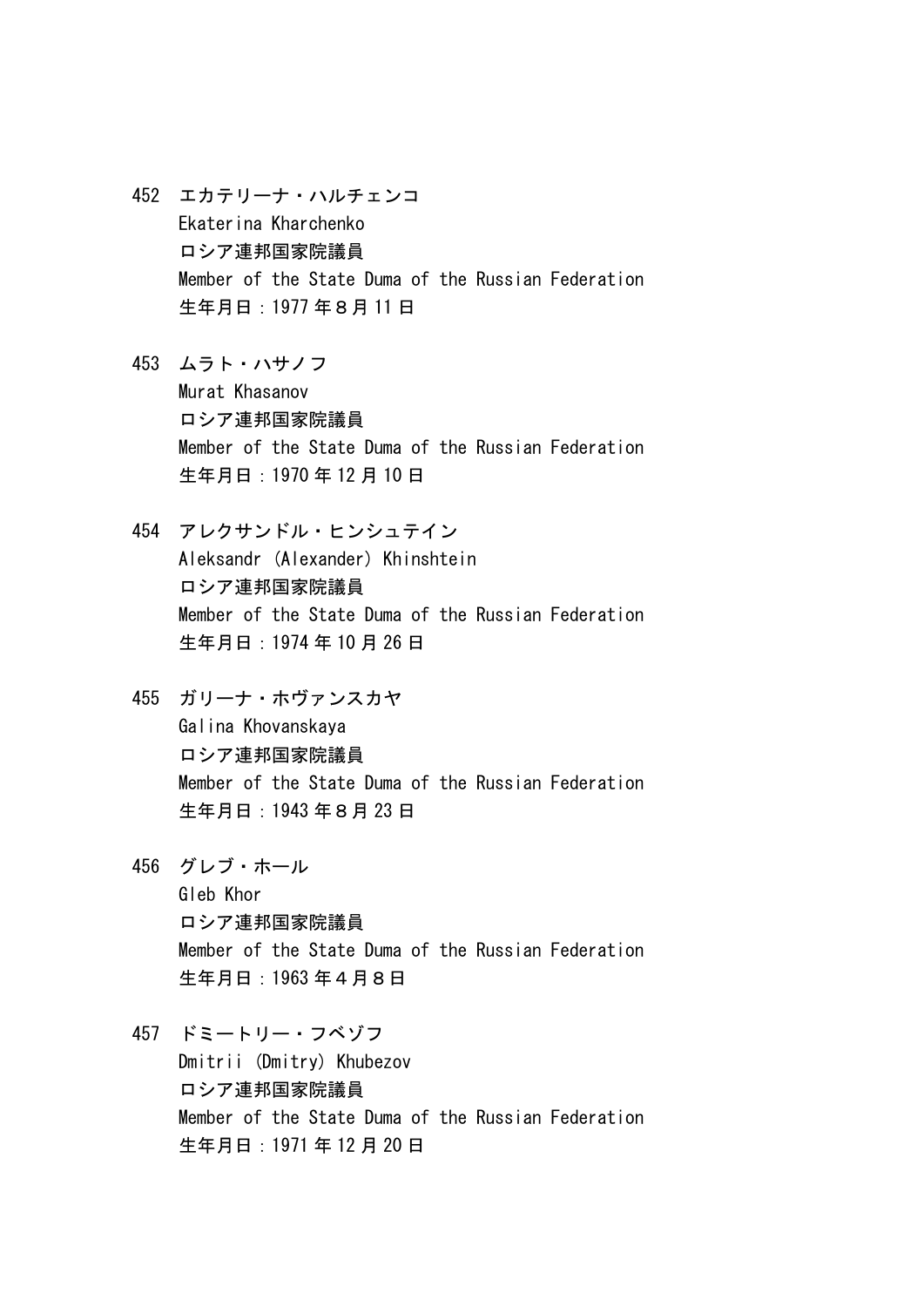452 エカテリーナ・ハルチェンコ
Ekaterina Kharchenko
ロシア連邦国家院議員
Member of the State Duma of the Russian Federation
生年月日：1977 年８月 11 日

453 ムラト・ハサノフ
Murat Khasanov
ロシア連邦国家院議員
Member of the State Duma of the Russian Federation
生年月日：1970 年 12 月 10 日

454 アレクサンドル・ヒンシュテイン
Aleksandr (Alexander) Khinshtein
ロシア連邦国家院議員
Member of the State Duma of the Russian Federation
生年月日：1974 年 10 月 26 日

455 ガリーナ・ホヴァンスカヤ
Galina Khovanskaya
ロシア連邦国家院議員
Member of the State Duma of the Russian Federation
生年月日：1943 年８月 23 日

456 グレブ・ホール
Gleb Khor
ロシア連邦国家院議員
Member of the State Duma of the Russian Federation
生年月日：1963 年４月８日

457 ドミートリー・フベゾフ
Dmitrii (Dmitry) Khubezov
ロシア連邦国家院議員
Member of the State Duma of the Russian Federation
生年月日：1971 年 12 月 20 日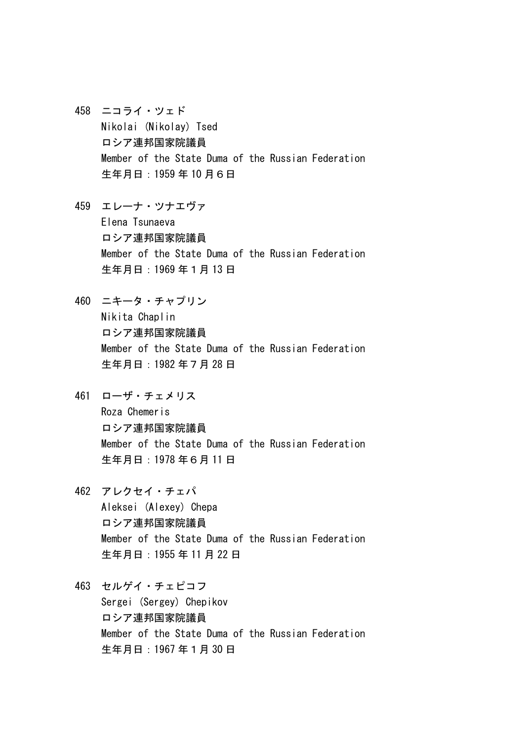458　ニコライ・ツェド
Nikolai (Nikolay) Tsed
ロシア連邦国家院議員
Member of the State Duma of the Russian Federation
生年月日：1959 年 10 月６日

459　エレーナ・ツナエヴァ
Elena Tsunaeva
ロシア連邦国家院議員
Member of the State Duma of the Russian Federation
生年月日：1969 年１月 13 日

460　ニキータ・チャプリン
Nikita Chaplin
ロシア連邦国家院議員
Member of the State Duma of the Russian Federation
生年月日：1982 年７月 28 日

461　ローザ・チェメリス
Roza Chemeris
ロシア連邦国家院議員
Member of the State Duma of the Russian Federation
生年月日：1978 年６月 11 日

462　アレクセイ・チェパ
Aleksei (Alexey) Chepa
ロシア連邦国家院議員
Member of the State Duma of the Russian Federation
生年月日：1955 年 11 月 22 日

463　セルゲイ・チェピコフ
Sergei (Sergey) Chepikov
ロシア連邦国家院議員
Member of the State Duma of the Russian Federation
生年月日：1967 年１月 30 日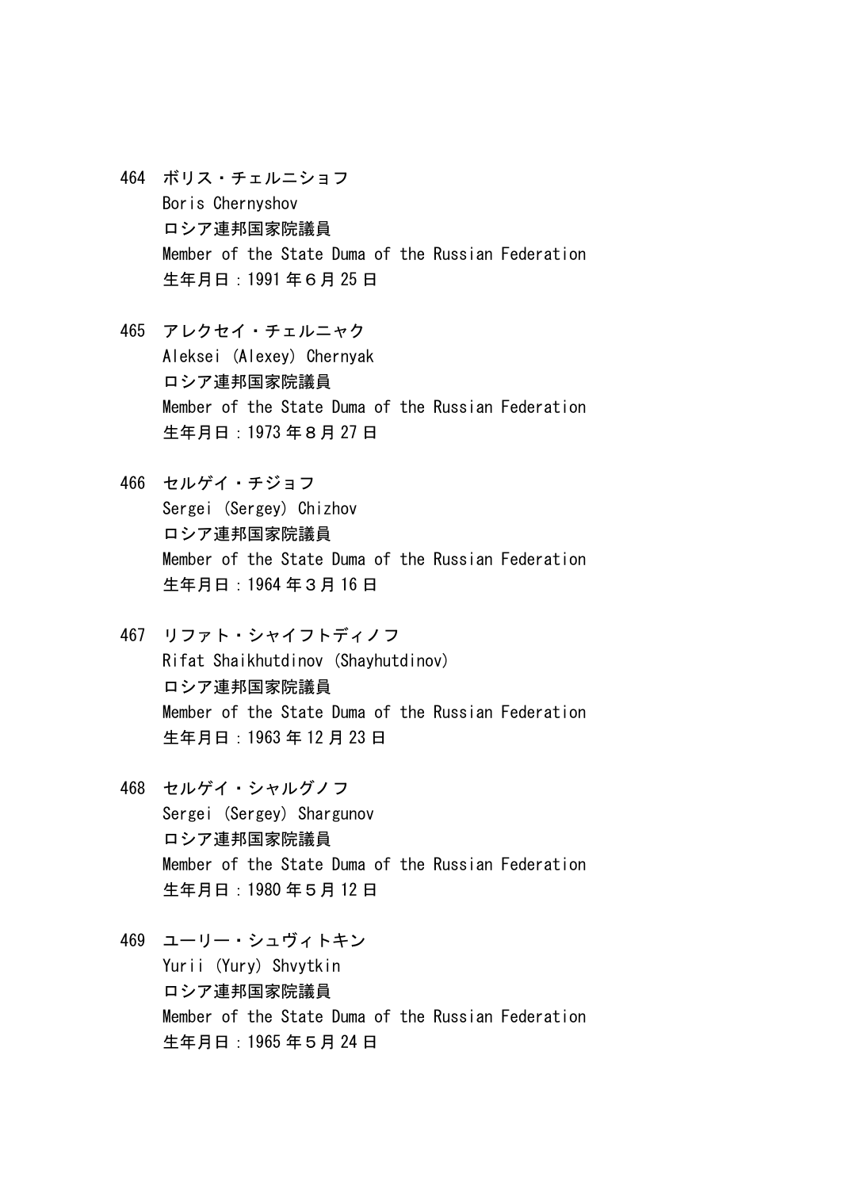464 ボリス・チェルニショフ
Boris Chernyshov
ロシア連邦国家院議員
Member of the State Duma of the Russian Federation
生年月日：1991 年６月 25 日

465 アレクセイ・チェルニャク
Aleksei (Alexey) Chernyak
ロシア連邦国家院議員
Member of the State Duma of the Russian Federation
生年月日：1973 年８月 27 日

466 セルゲイ・チジョフ
Sergei (Sergey) Chizhov
ロシア連邦国家院議員
Member of the State Duma of the Russian Federation
生年月日：1964 年３月 16 日

467 リファト・シャイフトディノフ
Rifat Shaikhutdinov (Shayhutdinov)
ロシア連邦国家院議員
Member of the State Duma of the Russian Federation
生年月日：1963 年 12 月 23 日

468 セルゲイ・シャルグノフ
Sergei (Sergey) Shargunov
ロシア連邦国家院議員
Member of the State Duma of the Russian Federation
生年月日：1980 年５月 12 日

469 ユーリー・シュヴィトキン
Yurii (Yury) Shvytkin
ロシア連邦国家院議員
Member of the State Duma of the Russian Federation
生年月日：1965 年５月 24 日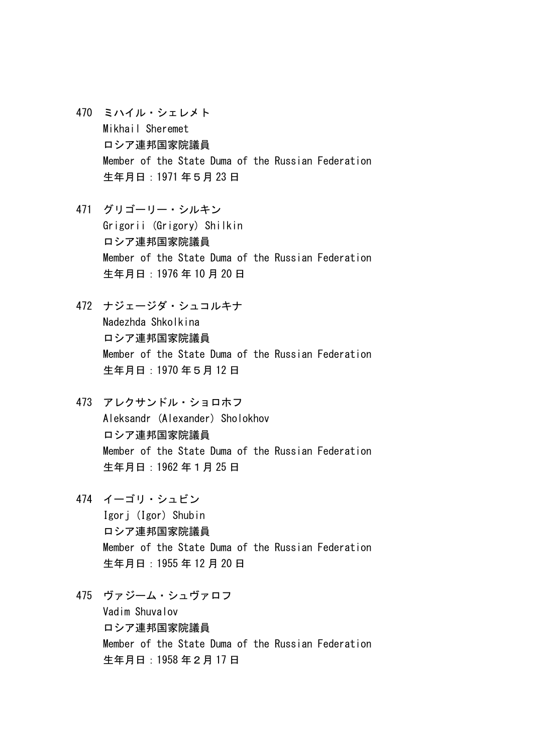470 ミハイル・シェレメト
Mikhail Sheremet
ロシア連邦国家院議員
Member of the State Duma of the Russian Federation
生年月日：1971 年５月 23 日

471 グリゴーリー・シルキン
Grigorii (Grigory) Shilkin
ロシア連邦国家院議員
Member of the State Duma of the Russian Federation
生年月日：1976 年 10 月 20 日

472 ナジェージダ・シュコルキナ
Nadezhda Shkolkina
ロシア連邦国家院議員
Member of the State Duma of the Russian Federation
生年月日：1970 年５月 12 日

473 アレクサンドル・ショロホフ
Aleksandr (Alexander) Sholokhov
ロシア連邦国家院議員
Member of the State Duma of the Russian Federation
生年月日：1962 年１月 25 日

474 イーゴリ・シュビン
Igorj (Igor) Shubin
ロシア連邦国家院議員
Member of the State Duma of the Russian Federation
生年月日：1955 年 12 月 20 日

475 ヴァジーム・シュヴァロフ
Vadim Shuvalov
ロシア連邦国家院議員
Member of the State Duma of the Russian Federation
生年月日：1958 年２月 17 日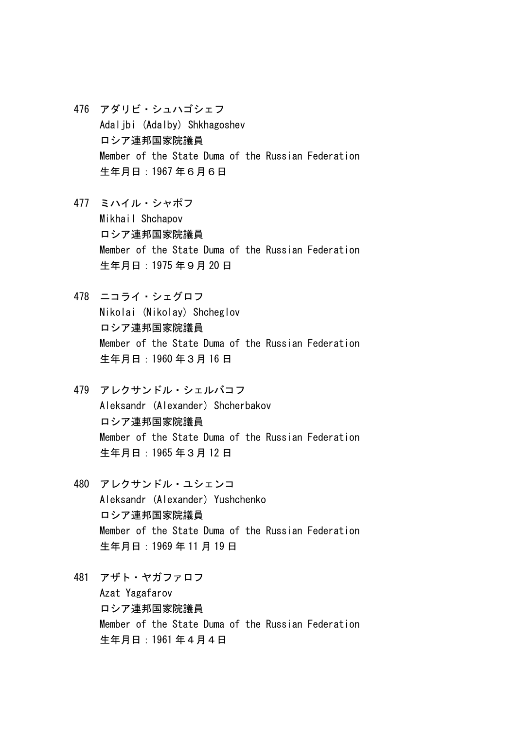476 アダリビ・シュハゴシェフ
Adaljbi (Adalby) Shkhagoshev
ロシア連邦国家院議員
Member of the State Duma of the Russian Federation
生年月日：1967 年６月６日

477 ミハイル・シャポフ
Mikhail Shchapov
ロシア連邦国家院議員
Member of the State Duma of the Russian Federation
生年月日：1975 年９月 20 日

478 ニコライ・シェグロフ
Nikolai (Nikolay) Shcheglov
ロシア連邦国家院議員
Member of the State Duma of the Russian Federation
生年月日：1960 年３月 16 日

479 アレクサンドル・シェルバコフ
Aleksandr (Alexander) Shcherbakov
ロシア連邦国家院議員
Member of the State Duma of the Russian Federation
生年月日：1965 年３月 12 日

480 アレクサンドル・ユシェンコ
Aleksandr (Alexander) Yushchenko
ロシア連邦国家院議員
Member of the State Duma of the Russian Federation
生年月日：1969 年 11 月 19 日

481 アザト・ヤガファロフ
Azat Yagafarov
ロシア連邦国家院議員
Member of the State Duma of the Russian Federation
生年月日：1961 年４月４日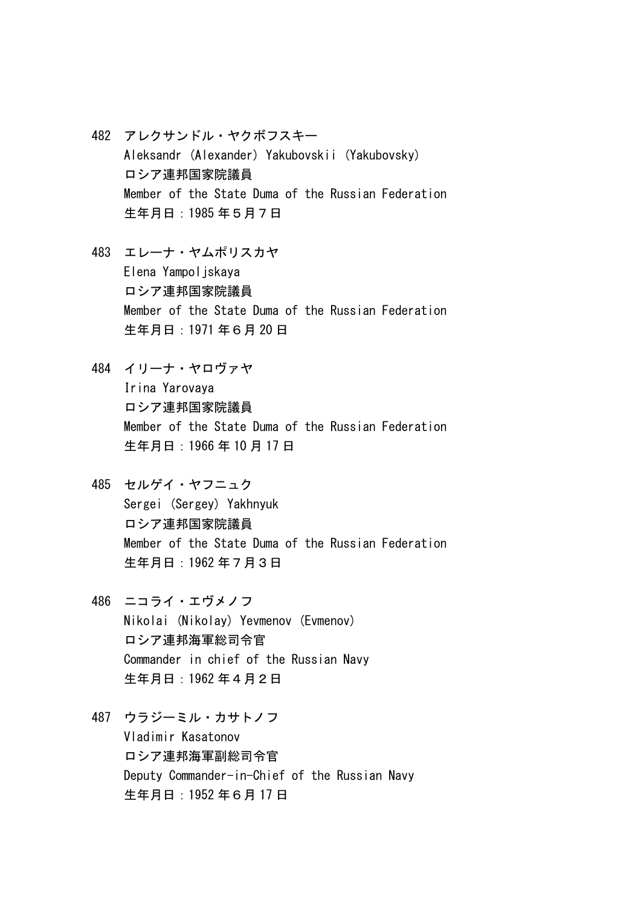482 アレクサンドル・ヤクボフスキー
Aleksandr (Alexander) Yakubovskii (Yakubovsky)
ロシア連邦国家院議員
Member of the State Duma of the Russian Federation
生年月日：1985 年５月７日

483 エレーナ・ヤムポリスカヤ
Elena Yampoljskaya
ロシア連邦国家院議員
Member of the State Duma of the Russian Federation
生年月日：1971 年６月 20 日

484 イリーナ・ヤロヴァヤ
Irina Yarovaya
ロシア連邦国家院議員
Member of the State Duma of the Russian Federation
生年月日：1966 年 10 月 17 日

485 セルゲイ・ヤフニュク
Sergei (Sergey) Yakhnyuk
ロシア連邦国家院議員
Member of the State Duma of the Russian Federation
生年月日：1962 年７月３日

486 ニコライ・エヴメノフ
Nikolai (Nikolay) Yevmenov (Evmenov)
ロシア連邦海軍総司令官
Commander in chief of the Russian Navy
生年月日：1962 年４月２日

487 ウラジーミル・カサトノフ
Vladimir Kasatonov
ロシア連邦海軍副総司令官
Deputy Commander-in-Chief of the Russian Navy
生年月日：1952 年６月 17 日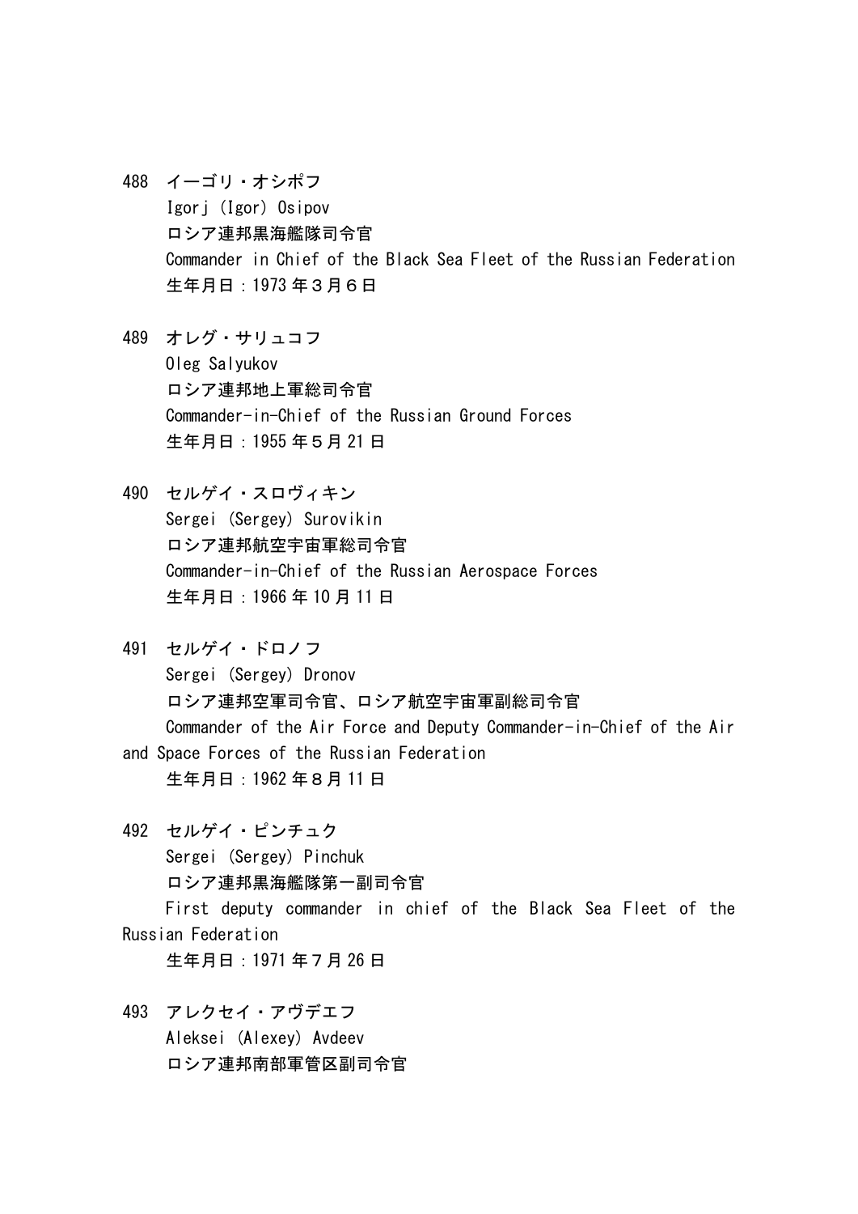488 イーゴリ・オシポフ
Igorj (Igor) Osipov
ロシア連邦黒海艦隊司令官
Commander in Chief of the Black Sea Fleet of the Russian Federation
生年月日：1973 年３月６日

489 オレグ・サリュコフ
Oleg Salyukov
ロシア連邦地上軍総司令官
Commander-in-Chief of the Russian Ground Forces
生年月日：1955 年５月 21 日

490 セルゲイ・スロヴィキン
Sergei (Sergey) Surovikin
ロシア連邦航空宇宙軍総司令官
Commander-in-Chief of the Russian Aerospace Forces
生年月日：1966 年 10 月 11 日

491 セルゲイ・ドロノフ
Sergei (Sergey) Dronov
ロシア連邦空軍司令官、ロシア航空宇宙軍副総司令官
Commander of the Air Force and Deputy Commander-in-Chief of the Air and Space Forces of the Russian Federation
生年月日：1962 年８月 11 日

492 セルゲイ・ピンチュク
Sergei (Sergey) Pinchuk
ロシア連邦黒海艦隊第一副司令官
First deputy commander in chief of the Black Sea Fleet of the Russian Federation
生年月日：1971 年７月 26 日

493 アレクセイ・アヴデエフ
Aleksei (Alexey) Avdeev
ロシア連邦南部軍管区副司令官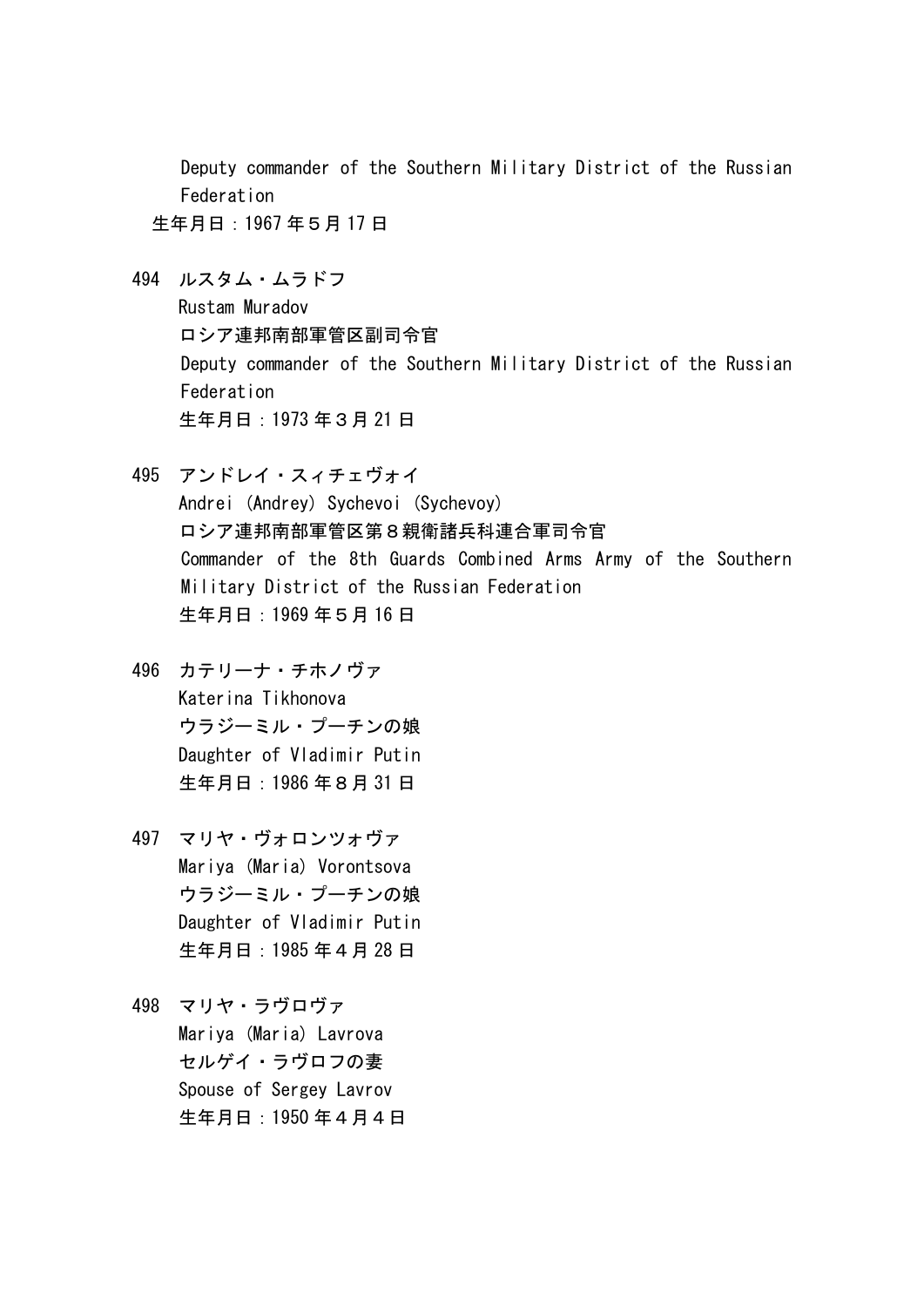Deputy commander of the Southern Military District of the Russian Federation
生年月日：1967 年５月 17 日

494 ルスタム・ムラドフ
Rustam Muradov
ロシア連邦南部軍管区副司令官
Deputy commander of the Southern Military District of the Russian Federation
生年月日：1973 年３月 21 日

495 アンドレイ・スィチェヴォイ
Andrei (Andrey) Sychevoi (Sychevoy)
ロシア連邦南部軍管区第８親衛諸兵科連合軍司令官
Commander of the 8th Guards Combined Arms Army of the Southern Military District of the Russian Federation
生年月日：1969 年５月 16 日

496 カテリーナ・チホノヴァ
Katerina Tikhonova
ウラジーミル・プーチンの娘
Daughter of Vladimir Putin
生年月日：1986 年８月 31 日

497 マリヤ・ヴォロンツォヴァ
Mariya (Maria) Vorontsova
ウラジーミル・プーチンの娘
Daughter of Vladimir Putin
生年月日：1985 年４月 28 日

498 マリヤ・ラヴロヴァ
Mariya (Maria) Lavrova
セルゲイ・ラヴロフの妻
Spouse of Sergey Lavrov
生年月日：1950 年４月４日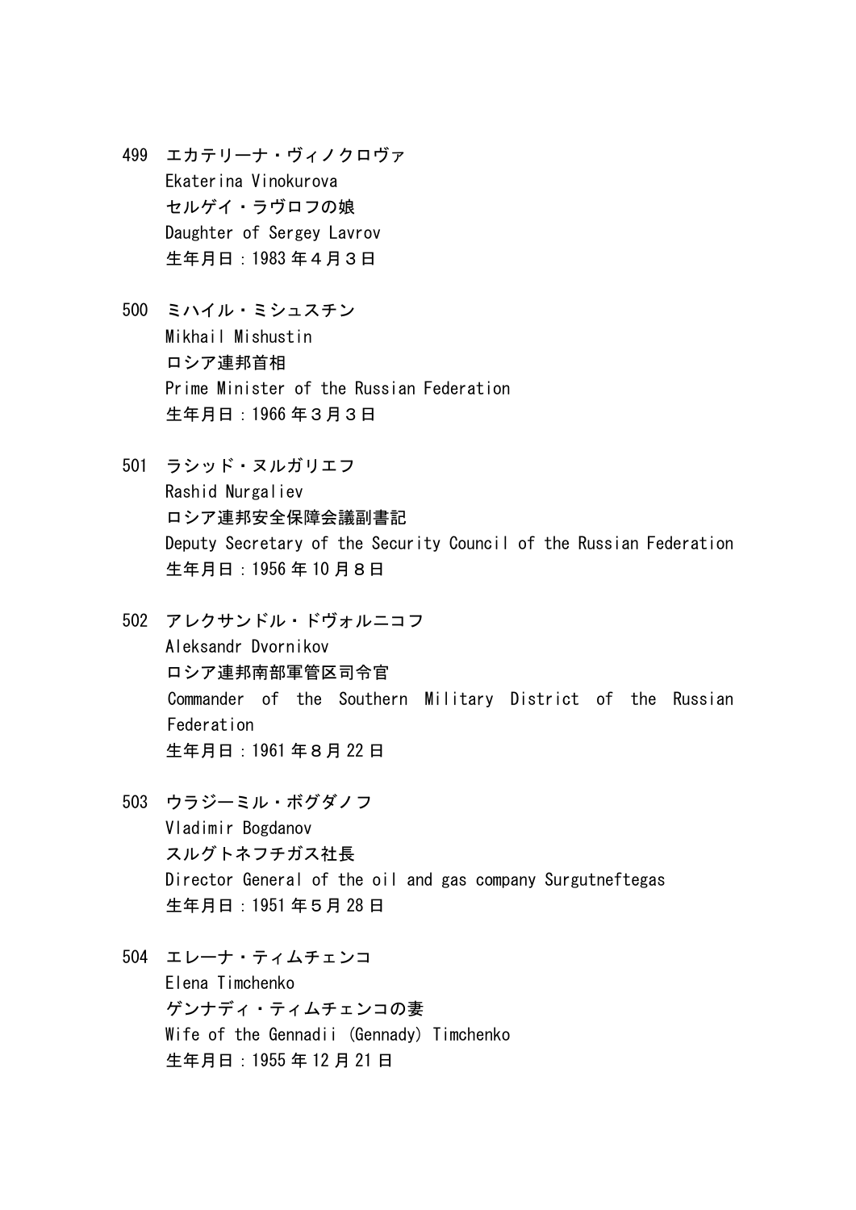499 エカテリーナ・ヴィノクロヴァ
Ekaterina Vinokurova
セルゲイ・ラヴロフの娘
Daughter of Sergey Lavrov
生年月日：1983 年４月３日

500 ミハイル・ミシュスチン
Mikhail Mishustin
ロシア連邦首相
Prime Minister of the Russian Federation
生年月日：1966 年３月３日

501 ラシッド・ヌルガリエフ
Rashid Nurgaliev
ロシア連邦安全保障会議副書記
Deputy Secretary of the Security Council of the Russian Federation
生年月日：1956 年 10 月８日

502 アレクサンドル・ドヴォルニコフ
Aleksandr Dvornikov
ロシア連邦南部軍管区司令官
Commander of the Southern Military District of the Russian Federation
生年月日：1961 年８月 22 日

503 ウラジーミル・ボグダノフ
Vladimir Bogdanov
スルグトネフチガス社長
Director General of the oil and gas company Surgutneftegas
生年月日：1951 年５月 28 日

504 エレーナ・ティムチェンコ
Elena Timchenko
ゲンナディ・ティムチェンコの妻
Wife of the Gennadii (Gennady) Timchenko
生年月日：1955 年 12 月 21 日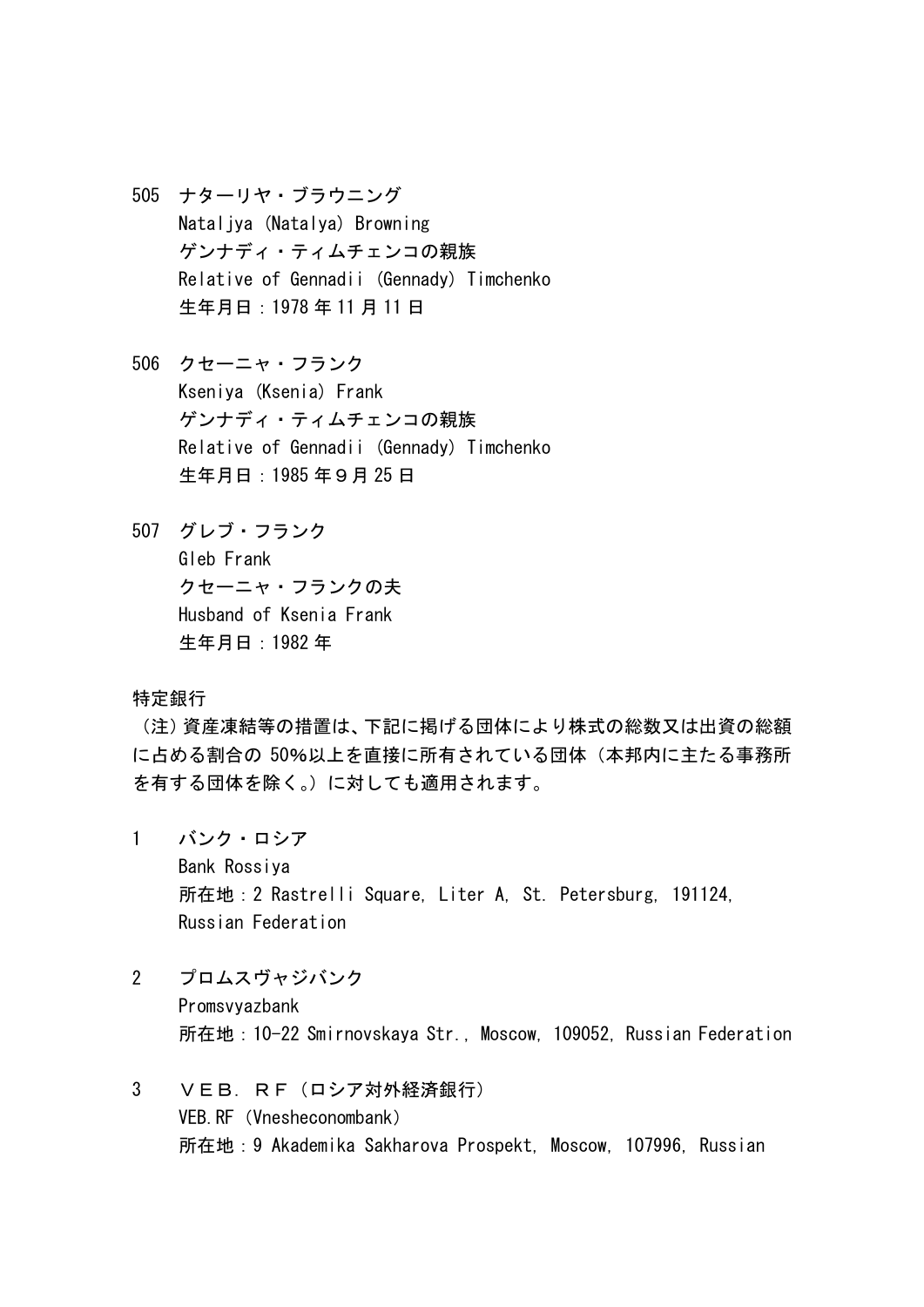505　ナターリヤ・ブラウニング
Nataljya (Natalya) Browning
ゲンナディ・ティムチェンコの親族
Relative of Gennadii (Gennady) Timchenko
生年月日：1978 年 11 月 11 日

506　クセーニャ・フランク
Kseniya (Ksenia) Frank
ゲンナディ・ティムチェンコの親族
Relative of Gennadii (Gennady) Timchenko
生年月日：1985 年９月 25 日

507　グレブ・フランク
Gleb Frank
クセーニャ・フランクの夫
Husband of Ksenia Frank
生年月日：1982 年

特定銀行

（注）資産凍結等の措置は、下記に掲げる団体により株式の総数又は出資の総額に占める割合の 50%以上を直接に所有されている団体（本邦内に主たる事務所を有する団体を除く。）に対しても適用されます。

1　バンク・ロシア
Bank Rossiya
所在地：2 Rastrelli Square, Liter A, St. Petersburg, 191124, Russian Federation

2　プロムスヴャジバンク
Promsvyazbank
所在地：10-22 Smirnovskaya Str., Moscow, 109052, Russian Federation

3　ＶＥＢ．ＲＦ（ロシア対外経済銀行）
VEB.RF (Vnesheconombank)
所在地：9 Akademika Sakharova Prospekt, Moscow, 107996, Russian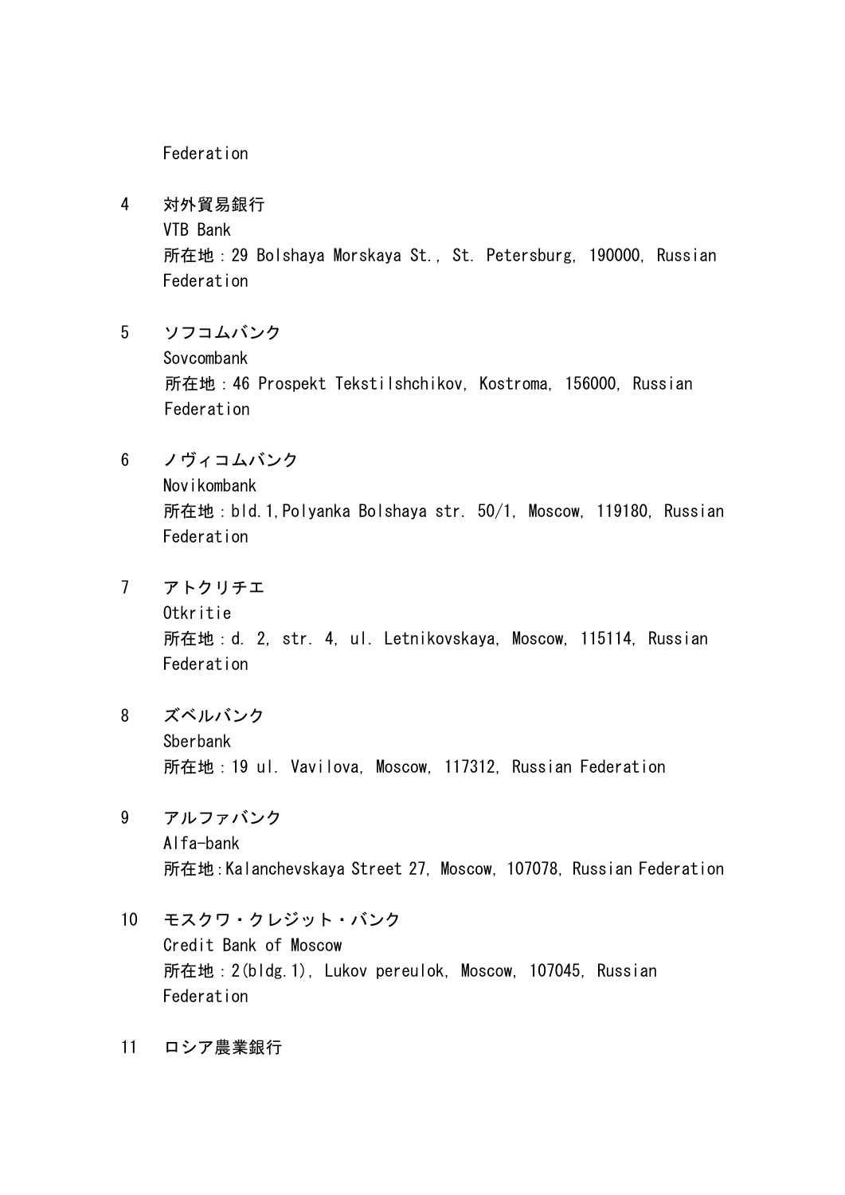Federation

4　対外貿易銀行
VTB Bank
所在地：29 Bolshaya Morskaya St., St. Petersburg, 190000, Russian Federation

5　ソフコムバンク
Sovcombank
所在地：46 Prospekt Tekstilshchikov, Kostroma, 156000, Russian Federation

6　ノヴィコムバンク
Novikombank
所在地：bld.1,Polyanka Bolshaya str. 50/1, Moscow, 119180, Russian Federation

7　アトクリチエ
Otkritie
所在地：d. 2, str. 4, ul. Letnikovskaya, Moscow, 115114, Russian Federation

8　ズベルバンク
Sberbank
所在地：19 ul. Vavilova, Moscow, 117312, Russian Federation

9　アルファバンク
Alfa-bank
所在地:Kalanchevskaya Street 27, Moscow, 107078, Russian Federation

10　モスクワ・クレジット・バンク
Credit Bank of Moscow
所在地：2(bldg.1), Lukov pereulok, Moscow, 107045, Russian Federation

11　ロシア農業銀行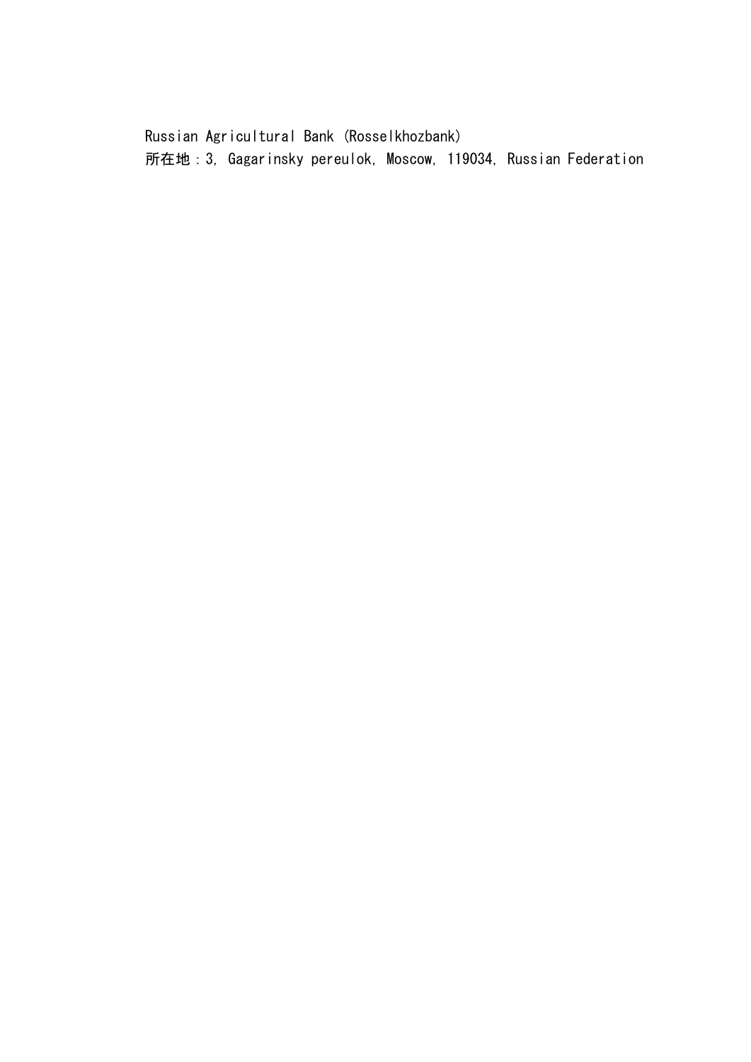Russian Agricultural Bank (Rosselkhozbank)
所在地：3, Gagarinsky pereulok, Moscow, 119034, Russian Federation